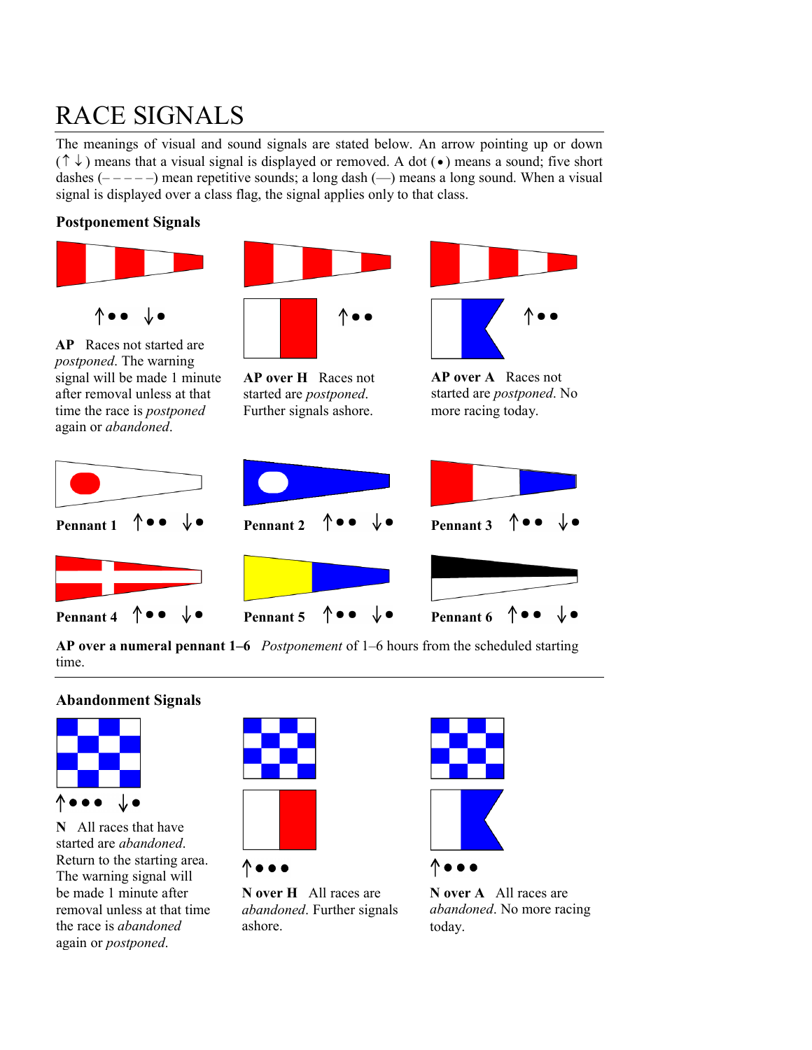# RACE SIGNALS

The meanings of visual and sound signals are stated below. An arrow pointing up or down (↑ ↓) means that a visual signal is displayed or removed. A dot (•) means a sound; five short dashes (– – – – –) mean repetitive sounds; a long dash (—) means a long sound. When a visual signal is displayed over a class flag, the signal applies only to that class.

### Postponement Signals

↑•• ↓•

**AP** Races not started are *postponed*. The warning signal will be made 1 minute after removal unless at that time the race is *postponed* again or *abandoned*.

↑••

**AP over H** Races not started are *postponed*. Further signals ashore.

↑••

**AP over A** Races not started are *postponed*. No more racing today.

**Pennant 1** ↑•• ↓•

**Pennant 2** ↑•• ↓•

**Pennant 3** ↑•• ↓•

**Pennant 4** ↑•• ↓•

**Pennant 5** ↑•• ↓•

**Pennant 6** ↑•• ↓•

**AP over a numeral pennant 1–6** *Postponement* of 1–6 hours from the scheduled starting time.

### Abandonment Signals

↑••• ↓•

**N** All races that have started are *abandoned*. Return to the starting area. The warning signal will be made 1 minute after removal unless at that time the race is *abandoned* again or *postponed*.

↑•••

**N over H** All races are *abandoned*. Further signals ashore.

↑•••

**N over A** All races are *abandoned*. No more racing today.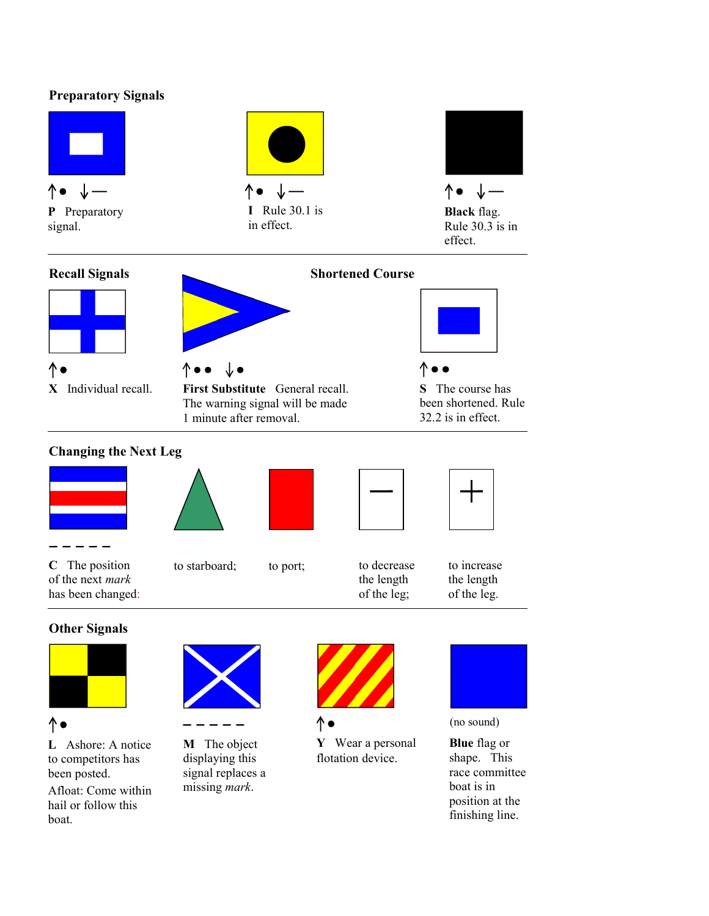## Preparatory Signals

↑● ↓—

**P** Preparatory signal.

↑● ↓—

**I** Rule 30.1 is in effect.

↑● ↓—

**Black** flag. Rule 30.3 is in effect.

## Recall Signals

↑●

**X** Individual recall.

↑●● ↓●

**First Substitute** General recall. The warning signal will be made 1 minute after removal.

## Shortened Course

↑●●

**S** The course has been shortened. Rule 32.2 is in effect.

## Changing the Next Leg

— — — — —

**C** The position of the next *mark* has been changed:

to starboard;

to port;

to decrease the length of the leg;

to increase the length of the leg.

## Other Signals

↑●

**L** Ashore: A notice to competitors has been posted.

Afloat: Come within hail or follow this boat.

— — — — —

**M** The object displaying this signal replaces a missing *mark*.

↑●

**Y** Wear a personal flotation device.

(no sound)

**Blue** flag or shape. This race committee boat is in position at the finishing line.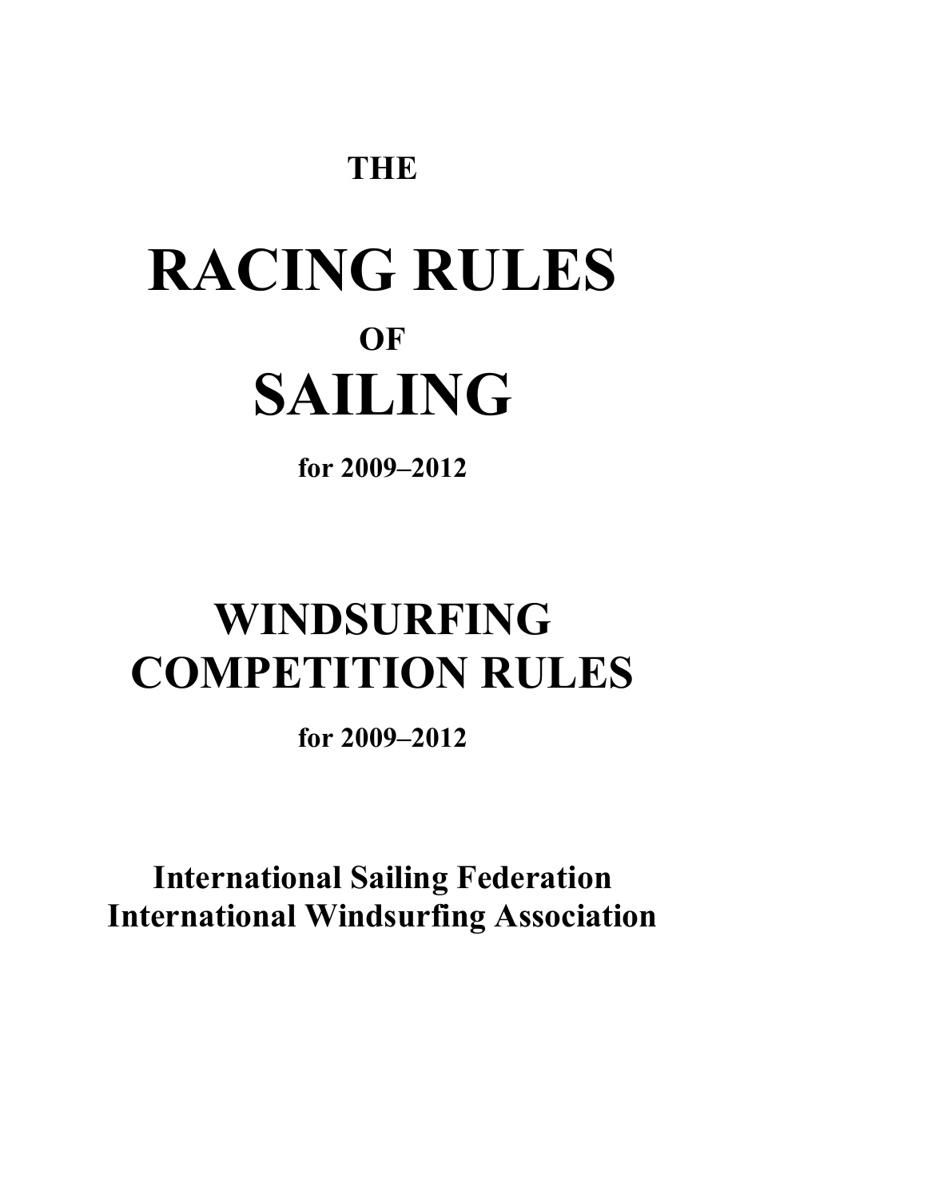**THE**

# RACING RULES

**OF**

# SAILING

**for 2009–2012**

# WINDSURFING COMPETITION RULES

**for 2009–2012**

**International Sailing Federation**
**International Windsurfing Association**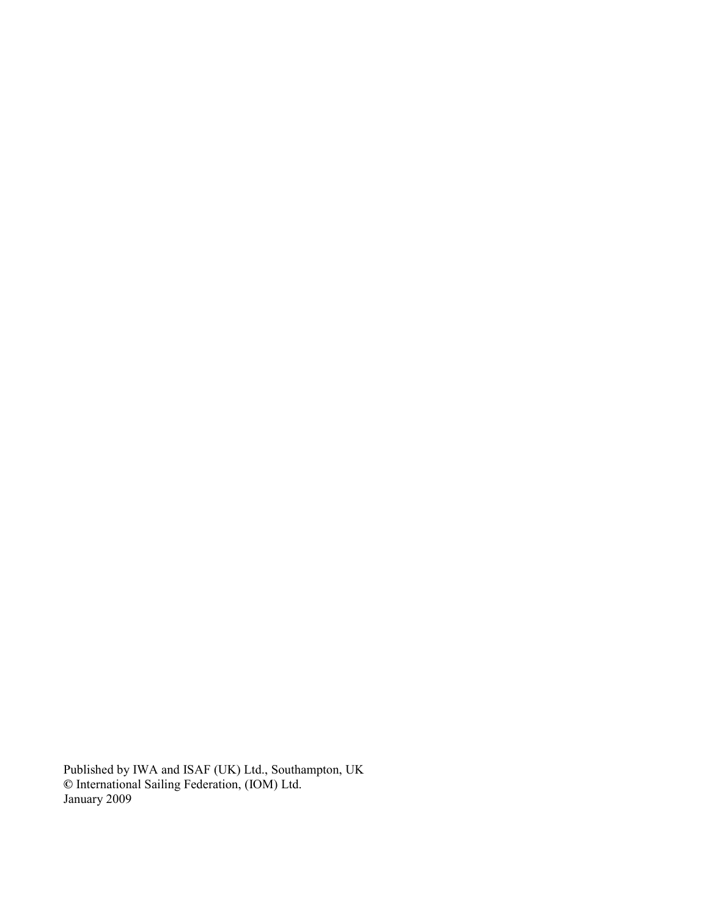Published by IWA and ISAF (UK) Ltd., Southampton, UK
© International Sailing Federation, (IOM) Ltd.
January 2009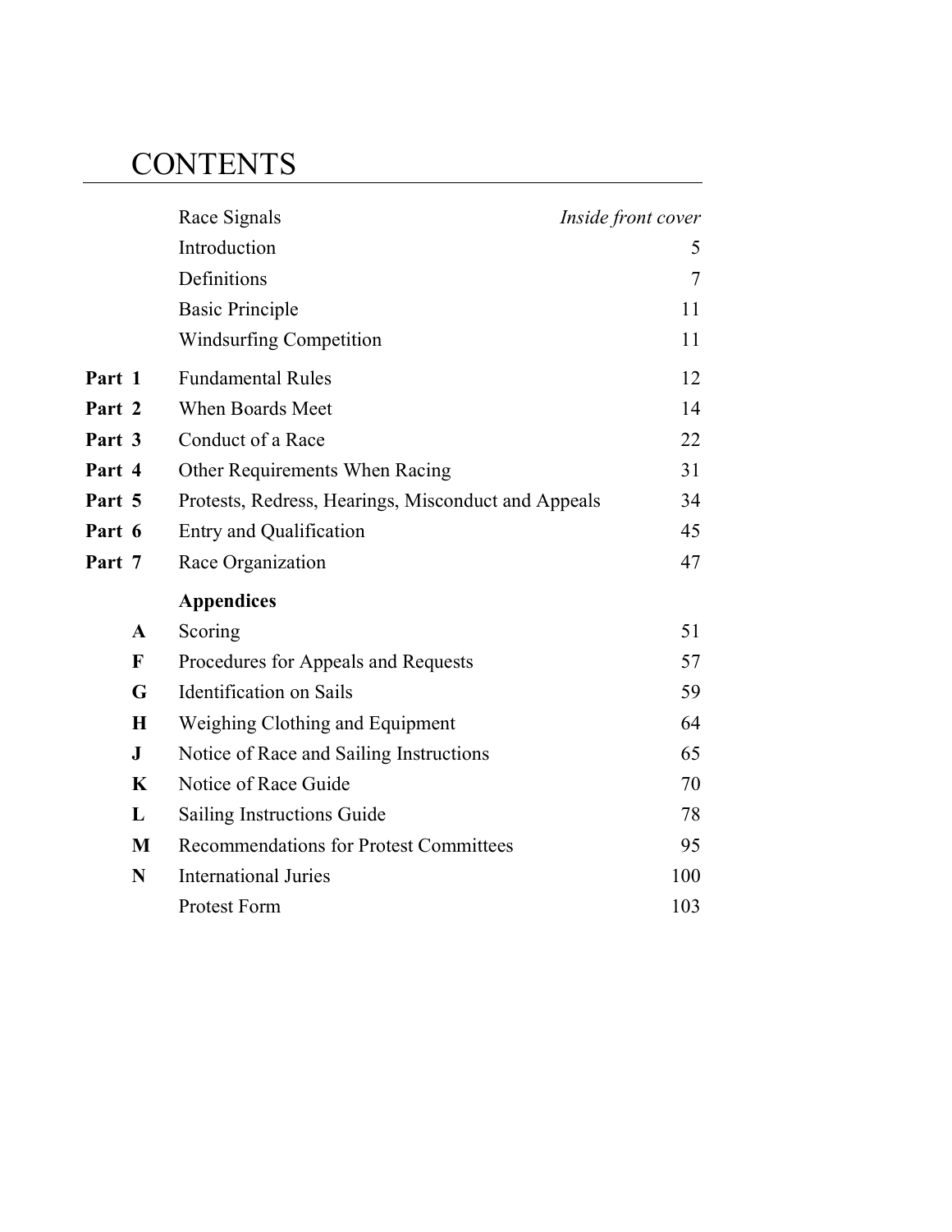# CONTENTS

| | | |
|---|---|---|
| | Race Signals | *Inside front cover* |
| | Introduction | 5 |
| | Definitions | 7 |
| | Basic Principle | 11 |
| | Windsurfing Competition | 11 |
| **Part 1** | Fundamental Rules | 12 |
| **Part 2** | When Boards Meet | 14 |
| **Part 3** | Conduct of a Race | 22 |
| **Part 4** | Other Requirements When Racing | 31 |
| **Part 5** | Protests, Redress, Hearings, Misconduct and Appeals | 34 |
| **Part 6** | Entry and Qualification | 45 |
| **Part 7** | Race Organization | 47 |
| | **Appendices** | |
| **A** | Scoring | 51 |
| **F** | Procedures for Appeals and Requests | 57 |
| **G** | Identification on Sails | 59 |
| **H** | Weighing Clothing and Equipment | 64 |
| **J** | Notice of Race and Sailing Instructions | 65 |
| **K** | Notice of Race Guide | 70 |
| **L** | Sailing Instructions Guide | 78 |
| **M** | Recommendations for Protest Committees | 95 |
| **N** | International Juries | 100 |
| | Protest Form | 103 |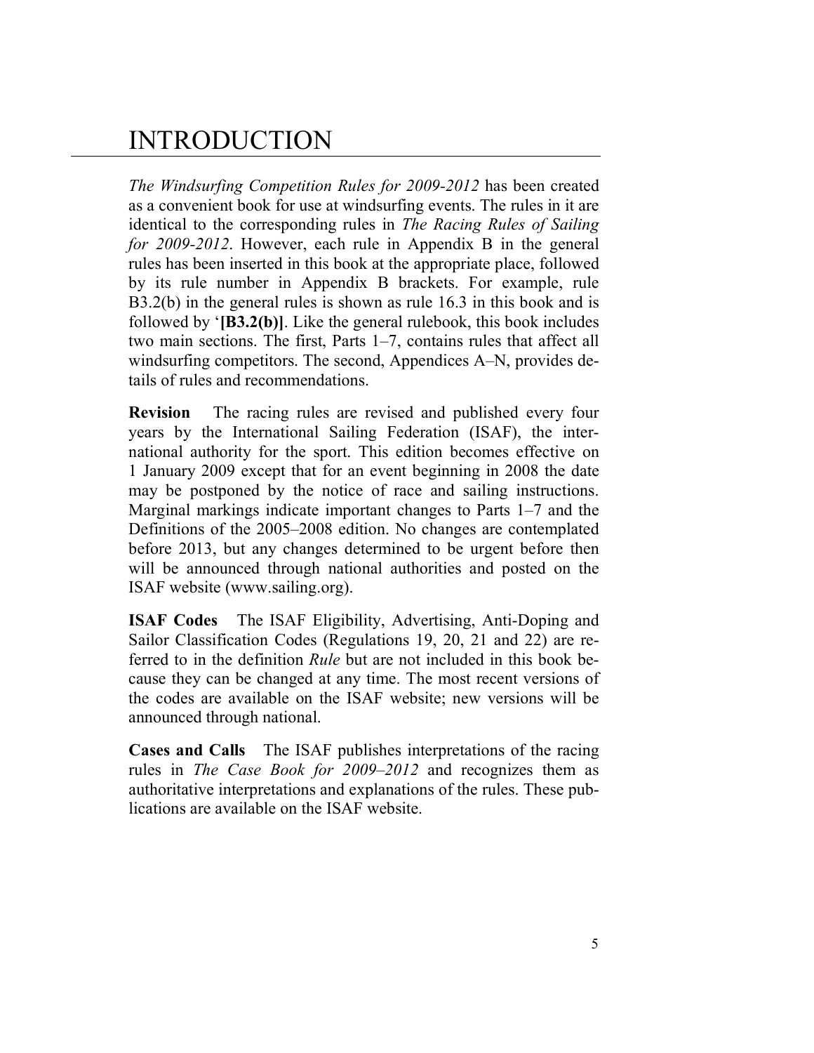# INTRODUCTION

*The Windsurfing Competition Rules for 2009-2012* has been created as a convenient book for use at windsurfing events. The rules in it are identical to the corresponding rules in *The Racing Rules of Sailing for 2009-2012*. However, each rule in Appendix B in the general rules has been inserted in this book at the appropriate place, followed by its rule number in Appendix B brackets. For example, rule B3.2(b) in the general rules is shown as rule 16.3 in this book and is followed by '**[B3.2(b)]**. Like the general rulebook, this book includes two main sections. The first, Parts 1–7, contains rules that affect all windsurfing competitors. The second, Appendices A–N, provides details of rules and recommendations.

**Revision** The racing rules are revised and published every four years by the International Sailing Federation (ISAF), the international authority for the sport. This edition becomes effective on 1 January 2009 except that for an event beginning in 2008 the date may be postponed by the notice of race and sailing instructions. Marginal markings indicate important changes to Parts 1–7 and the Definitions of the 2005–2008 edition. No changes are contemplated before 2013, but any changes determined to be urgent before then will be announced through national authorities and posted on the ISAF website (www.sailing.org).

**ISAF Codes** The ISAF Eligibility, Advertising, Anti-Doping and Sailor Classification Codes (Regulations 19, 20, 21 and 22) are referred to in the definition *Rule* but are not included in this book because they can be changed at any time. The most recent versions of the codes are available on the ISAF website; new versions will be announced through national.

**Cases and Calls** The ISAF publishes interpretations of the racing rules in *The Case Book for 2009–2012* and recognizes them as authoritative interpretations and explanations of the rules. These publications are available on the ISAF website.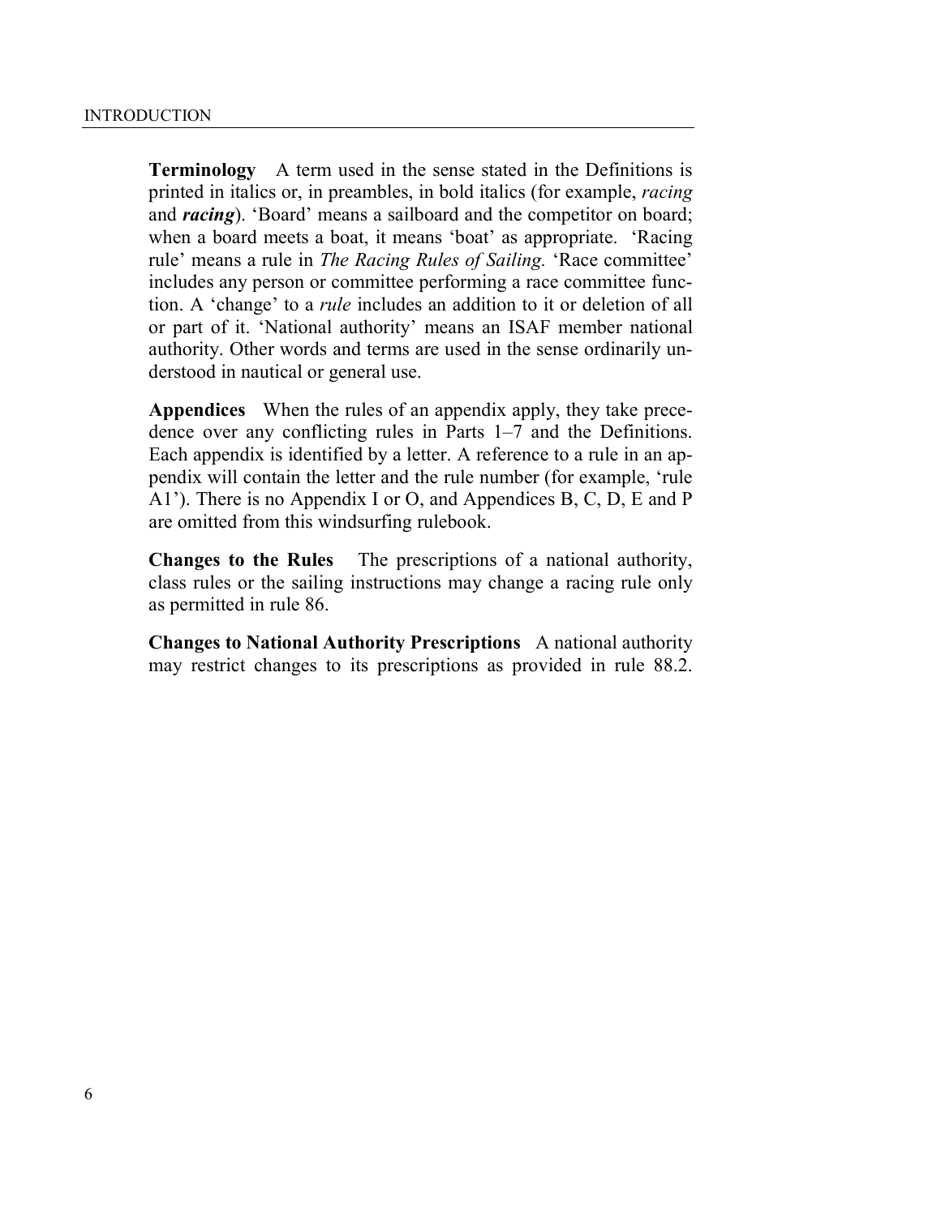**Terminology** A term used in the sense stated in the Definitions is printed in italics or, in preambles, in bold italics (for example, *racing* and ***racing***). 'Board' means a sailboard and the competitor on board; when a board meets a boat, it means 'boat' as appropriate. 'Racing rule' means a rule in *The Racing Rules of Sailing.* 'Race committee' includes any person or committee performing a race committee function. A 'change' to a *rule* includes an addition to it or deletion of all or part of it. 'National authority' means an ISAF member national authority. Other words and terms are used in the sense ordinarily understood in nautical or general use.

**Appendices** When the rules of an appendix apply, they take precedence over any conflicting rules in Parts 1–7 and the Definitions. Each appendix is identified by a letter. A reference to a rule in an appendix will contain the letter and the rule number (for example, 'rule A1'). There is no Appendix I or O, and Appendices B, C, D, E and P are omitted from this windsurfing rulebook.

**Changes to the Rules** The prescriptions of a national authority, class rules or the sailing instructions may change a racing rule only as permitted in rule 86.

**Changes to National Authority Prescriptions** A national authority may restrict changes to its prescriptions as provided in rule 88.2.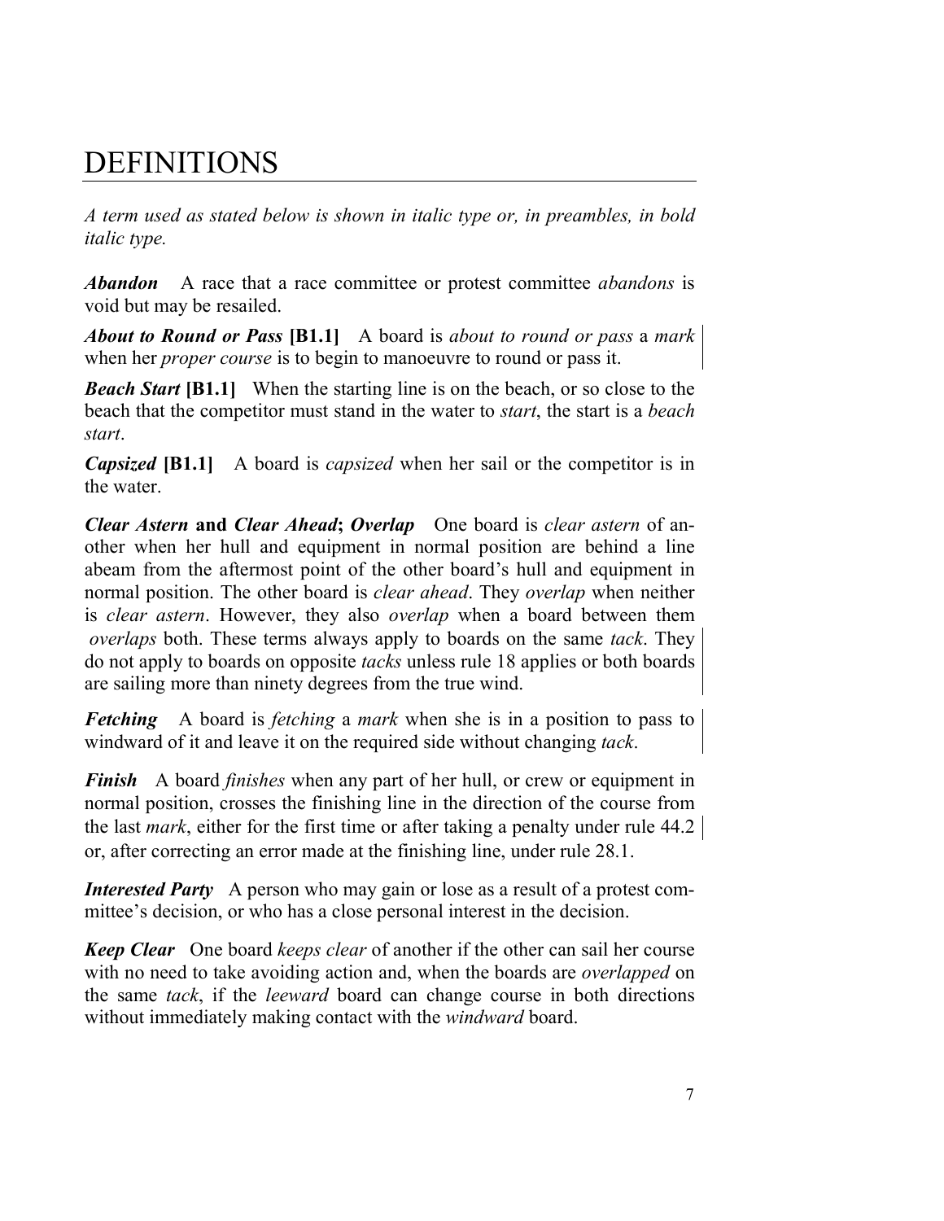# DEFINITIONS

*A term used as stated below is shown in italic type or, in preambles, in bold italic type.*

***Abandon*** A race that a race committee or protest committee *abandons* is void but may be resailed.

***About to Round or Pass* [B1.1]** A board is *about to round or pass* a *mark* when her *proper course* is to begin to manoeuvre to round or pass it.

***Beach Start* [B1.1]** When the starting line is on the beach, or so close to the beach that the competitor must stand in the water to *start*, the start is a *beach start*.

***Capsized* [B1.1]** A board is *capsized* when her sail or the competitor is in the water.

***Clear Astern* and *Clear Ahead*; *Overlap*** One board is *clear astern* of another when her hull and equipment in normal position are behind a line abeam from the aftermost point of the other board's hull and equipment in normal position. The other board is *clear ahead*. They *overlap* when neither is *clear astern*. However, they also *overlap* when a board between them *overlaps* both. These terms always apply to boards on the same *tack*. They do not apply to boards on opposite *tacks* unless rule 18 applies or both boards are sailing more than ninety degrees from the true wind.

***Fetching*** A board is *fetching* a *mark* when she is in a position to pass to windward of it and leave it on the required side without changing *tack*.

***Finish*** A board *finishes* when any part of her hull, or crew or equipment in normal position, crosses the finishing line in the direction of the course from the last *mark*, either for the first time or after taking a penalty under rule 44.2 or, after correcting an error made at the finishing line, under rule 28.1.

***Interested Party*** A person who may gain or lose as a result of a protest committee's decision, or who has a close personal interest in the decision.

***Keep Clear*** One board *keeps clear* of another if the other can sail her course with no need to take avoiding action and, when the boards are *overlapped* on the same *tack*, if the *leeward* board can change course in both directions without immediately making contact with the *windward* board.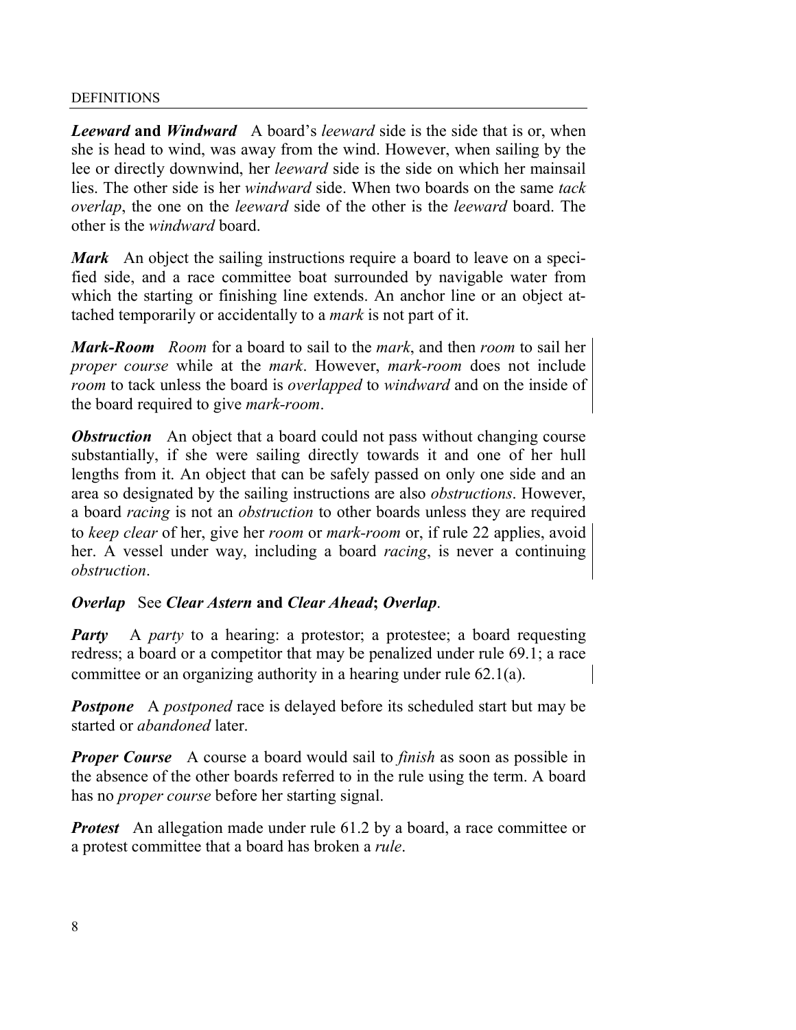***Leeward* and *Windward*** A board's *leeward* side is the side that is or, when she is head to wind, was away from the wind. However, when sailing by the lee or directly downwind, her *leeward* side is the side on which her mainsail lies. The other side is her *windward* side. When two boards on the same *tack* *overlap*, the one on the *leeward* side of the other is the *leeward* board. The other is the *windward* board.

***Mark*** An object the sailing instructions require a board to leave on a specified side, and a race committee boat surrounded by navigable water from which the starting or finishing line extends. An anchor line or an object attached temporarily or accidentally to a *mark* is not part of it.

***Mark-Room*** *Room* for a board to sail to the *mark*, and then *room* to sail her *proper course* while at the *mark*. However, *mark-room* does not include *room* to tack unless the board is *overlapped* to *windward* and on the inside of the board required to give *mark-room*.

***Obstruction*** An object that a board could not pass without changing course substantially, if she were sailing directly towards it and one of her hull lengths from it. An object that can be safely passed on only one side and an area so designated by the sailing instructions are also *obstructions*. However, a board *racing* is not an *obstruction* to other boards unless they are required to *keep clear* of her, give her *room* or *mark-room* or, if rule 22 applies, avoid her. A vessel under way, including a board *racing*, is never a continuing *obstruction*.

***Overlap*** See ***Clear Astern* and *Clear Ahead*; *Overlap***.

***Party*** A *party* to a hearing: a protestor; a protestee; a board requesting redress; a board or a competitor that may be penalized under rule 69.1; a race committee or an organizing authority in a hearing under rule 62.1(a).

***Postpone*** A *postponed* race is delayed before its scheduled start but may be started or *abandoned* later.

***Proper Course*** A course a board would sail to *finish* as soon as possible in the absence of the other boards referred to in the rule using the term. A board has no *proper course* before her starting signal.

***Protest*** An allegation made under rule 61.2 by a board, a race committee or a protest committee that a board has broken a *rule*.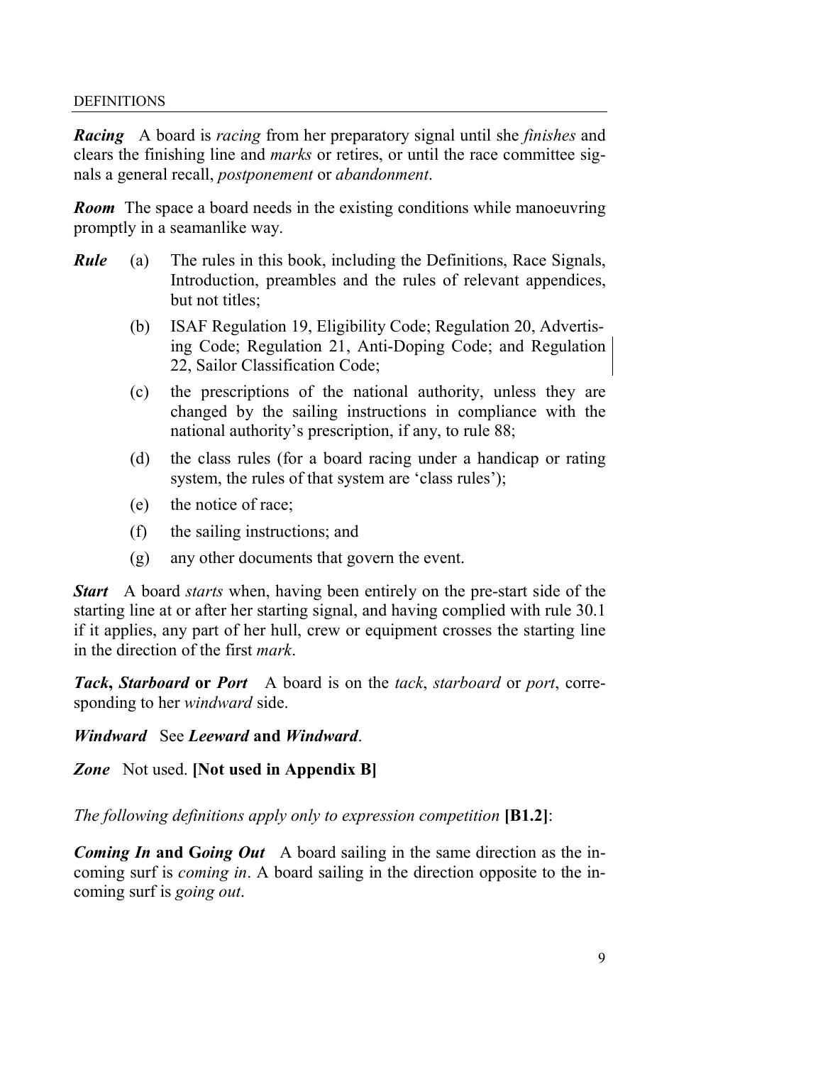***Racing*** A board is *racing* from her preparatory signal until she *finishes* and clears the finishing line and *marks* or retires, or until the race committee signals a general recall, *postponement* or *abandonment*.

***Room*** The space a board needs in the existing conditions while manoeuvring promptly in a seamanlike way.

***Rule***
- (a) The rules in this book, including the Definitions, Race Signals, Introduction, preambles and the rules of relevant appendices, but not titles;
- (b) ISAF Regulation 19, Eligibility Code; Regulation 20, Advertising Code; Regulation 21, Anti-Doping Code; and Regulation 22, Sailor Classification Code;
- (c) the prescriptions of the national authority, unless they are changed by the sailing instructions in compliance with the national authority's prescription, if any, to rule 88;
- (d) the class rules (for a board racing under a handicap or rating system, the rules of that system are 'class rules');
- (e) the notice of race;
- (f) the sailing instructions; and
- (g) any other documents that govern the event.

***Start*** A board *starts* when, having been entirely on the pre-start side of the starting line at or after her starting signal, and having complied with rule 30.1 if it applies, any part of her hull, crew or equipment crosses the starting line in the direction of the first *mark*.

***Tack*, *Starboard* or *Port*** A board is on the *tack*, *starboard* or *port*, corresponding to her *windward* side.

***Windward*** See ***Leeward* and *Windward***.

***Zone*** Not used. **[Not used in Appendix B]**

*The following definitions apply only to expression competition* **[B1.2]**:

***Coming In* and *Going Out*** A board sailing in the same direction as the incoming surf is *coming in*. A board sailing in the direction opposite to the incoming surf is *going out*.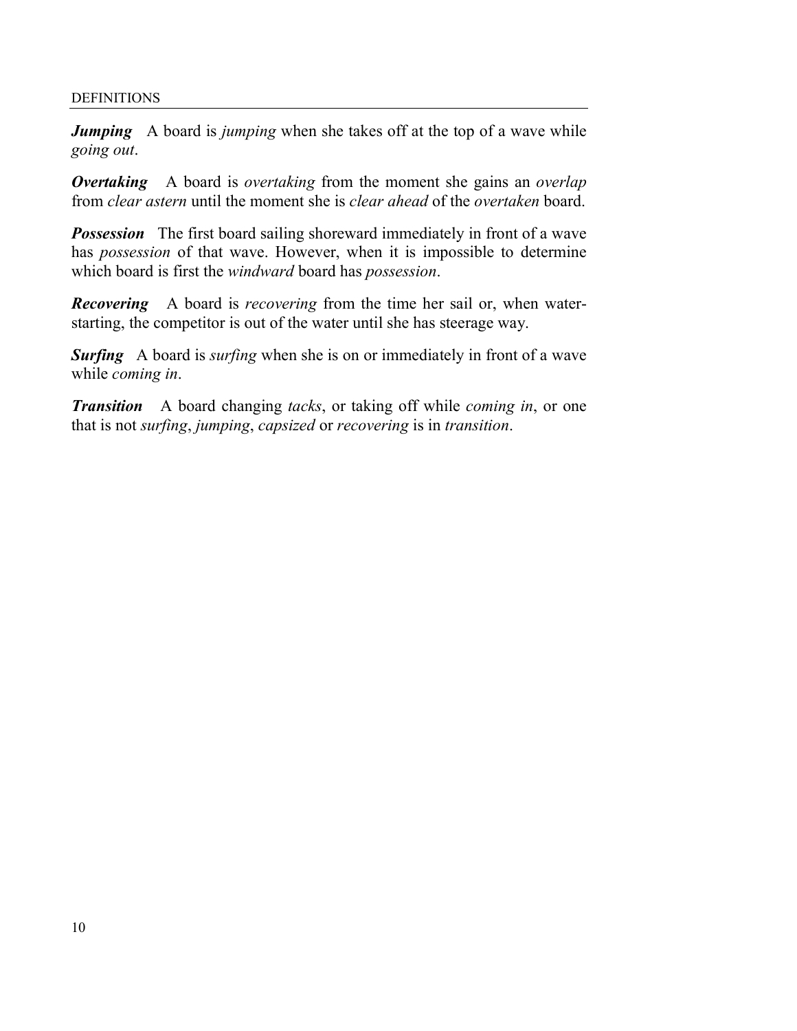***Jumping*** A board is *jumping* when she takes off at the top of a wave while *going out*.

***Overtaking*** A board is *overtaking* from the moment she gains an *overlap* from *clear astern* until the moment she is *clear ahead* of the *overtaken* board.

***Possession*** The first board sailing shoreward immediately in front of a wave has *possession* of that wave. However, when it is impossible to determine which board is first the *windward* board has *possession*.

***Recovering*** A board is *recovering* from the time her sail or, when water-starting, the competitor is out of the water until she has steerage way.

***Surfing*** A board is *surfing* when she is on or immediately in front of a wave while *coming in*.

***Transition*** A board changing *tacks*, or taking off while *coming in*, or one that is not *surfing*, *jumping*, *capsized* or *recovering* is in *transition*.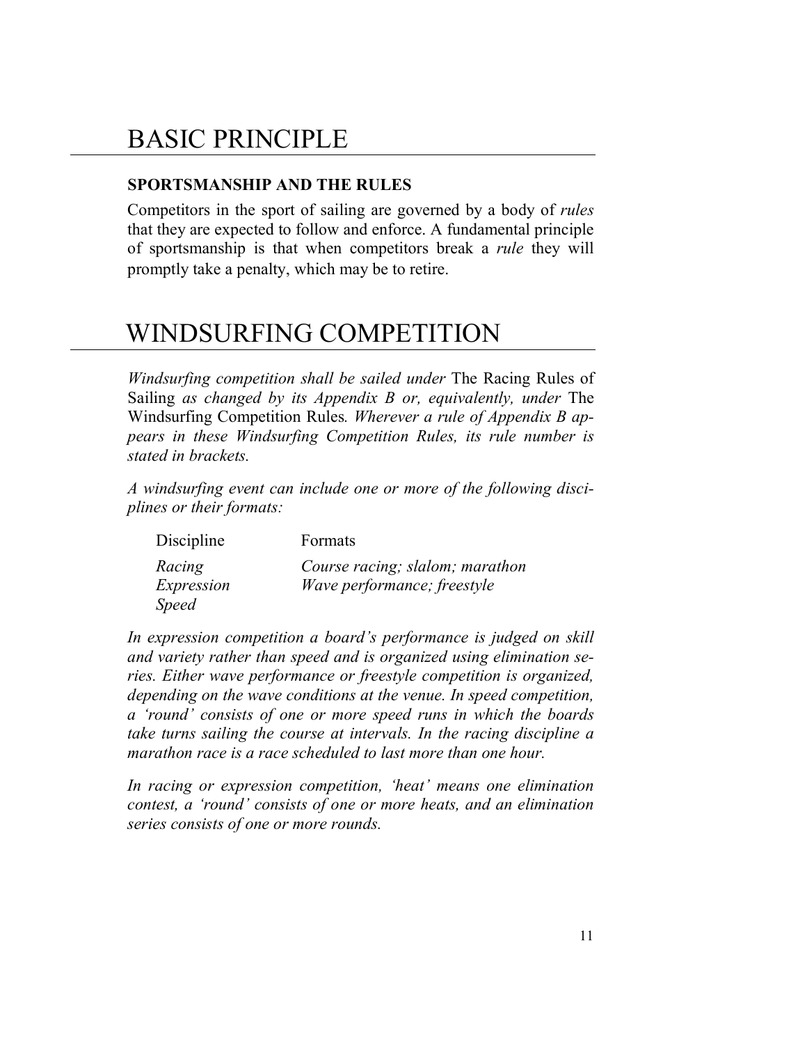# BASIC PRINCIPLE

**SPORTSMANSHIP AND THE RULES**

Competitors in the sport of sailing are governed by a body of *rules* that they are expected to follow and enforce. A fundamental principle of sportsmanship is that when competitors break a *rule* they will promptly take a penalty, which may be to retire.

# WINDSURFING COMPETITION

*Windsurfing competition shall be sailed under* The Racing Rules of Sailing *as changed by its Appendix B or, equivalently, under* The Windsurfing Competition Rules*. Wherever a rule of Appendix B appears in these Windsurfing Competition Rules, its rule number is stated in brackets.*

*A windsurfing event can include one or more of the following disciplines or their formats:*

| Discipline | Formats |
|---|---|
| *Racing* | *Course racing; slalom; marathon* |
| *Expression* | *Wave performance; freestyle* |
| *Speed* | |

*In expression competition a board's performance is judged on skill and variety rather than speed and is organized using elimination series. Either wave performance or freestyle competition is organized, depending on the wave conditions at the venue. In speed competition, a 'round' consists of one or more speed runs in which the boards take turns sailing the course at intervals. In the racing discipline a marathon race is a race scheduled to last more than one hour.*

*In racing or expression competition, 'heat' means one elimination contest, a 'round' consists of one or more heats, and an elimination series consists of one or more rounds.*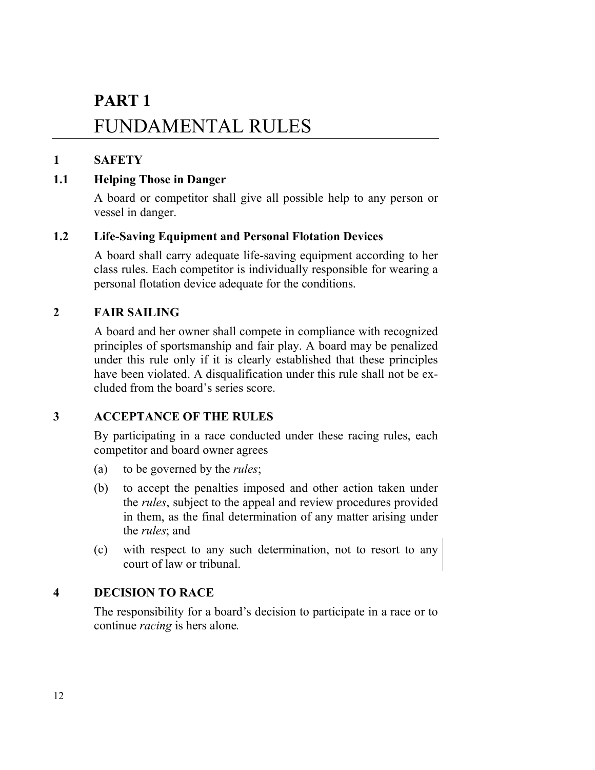# PART 1
# FUNDAMENTAL RULES

## 1 SAFETY

### 1.1 Helping Those in Danger

A board or competitor shall give all possible help to any person or vessel in danger.

### 1.2 Life-Saving Equipment and Personal Flotation Devices

A board shall carry adequate life-saving equipment according to her class rules. Each competitor is individually responsible for wearing a personal flotation device adequate for the conditions.

## 2 FAIR SAILING

A board and her owner shall compete in compliance with recognized principles of sportsmanship and fair play. A board may be penalized under this rule only if it is clearly established that these principles have been violated. A disqualification under this rule shall not be excluded from the board's series score.

## 3 ACCEPTANCE OF THE RULES

By participating in a race conducted under these racing rules, each competitor and board owner agrees

(a) to be governed by the *rules*;

(b) to accept the penalties imposed and other action taken under the *rules*, subject to the appeal and review procedures provided in them, as the final determination of any matter arising under the *rules*; and

(c) with respect to any such determination, not to resort to any court of law or tribunal.

## 4 DECISION TO RACE

The responsibility for a board's decision to participate in a race or to continue *racing* is hers alone.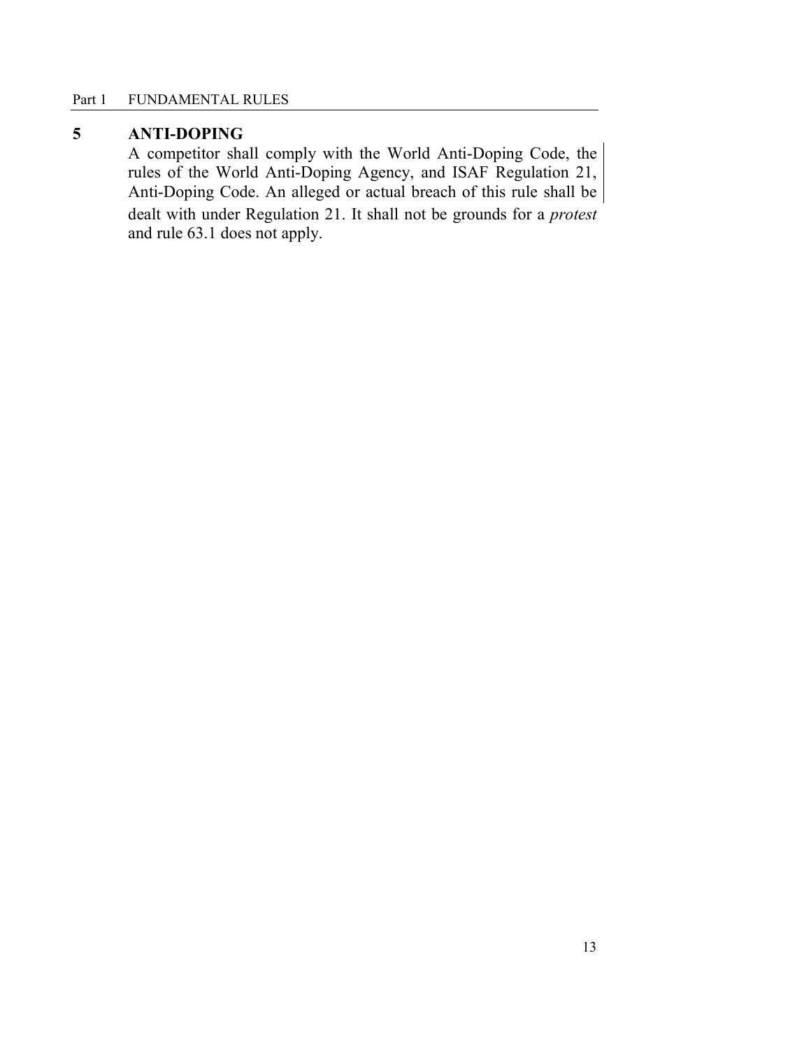## 5 ANTI-DOPING

A competitor shall comply with the World Anti-Doping Code, the rules of the World Anti-Doping Agency, and ISAF Regulation 21, Anti-Doping Code. An alleged or actual breach of this rule shall be dealt with under Regulation 21. It shall not be grounds for a *protest* and rule 63.1 does not apply.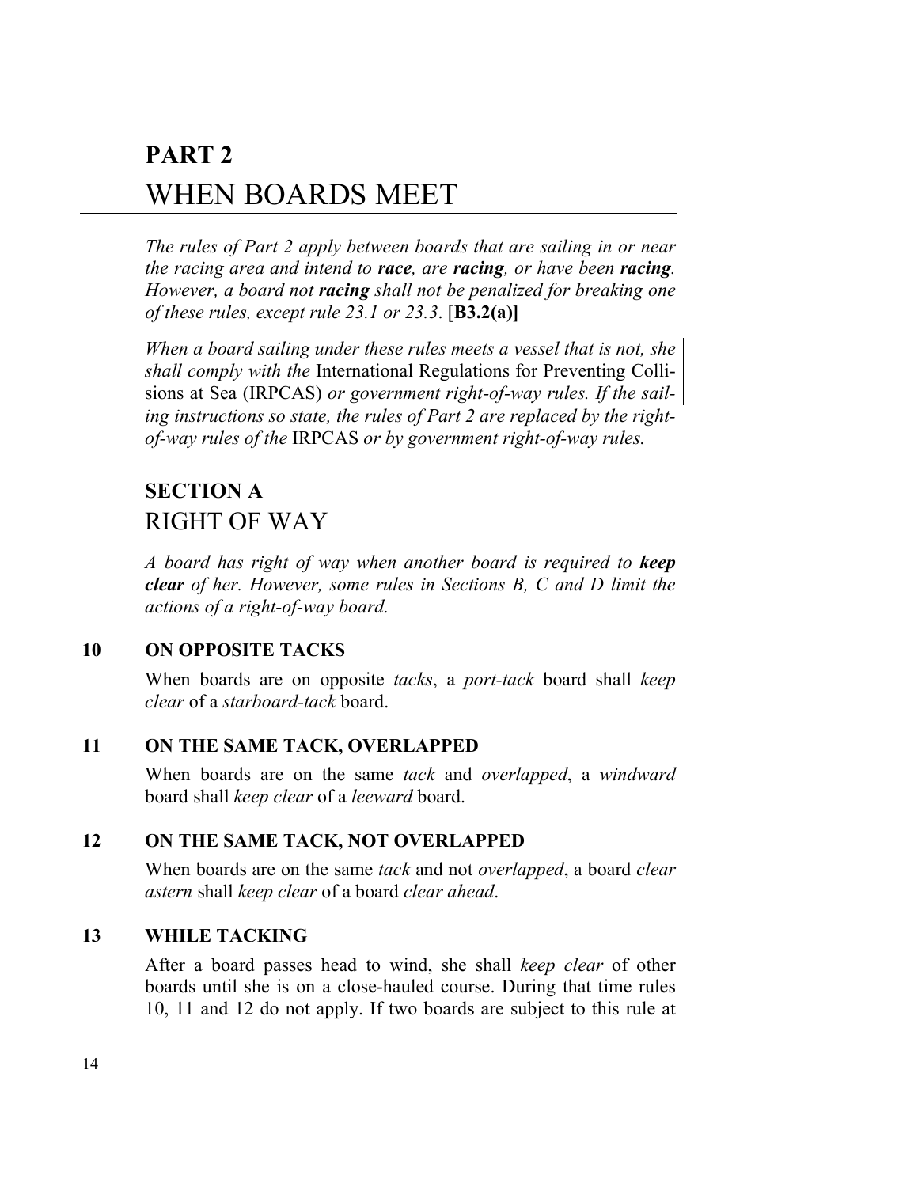# PART 2
# WHEN BOARDS MEET

*The rules of Part 2 apply between boards that are sailing in or near the racing area and intend to* ***race****, are* ***racing****, or have been* ***racing****. However, a board not* ***racing*** *shall not be penalized for breaking one of these rules, except rule 23.1 or 23.3*. [**B3.2(a)]**

*When a board sailing under these rules meets a vessel that is not, she shall comply with the* International Regulations for Preventing Collisions at Sea (IRPCAS) *or government right-of-way rules. If the sailing instructions so state, the rules of Part 2 are replaced by the right-of-way rules of the* IRPCAS *or by government right-of-way rules.*

## SECTION A
## RIGHT OF WAY

*A board has right of way when another board is required to* ***keep clear*** *of her. However, some rules in Sections B, C and D limit the actions of a right-of-way board.*

### 10 ON OPPOSITE TACKS

When boards are on opposite *tacks*, a *port-tack* board shall *keep clear* of a *starboard-tack* board.

### 11 ON THE SAME TACK, OVERLAPPED

When boards are on the same *tack* and *overlapped*, a *windward* board shall *keep clear* of a *leeward* board.

### 12 ON THE SAME TACK, NOT OVERLAPPED

When boards are on the same *tack* and not *overlapped*, a board *clear astern* shall *keep clear* of a board *clear ahead*.

### 13 WHILE TACKING

After a board passes head to wind, she shall *keep clear* of other boards until she is on a close-hauled course. During that time rules 10, 11 and 12 do not apply. If two boards are subject to this rule at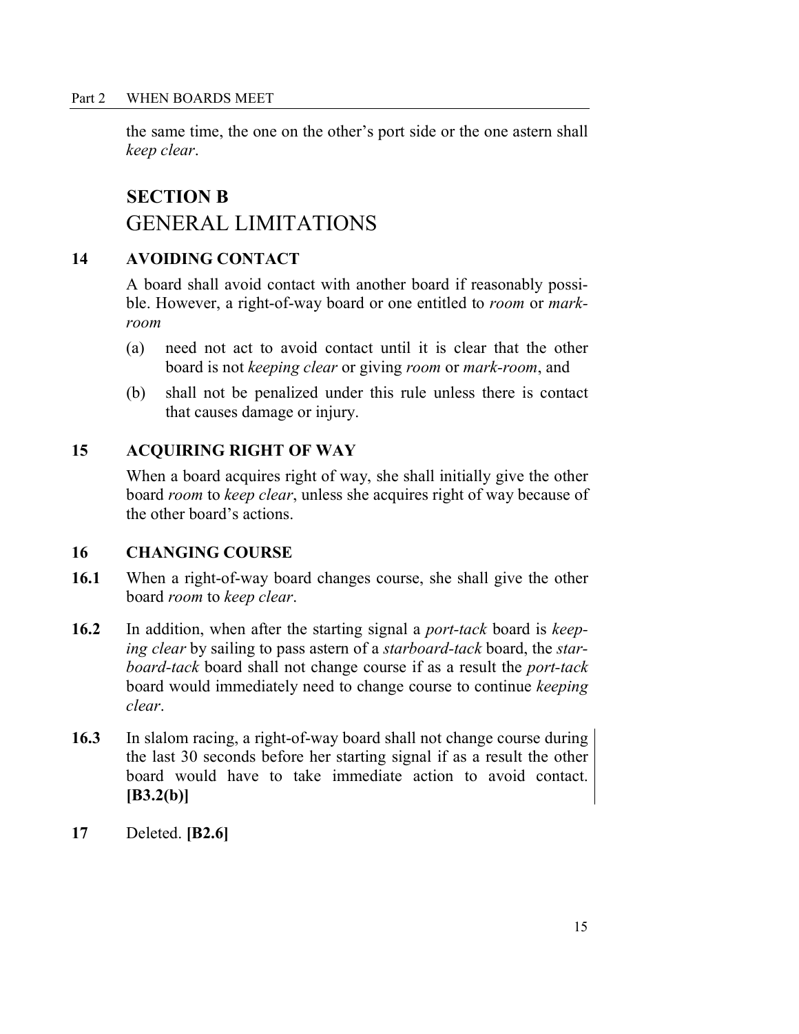the same time, the one on the other's port side or the one astern shall *keep clear*.

## SECTION B
## GENERAL LIMITATIONS

### 14 AVOIDING CONTACT

A board shall avoid contact with another board if reasonably possible. However, a right-of-way board or one entitled to *room* or *mark-room*

(a) need not act to avoid contact until it is clear that the other board is not *keeping clear* or giving *room* or *mark-room*, and

(b) shall not be penalized under this rule unless there is contact that causes damage or injury.

### 15 ACQUIRING RIGHT OF WAY

When a board acquires right of way, she shall initially give the other board *room* to *keep clear*, unless she acquires right of way because of the other board's actions.

### 16 CHANGING COURSE

**16.1** When a right-of-way board changes course, she shall give the other board *room* to *keep clear*.

**16.2** In addition, when after the starting signal a *port-tack* board is *keeping clear* by sailing to pass astern of a *starboard-tack* board, the *starboard-tack* board shall not change course if as a result the *port-tack* board would immediately need to change course to continue *keeping clear*.

**16.3** In slalom racing, a right-of-way board shall not change course during the last 30 seconds before her starting signal if as a result the other board would have to take immediate action to avoid contact. **[B3.2(b)]**

**17** Deleted. **[B2.6]**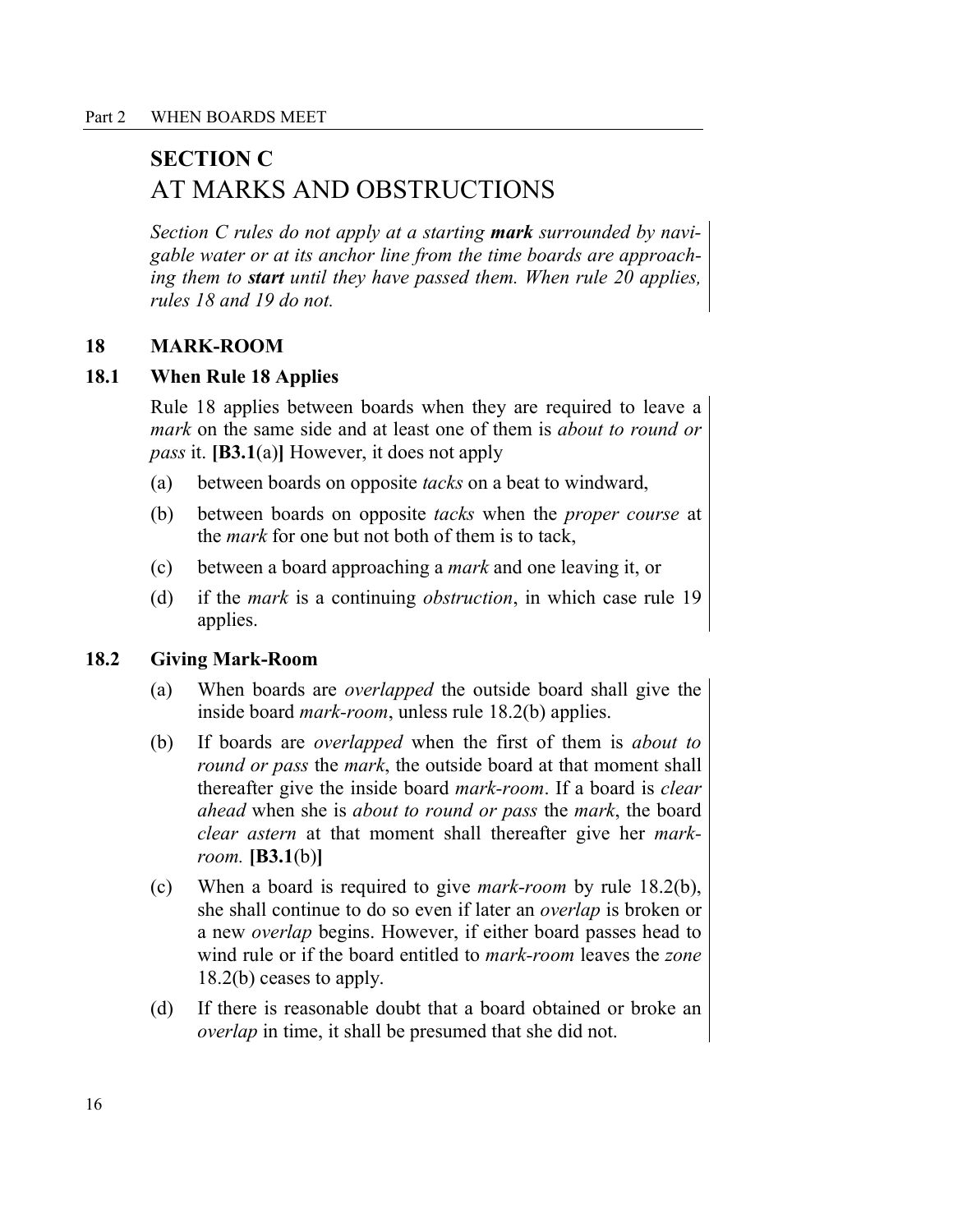## SECTION C
## AT MARKS AND OBSTRUCTIONS

*Section C rules do not apply at a starting* ***mark*** *surrounded by navigable water or at its anchor line from the time boards are approaching them to* ***start*** *until they have passed them. When rule 20 applies, rules 18 and 19 do not.*

### 18 MARK-ROOM

#### 18.1 When Rule 18 Applies

Rule 18 applies between boards when they are required to leave a *mark* on the same side and at least one of them is *about to round or pass* it. **[B3.1**(a)**]** However, it does not apply

(a) between boards on opposite *tacks* on a beat to windward,

(b) between boards on opposite *tacks* when the *proper course* at the *mark* for one but not both of them is to tack,

(c) between a board approaching a *mark* and one leaving it, or

(d) if the *mark* is a continuing *obstruction*, in which case rule 19 applies.

#### 18.2 Giving Mark-Room

(a) When boards are *overlapped* the outside board shall give the inside board *mark-room*, unless rule 18.2(b) applies.

(b) If boards are *overlapped* when the first of them is *about to round or pass* the *mark*, the outside board at that moment shall thereafter give the inside board *mark-room*. If a board is *clear ahead* when she is *about to round or pass* the *mark*, the board *clear astern* at that moment shall thereafter give her *mark-room.* **[B3.1**(b)**]**

(c) When a board is required to give *mark-room* by rule 18.2(b), she shall continue to do so even if later an *overlap* is broken or a new *overlap* begins. However, if either board passes head to wind rule or if the board entitled to *mark-room* leaves the *zone* 18.2(b) ceases to apply.

(d) If there is reasonable doubt that a board obtained or broke an *overlap* in time, it shall be presumed that she did not.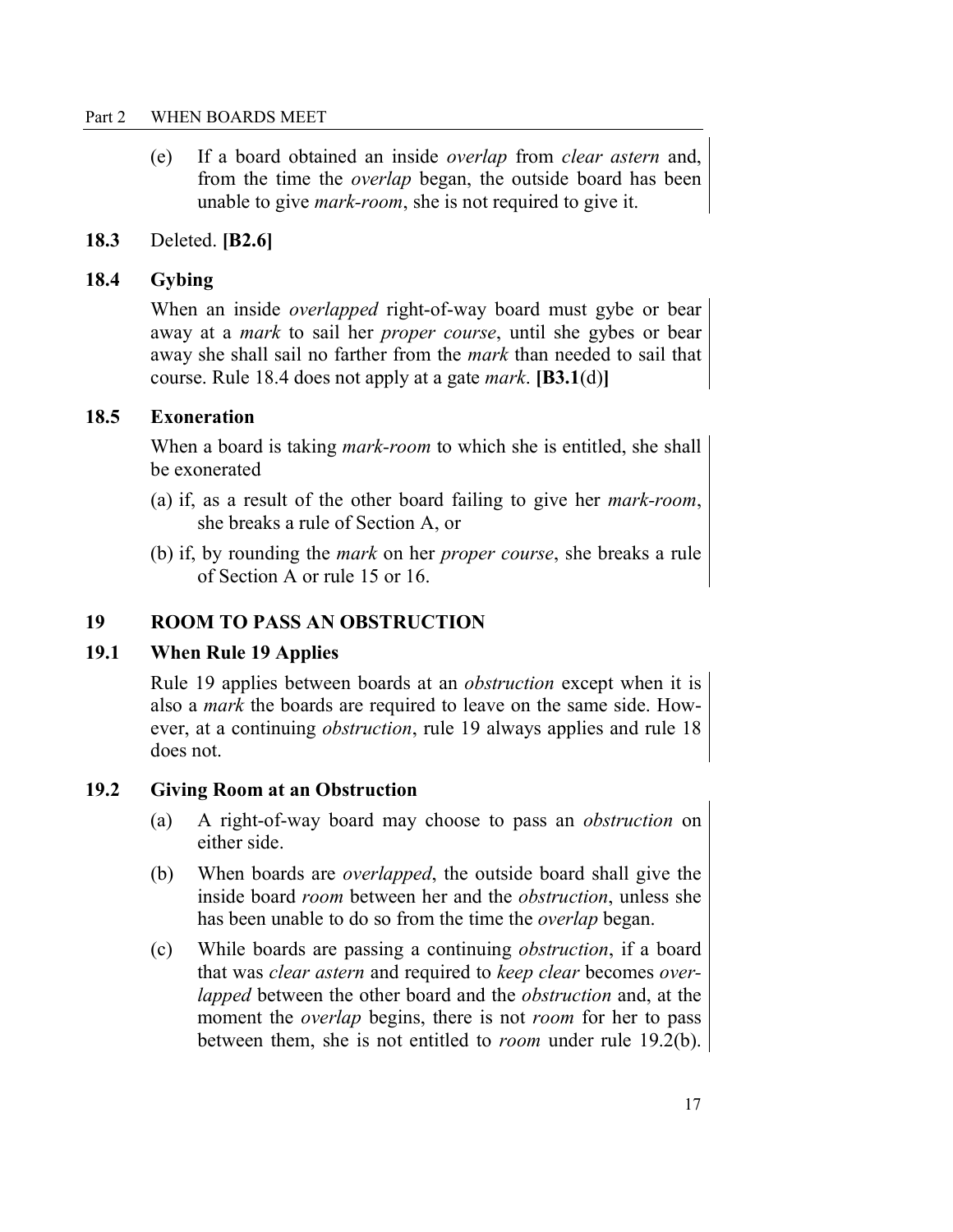(e) If a board obtained an inside *overlap* from *clear astern* and, from the time the *overlap* began, the outside board has been unable to give *mark-room*, she is not required to give it.

### 18.3 Deleted. **[B2.6]**

### 18.4 Gybing

When an inside *overlapped* right-of-way board must gybe or bear away at a *mark* to sail her *proper course*, until she gybes or bear away she shall sail no farther from the *mark* than needed to sail that course. Rule 18.4 does not apply at a gate *mark*. **[B3.1**(d)**]**

### 18.5 Exoneration

When a board is taking *mark-room* to which she is entitled, she shall be exonerated

(a) if, as a result of the other board failing to give her *mark-room*, she breaks a rule of Section A, or

(b) if, by rounding the *mark* on her *proper course*, she breaks a rule of Section A or rule 15 or 16.

## 19 ROOM TO PASS AN OBSTRUCTION

### 19.1 When Rule 19 Applies

Rule 19 applies between boards at an *obstruction* except when it is also a *mark* the boards are required to leave on the same side. However, at a continuing *obstruction*, rule 19 always applies and rule 18 does not.

### 19.2 Giving Room at an Obstruction

(a) A right-of-way board may choose to pass an *obstruction* on either side.

(b) When boards are *overlapped*, the outside board shall give the inside board *room* between her and the *obstruction*, unless she has been unable to do so from the time the *overlap* began.

(c) While boards are passing a continuing *obstruction*, if a board that was *clear astern* and required to *keep clear* becomes *overlapped* between the other board and the *obstruction* and, at the moment the *overlap* begins, there is not *room* for her to pass between them, she is not entitled to *room* under rule 19.2(b).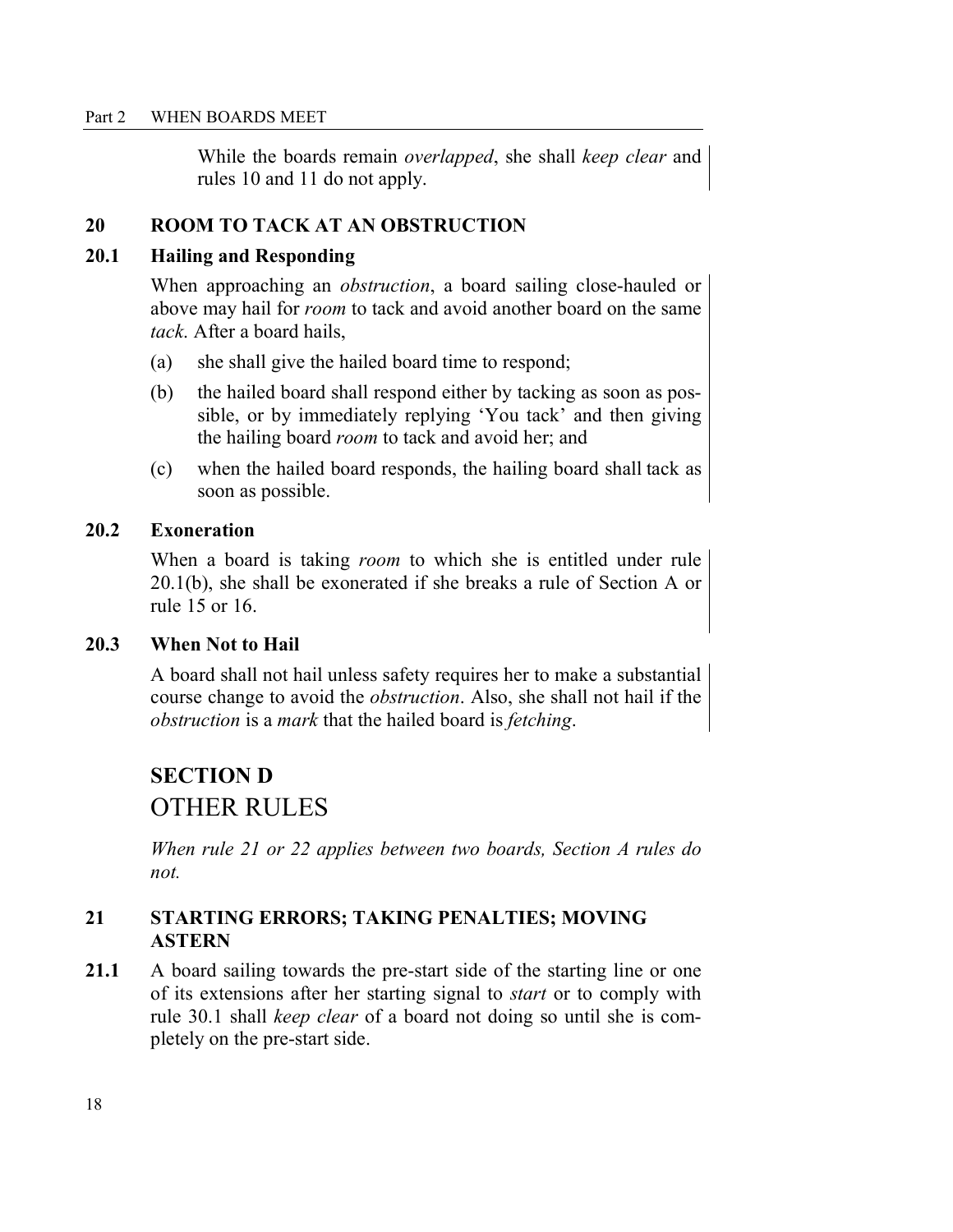While the boards remain *overlapped*, she shall *keep clear* and rules 10 and 11 do not apply.

## 20 ROOM TO TACK AT AN OBSTRUCTION

### 20.1 Hailing and Responding

When approaching an *obstruction*, a board sailing close-hauled or above may hail for *room* to tack and avoid another board on the same *tack*. After a board hails,

(a) she shall give the hailed board time to respond;

(b) the hailed board shall respond either by tacking as soon as possible, or by immediately replying 'You tack' and then giving the hailing board *room* to tack and avoid her; and

(c) when the hailed board responds, the hailing board shall tack as soon as possible.

### 20.2 Exoneration

When a board is taking *room* to which she is entitled under rule 20.1(b), she shall be exonerated if she breaks a rule of Section A or rule 15 or 16.

### 20.3 When Not to Hail

A board shall not hail unless safety requires her to make a substantial course change to avoid the *obstruction*. Also, she shall not hail if the *obstruction* is a *mark* that the hailed board is *fetching*.

# SECTION D
# OTHER RULES

*When rule 21 or 22 applies between two boards, Section A rules do not.*

## 21 STARTING ERRORS; TAKING PENALTIES; MOVING ASTERN

**21.1** A board sailing towards the pre-start side of the starting line or one of its extensions after her starting signal to *start* or to comply with rule 30.1 shall *keep clear* of a board not doing so until she is completely on the pre-start side.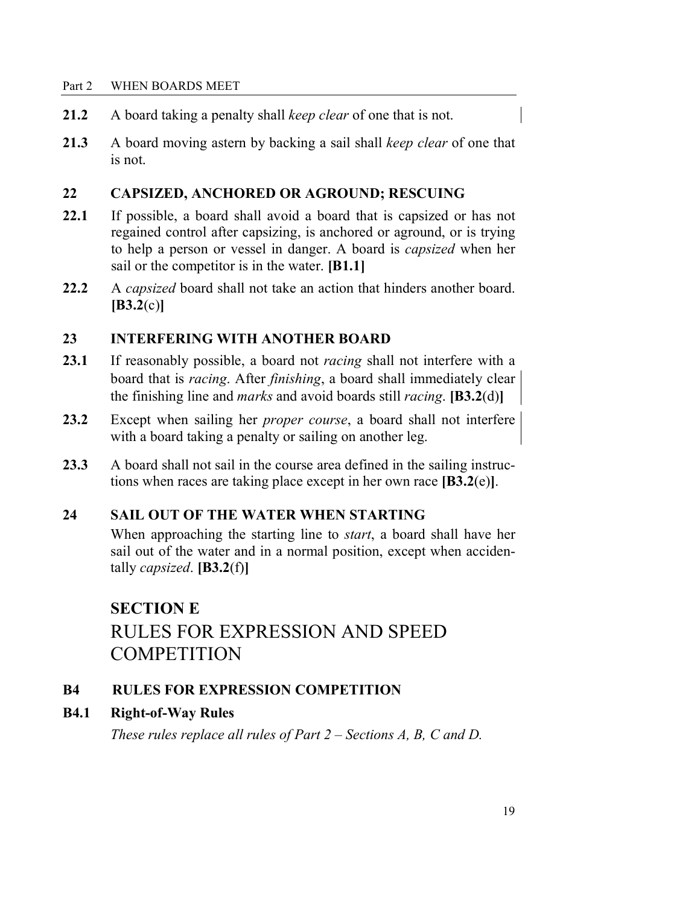**21.2** A board taking a penalty shall *keep clear* of one that is not.

**21.3** A board moving astern by backing a sail shall *keep clear* of one that is not.

### 22 CAPSIZED, ANCHORED OR AGROUND; RESCUING

**22.1** If possible, a board shall avoid a board that is capsized or has not regained control after capsizing, is anchored or aground, or is trying to help a person or vessel in danger. A board is *capsized* when her sail or the competitor is in the water. **[B1.1]**

**22.2** A *capsized* board shall not take an action that hinders another board. **[B3.2**(c)**]**

### 23 INTERFERING WITH ANOTHER BOARD

**23.1** If reasonably possible, a board not *racing* shall not interfere with a board that is *racing*. After *finishing*, a board shall immediately clear the finishing line and *marks* and avoid boards still *racing*. **[B3.2**(d)**]**

**23.2** Except when sailing her *proper course*, a board shall not interfere with a board taking a penalty or sailing on another leg.

**23.3** A board shall not sail in the course area defined in the sailing instructions when races are taking place except in her own race **[B3.2**(e)**]**.

### 24 SAIL OUT OF THE WATER WHEN STARTING

When approaching the starting line to *start*, a board shall have her sail out of the water and in a normal position, except when accidentally *capsized*. **[B3.2**(f)**]**

## SECTION E
## RULES FOR EXPRESSION AND SPEED COMPETITION

### B4 RULES FOR EXPRESSION COMPETITION

#### B4.1 Right-of-Way Rules

*These rules replace all rules of Part 2 – Sections A, B, C and D.*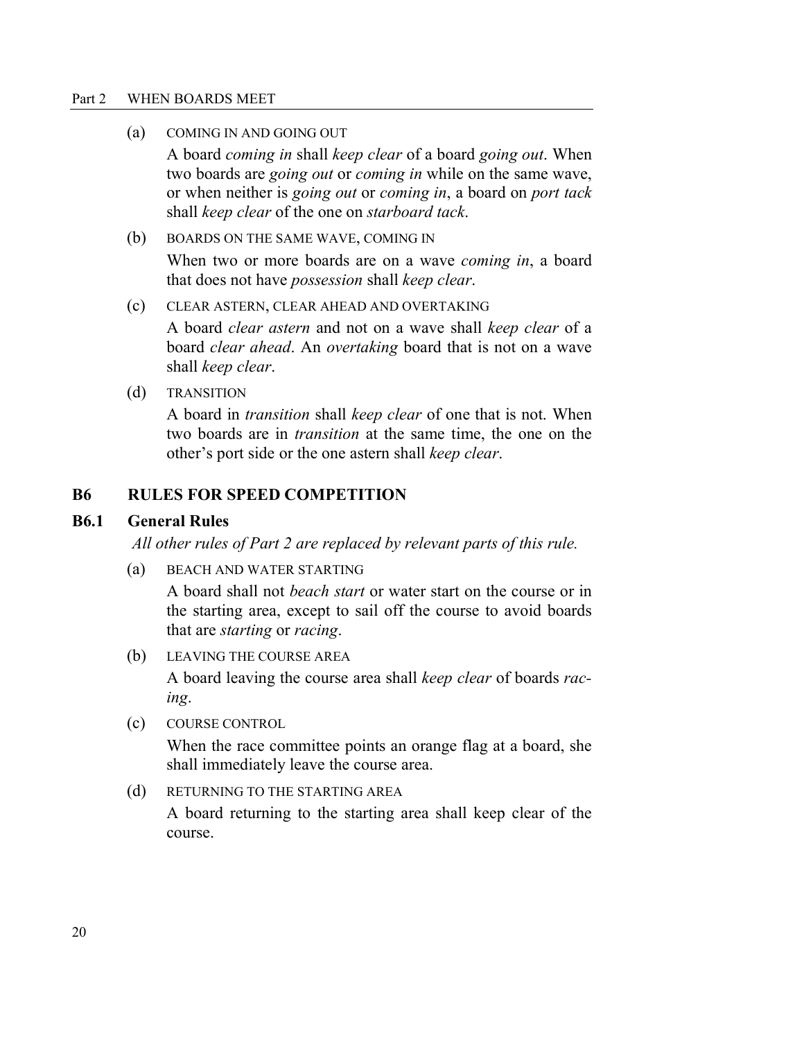(a) COMING IN AND GOING OUT

A board *coming in* shall *keep clear* of a board *going out*. When two boards are *going out* or *coming in* while on the same wave, or when neither is *going out* or *coming in*, a board on *port tack* shall *keep clear* of the one on *starboard tack*.

(b) BOARDS ON THE SAME WAVE, COMING IN

When two or more boards are on a wave *coming in*, a board that does not have *possession* shall *keep clear*.

(c) CLEAR ASTERN, CLEAR AHEAD AND OVERTAKING

A board *clear astern* and not on a wave shall *keep clear* of a board *clear ahead*. An *overtaking* board that is not on a wave shall *keep clear*.

(d) TRANSITION

A board in *transition* shall *keep clear* of one that is not. When two boards are in *transition* at the same time, the one on the other's port side or the one astern shall *keep clear*.

## B6 RULES FOR SPEED COMPETITION

### B6.1 General Rules

*All other rules of Part 2 are replaced by relevant parts of this rule.*

(a) BEACH AND WATER STARTING

A board shall not *beach start* or water start on the course or in the starting area, except to sail off the course to avoid boards that are *starting* or *racing*.

(b) LEAVING THE COURSE AREA

A board leaving the course area shall *keep clear* of boards *racing*.

(c) COURSE CONTROL

When the race committee points an orange flag at a board, she shall immediately leave the course area.

(d) RETURNING TO THE STARTING AREA

A board returning to the starting area shall keep clear of the course.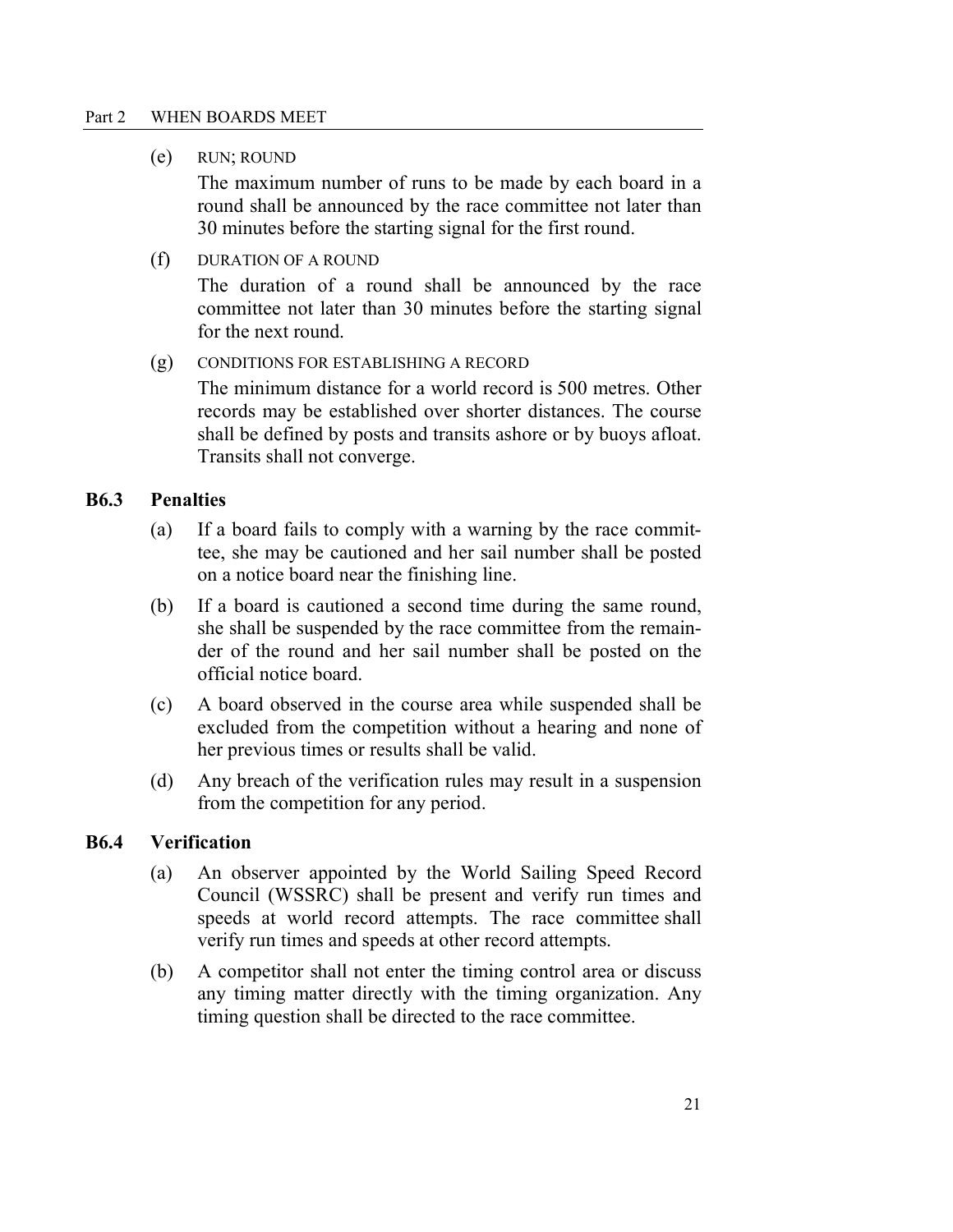(e) RUN; ROUND

The maximum number of runs to be made by each board in a round shall be announced by the race committee not later than 30 minutes before the starting signal for the first round.

(f) DURATION OF A ROUND

The duration of a round shall be announced by the race committee not later than 30 minutes before the starting signal for the next round.

(g) CONDITIONS FOR ESTABLISHING A RECORD

The minimum distance for a world record is 500 metres. Other records may be established over shorter distances. The course shall be defined by posts and transits ashore or by buoys afloat. Transits shall not converge.

**B6.3 Penalties**

(a) If a board fails to comply with a warning by the race committee, she may be cautioned and her sail number shall be posted on a notice board near the finishing line.

(b) If a board is cautioned a second time during the same round, she shall be suspended by the race committee from the remainder of the round and her sail number shall be posted on the official notice board.

(c) A board observed in the course area while suspended shall be excluded from the competition without a hearing and none of her previous times or results shall be valid.

(d) Any breach of the verification rules may result in a suspension from the competition for any period.

**B6.4 Verification**

(a) An observer appointed by the World Sailing Speed Record Council (WSSRC) shall be present and verify run times and speeds at world record attempts. The race committee shall verify run times and speeds at other record attempts.

(b) A competitor shall not enter the timing control area or discuss any timing matter directly with the timing organization. Any timing question shall be directed to the race committee.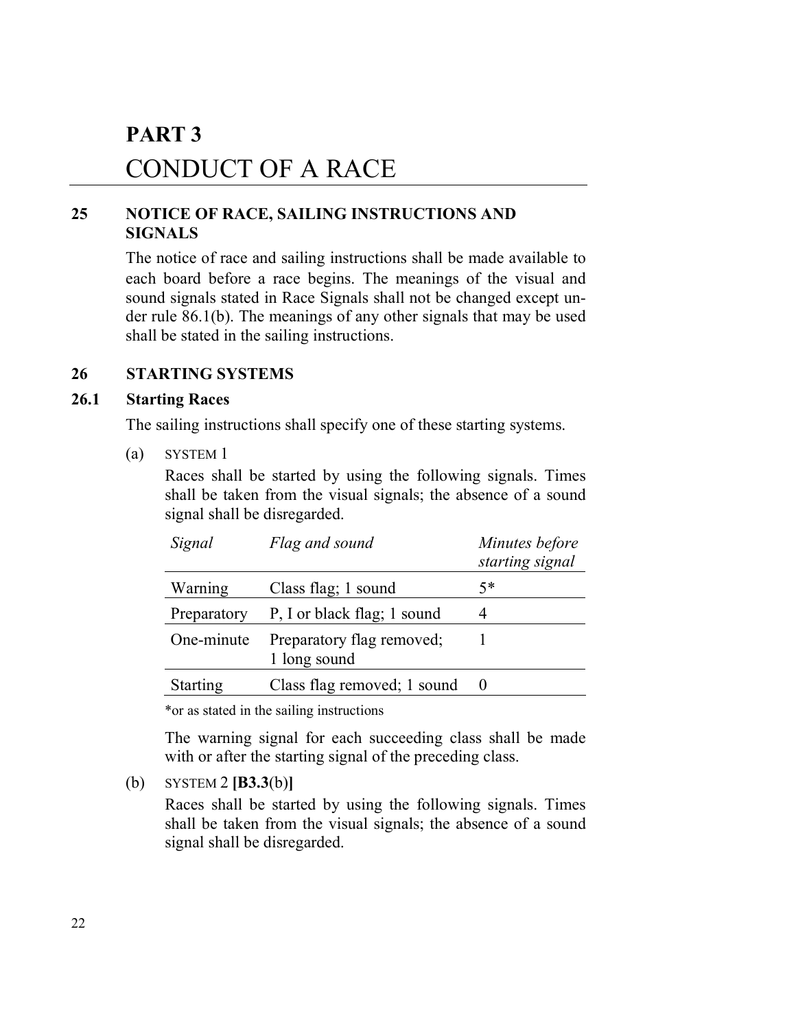# PART 3

# CONDUCT OF A RACE

## 25 NOTICE OF RACE, SAILING INSTRUCTIONS AND SIGNALS

The notice of race and sailing instructions shall be made available to each board before a race begins. The meanings of the visual and sound signals stated in Race Signals shall not be changed except under rule 86.1(b). The meanings of any other signals that may be used shall be stated in the sailing instructions.

## 26 STARTING SYSTEMS

### 26.1 Starting Races

The sailing instructions shall specify one of these starting systems.

(a) SYSTEM 1

Races shall be started by using the following signals. Times shall be taken from the visual signals; the absence of a sound signal shall be disregarded.

| *Signal* | *Flag and sound* | *Minutes before starting signal* |
|---|---|---|
| Warning | Class flag; 1 sound | 5* |
| Preparatory | P, I or black flag; 1 sound | 4 |
| One-minute | Preparatory flag removed; 1 long sound | 1 |
| Starting | Class flag removed; 1 sound | 0 |

*or as stated in the sailing instructions

The warning signal for each succeeding class shall be made with or after the starting signal of the preceding class.

(b) SYSTEM 2 **[B3.3**(b)**]**

Races shall be started by using the following signals. Times shall be taken from the visual signals; the absence of a sound signal shall be disregarded.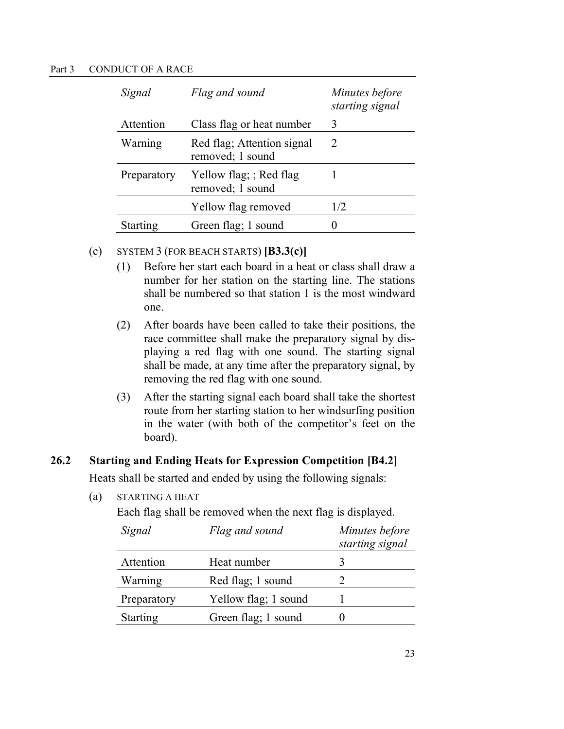| Signal | Flag and sound | Minutes before starting signal |
|---|---|---|
| Attention | Class flag or heat number | 3 |
| Warning | Red flag; Attention signal removed; 1 sound | 2 |
| Preparatory | Yellow flag; ; Red flag removed; 1 sound | 1 |
| | Yellow flag removed | 1/2 |
| Starting | Green flag; 1 sound | 0 |

(c) SYSTEM 3 (FOR BEACH STARTS) **[B3.3(c)]**

(1) Before her start each board in a heat or class shall draw a number for her station on the starting line. The stations shall be numbered so that station 1 is the most windward one.

(2) After boards have been called to take their positions, the race committee shall make the preparatory signal by displaying a red flag with one sound. The starting signal shall be made, at any time after the preparatory signal, by removing the red flag with one sound.

(3) After the starting signal each board shall take the shortest route from her starting station to her windsurfing position in the water (with both of the competitor's feet on the board).

## 26.2 Starting and Ending Heats for Expression Competition [B4.2]

Heats shall be started and ended by using the following signals:

(a) STARTING A HEAT

Each flag shall be removed when the next flag is displayed.

| Signal | Flag and sound | Minutes before starting signal |
|---|---|---|
| Attention | Heat number | 3 |
| Warning | Red flag; 1 sound | 2 |
| Preparatory | Yellow flag; 1 sound | 1 |
| Starting | Green flag; 1 sound | 0 |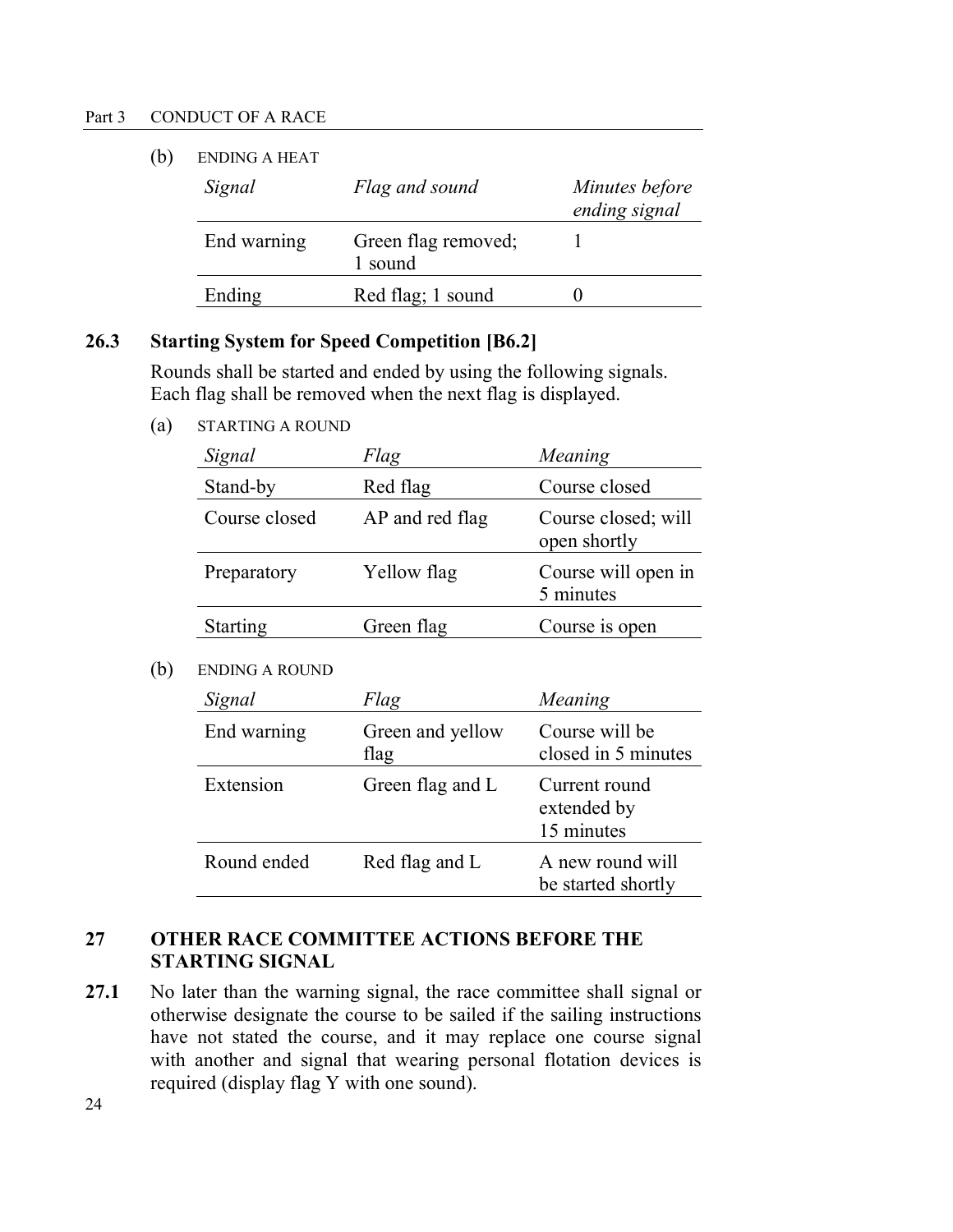(b) ENDING A HEAT

| *Signal* | *Flag and sound* | *Minutes before ending signal* |
|---|---|---|
| End warning | Green flag removed; 1 sound | 1 |
| Ending | Red flag; 1 sound | 0 |

**26.3 Starting System for Speed Competition [B6.2]**

Rounds shall be started and ended by using the following signals. Each flag shall be removed when the next flag is displayed.

(a) STARTING A ROUND

| *Signal* | *Flag* | *Meaning* |
|---|---|---|
| Stand-by | Red flag | Course closed |
| Course closed | AP and red flag | Course closed; will open shortly |
| Preparatory | Yellow flag | Course will open in 5 minutes |
| Starting | Green flag | Course is open |

(b) ENDING A ROUND

| *Signal* | *Flag* | *Meaning* |
|---|---|---|
| End warning | Green and yellow flag | Course will be closed in 5 minutes |
| Extension | Green flag and L | Current round extended by 15 minutes |
| Round ended | Red flag and L | A new round will be started shortly |

## 27 OTHER RACE COMMITTEE ACTIONS BEFORE THE STARTING SIGNAL

**27.1** No later than the warning signal, the race committee shall signal or otherwise designate the course to be sailed if the sailing instructions have not stated the course, and it may replace one course signal with another and signal that wearing personal flotation devices is required (display flag Y with one sound).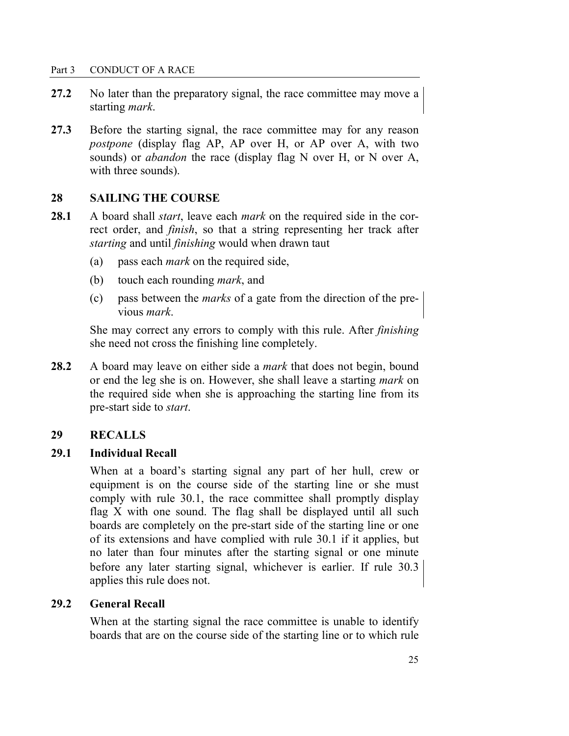**27.2** No later than the preparatory signal, the race committee may move a starting *mark*.

**27.3** Before the starting signal, the race committee may for any reason *postpone* (display flag AP, AP over H, or AP over A, with two sounds) or *abandon* the race (display flag N over H, or N over A, with three sounds).

## 28 SAILING THE COURSE

**28.1** A board shall *start*, leave each *mark* on the required side in the correct order, and *finish*, so that a string representing her track after *starting* and until *finishing* would when drawn taut

- (a) pass each *mark* on the required side,
- (b) touch each rounding *mark*, and
- (c) pass between the *marks* of a gate from the direction of the previous *mark*.

She may correct any errors to comply with this rule. After *finishing* she need not cross the finishing line completely.

**28.2** A board may leave on either side a *mark* that does not begin, bound or end the leg she is on. However, she shall leave a starting *mark* on the required side when she is approaching the starting line from its pre-start side to *start*.

## 29 RECALLS

### 29.1 Individual Recall

When at a board's starting signal any part of her hull, crew or equipment is on the course side of the starting line or she must comply with rule 30.1, the race committee shall promptly display flag X with one sound. The flag shall be displayed until all such boards are completely on the pre-start side of the starting line or one of its extensions and have complied with rule 30.1 if it applies, but no later than four minutes after the starting signal or one minute before any later starting signal, whichever is earlier. If rule 30.3 applies this rule does not.

### 29.2 General Recall

When at the starting signal the race committee is unable to identify boards that are on the course side of the starting line or to which rule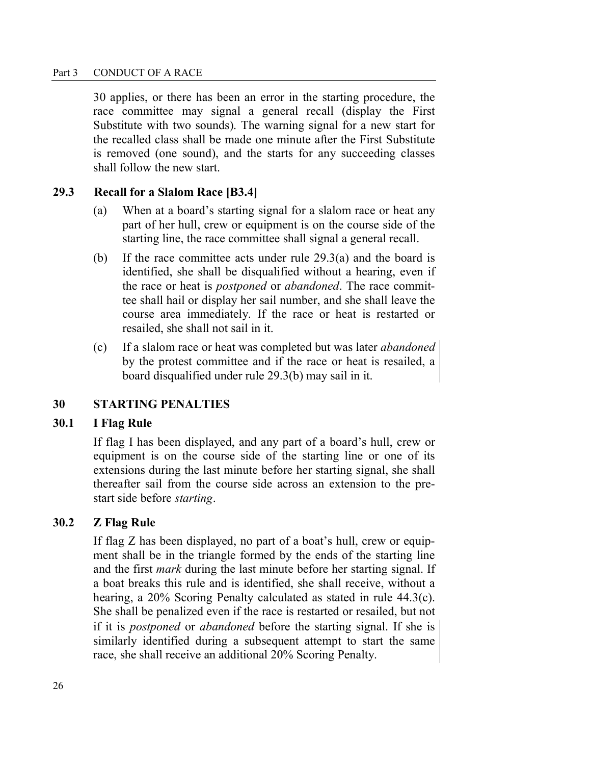30 applies, or there has been an error in the starting procedure, the race committee may signal a general recall (display the First Substitute with two sounds). The warning signal for a new start for the recalled class shall be made one minute after the First Substitute is removed (one sound), and the starts for any succeeding classes shall follow the new start.

### 29.3 Recall for a Slalom Race [B3.4]

(a) When at a board's starting signal for a slalom race or heat any part of her hull, crew or equipment is on the course side of the starting line, the race committee shall signal a general recall.

(b) If the race committee acts under rule 29.3(a) and the board is identified, she shall be disqualified without a hearing, even if the race or heat is *postponed* or *abandoned*. The race committee shall hail or display her sail number, and she shall leave the course area immediately. If the race or heat is restarted or resailed, she shall not sail in it.

(c) If a slalom race or heat was completed but was later *abandoned* by the protest committee and if the race or heat is resailed, a board disqualified under rule 29.3(b) may sail in it.

## 30 STARTING PENALTIES

### 30.1 I Flag Rule

If flag I has been displayed, and any part of a board's hull, crew or equipment is on the course side of the starting line or one of its extensions during the last minute before her starting signal, she shall thereafter sail from the course side across an extension to the pre-start side before *starting*.

### 30.2 Z Flag Rule

If flag Z has been displayed, no part of a boat's hull, crew or equipment shall be in the triangle formed by the ends of the starting line and the first *mark* during the last minute before her starting signal. If a boat breaks this rule and is identified, she shall receive, without a hearing, a 20% Scoring Penalty calculated as stated in rule 44.3(c). She shall be penalized even if the race is restarted or resailed, but not if it is *postponed* or *abandoned* before the starting signal. If she is similarly identified during a subsequent attempt to start the same race, she shall receive an additional 20% Scoring Penalty.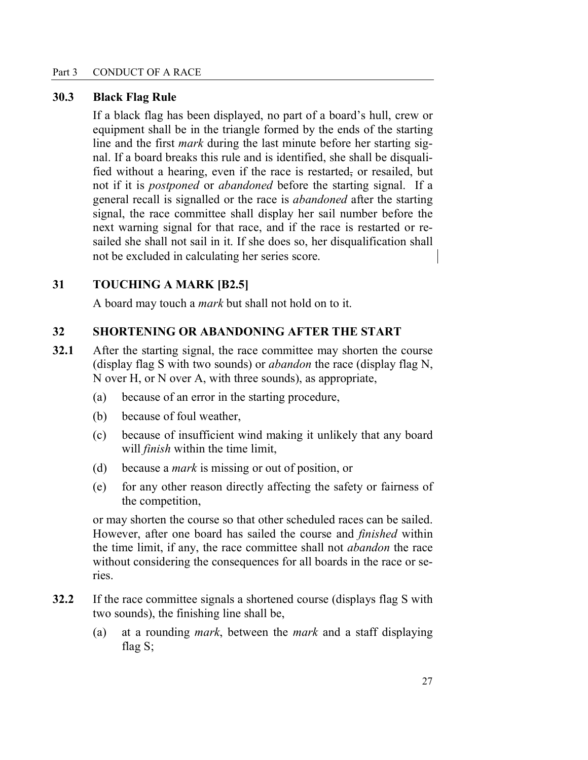### 30.3 Black Flag Rule

If a black flag has been displayed, no part of a board's hull, crew or equipment shall be in the triangle formed by the ends of the starting line and the first *mark* during the last minute before her starting signal. If a board breaks this rule and is identified, she shall be disqualified without a hearing, even if the race is restarted or resailed, but not if it is *postponed* or *abandoned* before the starting signal. If a general recall is signalled or the race is *abandoned* after the starting signal, the race committee shall display her sail number before the next warning signal for that race, and if the race is restarted or resailed she shall not sail in it. If she does so, her disqualification shall not be excluded in calculating her series score.

## 31 TOUCHING A MARK [B2.5]

A board may touch a *mark* but shall not hold on to it.

## 32 SHORTENING OR ABANDONING AFTER THE START

**32.1** After the starting signal, the race committee may shorten the course (display flag S with two sounds) or *abandon* the race (display flag N, N over H, or N over A, with three sounds), as appropriate,

- (a) because of an error in the starting procedure,
- (b) because of foul weather,
- (c) because of insufficient wind making it unlikely that any board will *finish* within the time limit,
- (d) because a *mark* is missing or out of position, or
- (e) for any other reason directly affecting the safety or fairness of the competition,

or may shorten the course so that other scheduled races can be sailed. However, after one board has sailed the course and *finished* within the time limit, if any, the race committee shall not *abandon* the race without considering the consequences for all boards in the race or series.

**32.2** If the race committee signals a shortened course (displays flag S with two sounds), the finishing line shall be,

- (a) at a rounding *mark*, between the *mark* and a staff displaying flag S;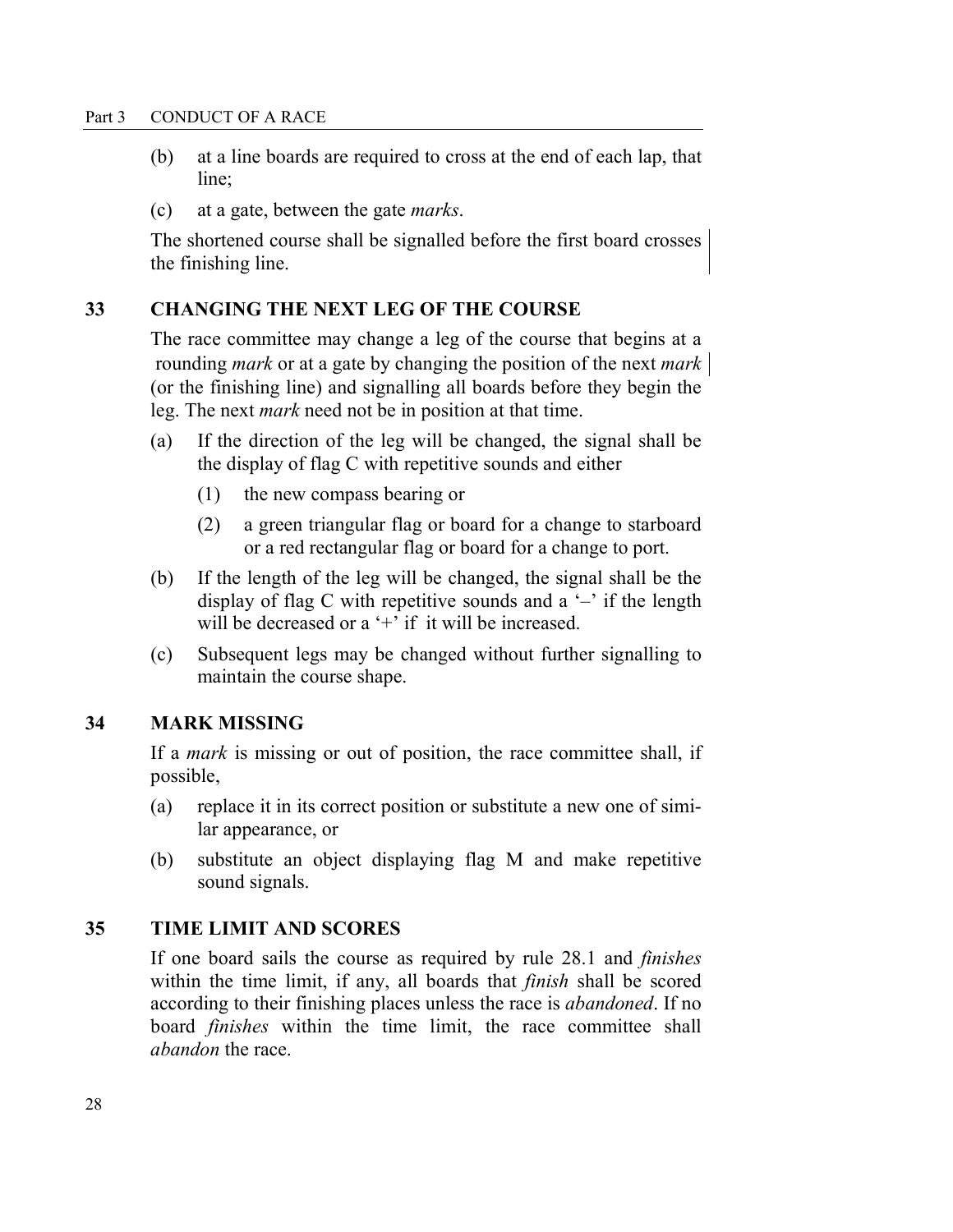(b) at a line boards are required to cross at the end of each lap, that line;

(c) at a gate, between the gate *marks*.

The shortened course shall be signalled before the first board crosses the finishing line.

## 33 CHANGING THE NEXT LEG OF THE COURSE

The race committee may change a leg of the course that begins at a rounding *mark* or at a gate by changing the position of the next *mark* (or the finishing line) and signalling all boards before they begin the leg. The next *mark* need not be in position at that time.

(a) If the direction of the leg will be changed, the signal shall be the display of flag C with repetitive sounds and either

  (1) the new compass bearing or

  (2) a green triangular flag or board for a change to starboard or a red rectangular flag or board for a change to port.

(b) If the length of the leg will be changed, the signal shall be the display of flag C with repetitive sounds and a '–' if the length will be decreased or a '+' if it will be increased.

(c) Subsequent legs may be changed without further signalling to maintain the course shape.

## 34 MARK MISSING

If a *mark* is missing or out of position, the race committee shall, if possible,

(a) replace it in its correct position or substitute a new one of similar appearance, or

(b) substitute an object displaying flag M and make repetitive sound signals.

## 35 TIME LIMIT AND SCORES

If one board sails the course as required by rule 28.1 and *finishes* within the time limit, if any, all boards that *finish* shall be scored according to their finishing places unless the race is *abandoned*. If no board *finishes* within the time limit, the race committee shall *abandon* the race.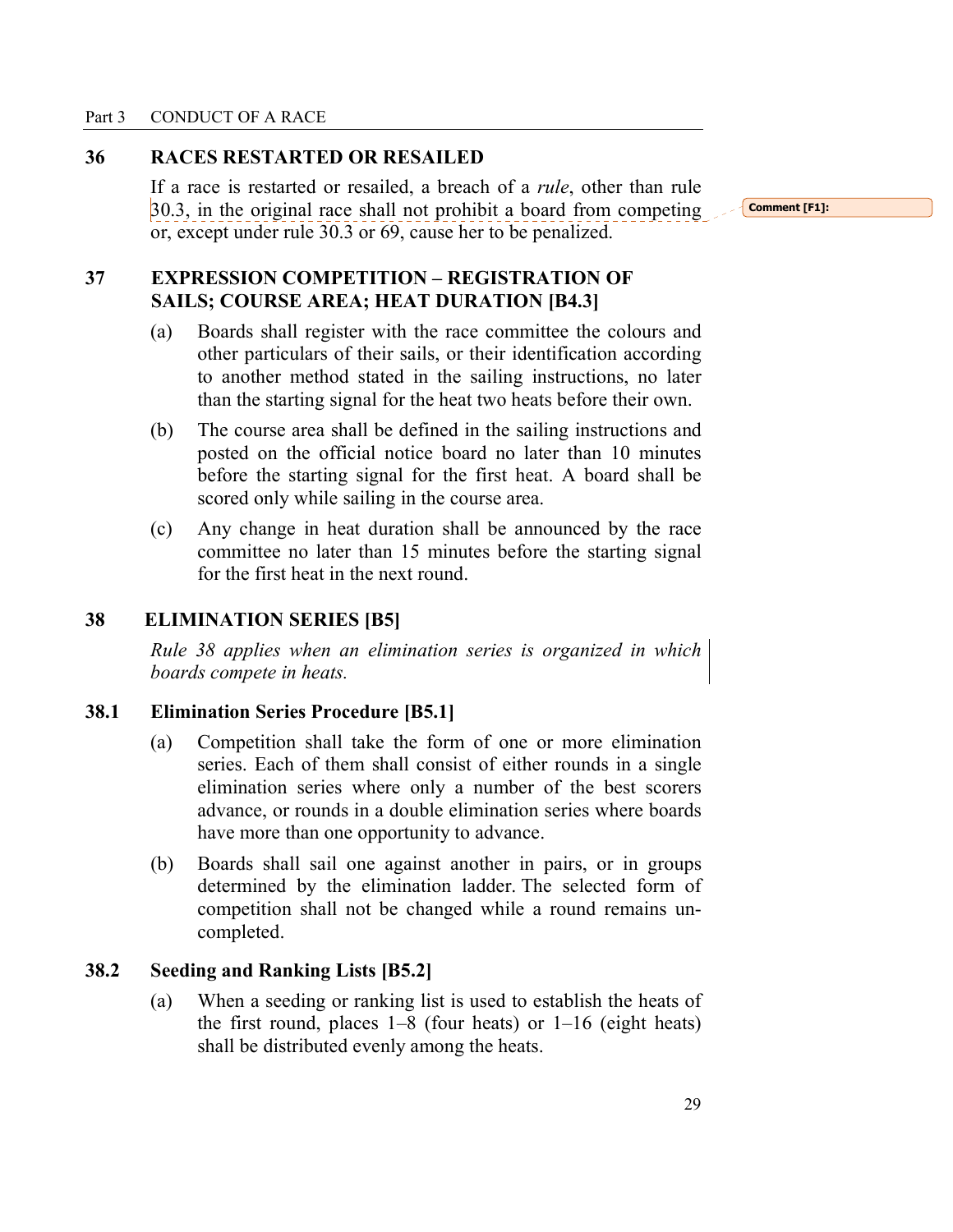## 36 RACES RESTARTED OR RESAILED

If a race is restarted or resailed, a breach of a *rule*, other than rule 30.3, in the original race shall not prohibit a board from competing or, except under rule 30.3 or 69, cause her to be penalized.

## 37 EXPRESSION COMPETITION – REGISTRATION OF SAILS; COURSE AREA; HEAT DURATION [B4.3]

(a) Boards shall register with the race committee the colours and other particulars of their sails, or their identification according to another method stated in the sailing instructions, no later than the starting signal for the heat two heats before their own.

(b) The course area shall be defined in the sailing instructions and posted on the official notice board no later than 10 minutes before the starting signal for the first heat. A board shall be scored only while sailing in the course area.

(c) Any change in heat duration shall be announced by the race committee no later than 15 minutes before the starting signal for the first heat in the next round.

## 38 ELIMINATION SERIES [B5]

*Rule 38 applies when an elimination series is organized in which boards compete in heats.*

### 38.1 Elimination Series Procedure [B5.1]

(a) Competition shall take the form of one or more elimination series. Each of them shall consist of either rounds in a single elimination series where only a number of the best scorers advance, or rounds in a double elimination series where boards have more than one opportunity to advance.

(b) Boards shall sail one against another in pairs, or in groups determined by the elimination ladder. The selected form of competition shall not be changed while a round remains un-completed.

### 38.2 Seeding and Ranking Lists [B5.2]

(a) When a seeding or ranking list is used to establish the heats of the first round, places 1–8 (four heats) or 1–16 (eight heats) shall be distributed evenly among the heats.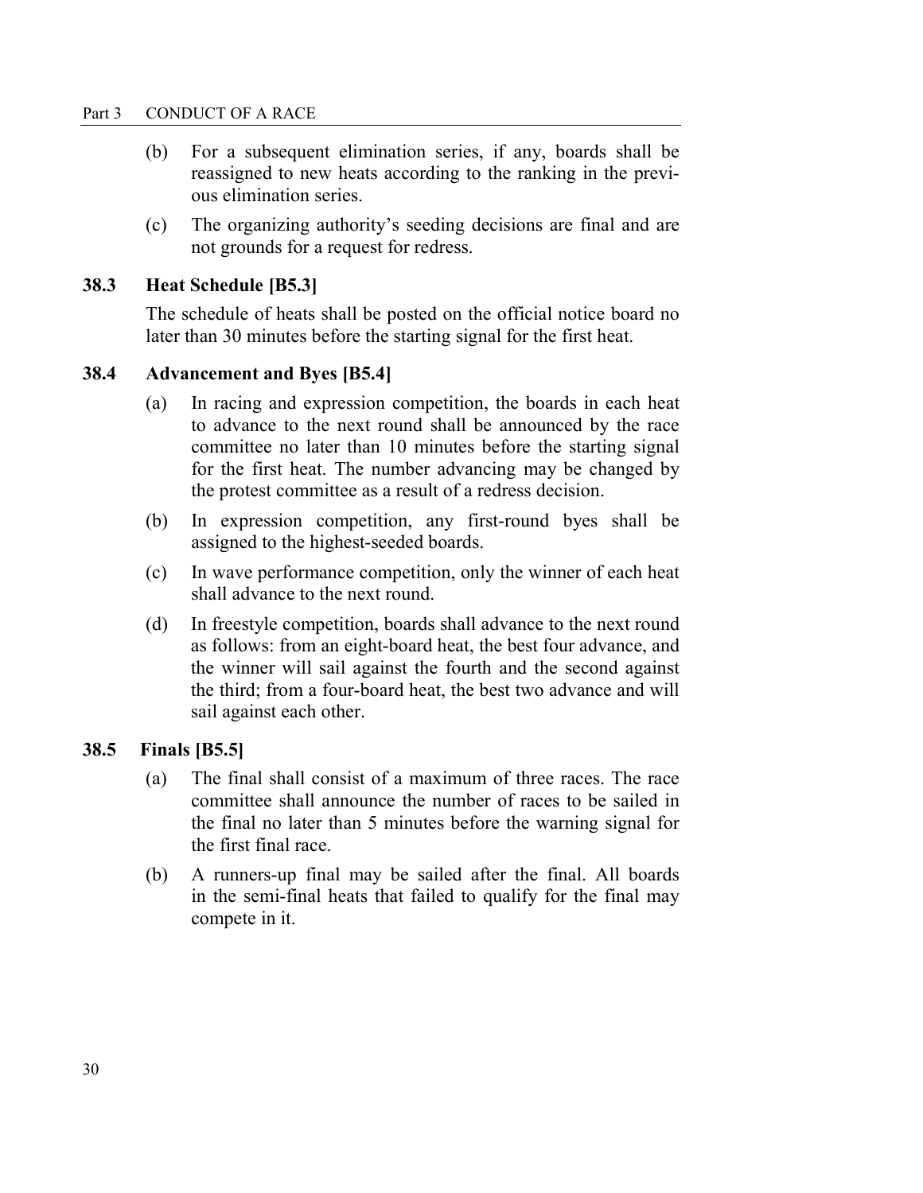(b) For a subsequent elimination series, if any, boards shall be reassigned to new heats according to the ranking in the previous elimination series.

(c) The organizing authority's seeding decisions are final and are not grounds for a request for redress.

### 38.3 Heat Schedule [B5.3]

The schedule of heats shall be posted on the official notice board no later than 30 minutes before the starting signal for the first heat.

### 38.4 Advancement and Byes [B5.4]

(a) In racing and expression competition, the boards in each heat to advance to the next round shall be announced by the race committee no later than 10 minutes before the starting signal for the first heat. The number advancing may be changed by the protest committee as a result of a redress decision.

(b) In expression competition, any first-round byes shall be assigned to the highest-seeded boards.

(c) In wave performance competition, only the winner of each heat shall advance to the next round.

(d) In freestyle competition, boards shall advance to the next round as follows: from an eight-board heat, the best four advance, and the winner will sail against the fourth and the second against the third; from a four-board heat, the best two advance and will sail against each other.

### 38.5 Finals [B5.5]

(a) The final shall consist of a maximum of three races. The race committee shall announce the number of races to be sailed in the final no later than 5 minutes before the warning signal for the first final race.

(b) A runners-up final may be sailed after the final. All boards in the semi-final heats that failed to qualify for the final may compete in it.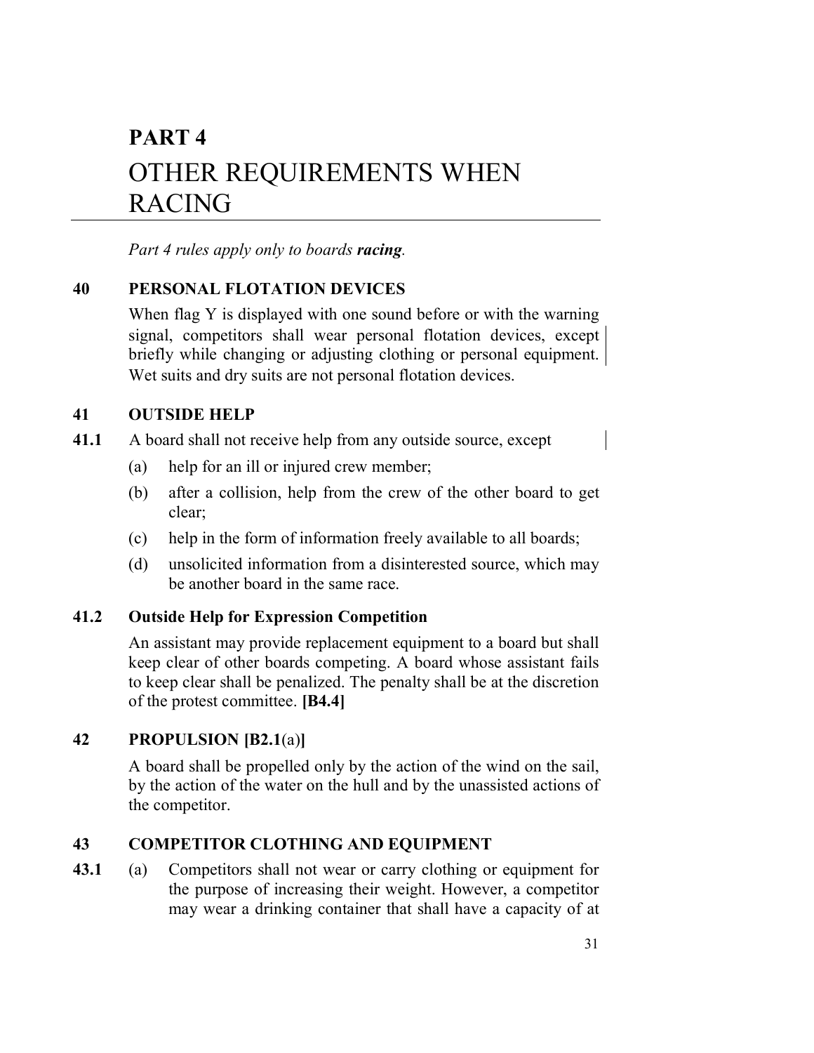# PART 4
# OTHER REQUIREMENTS WHEN RACING

*Part 4 rules apply only to boards **racing**.*

## 40 PERSONAL FLOTATION DEVICES

When flag Y is displayed with one sound before or with the warning signal, competitors shall wear personal flotation devices, except briefly while changing or adjusting clothing or personal equipment. Wet suits and dry suits are not personal flotation devices.

## 41 OUTSIDE HELP

**41.1** A board shall not receive help from any outside source, except

(a) help for an ill or injured crew member;

(b) after a collision, help from the crew of the other board to get clear;

(c) help in the form of information freely available to all boards;

(d) unsolicited information from a disinterested source, which may be another board in the same race.

**41.2 Outside Help for Expression Competition**

An assistant may provide replacement equipment to a board but shall keep clear of other boards competing. A board whose assistant fails to keep clear shall be penalized. The penalty shall be at the discretion of the protest committee. **[B4.4]**

## 42 PROPULSION [B2.1(a)]

A board shall be propelled only by the action of the wind on the sail, by the action of the water on the hull and by the unassisted actions of the competitor.

## 43 COMPETITOR CLOTHING AND EQUIPMENT

**43.1** (a) Competitors shall not wear or carry clothing or equipment for the purpose of increasing their weight. However, a competitor may wear a drinking container that shall have a capacity of at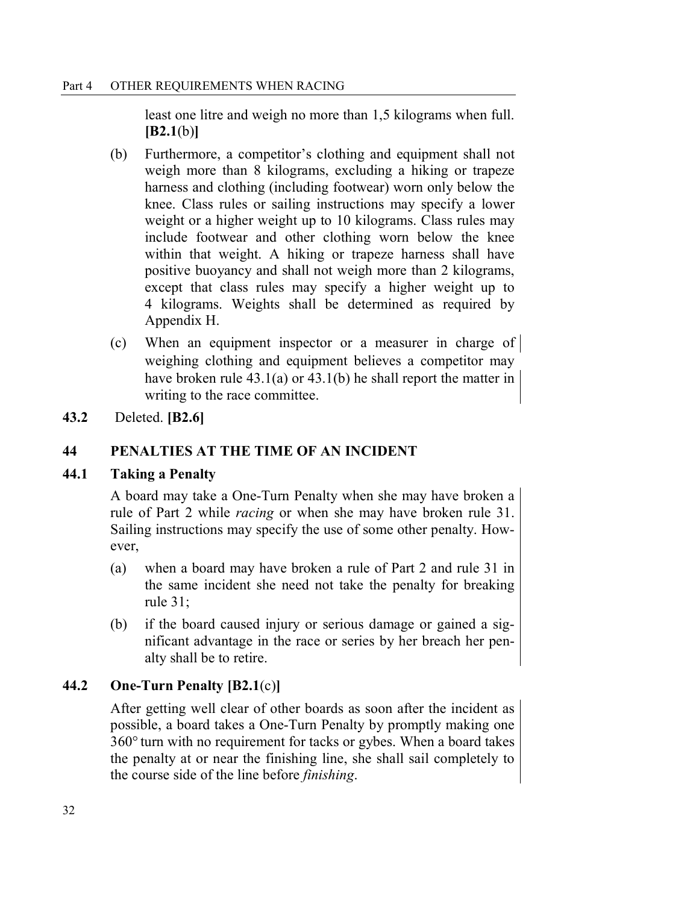least one litre and weigh no more than 1,5 kilograms when full. **[B2.1**(b)**]**

(b) Furthermore, a competitor's clothing and equipment shall not weigh more than 8 kilograms, excluding a hiking or trapeze harness and clothing (including footwear) worn only below the knee. Class rules or sailing instructions may specify a lower weight or a higher weight up to 10 kilograms. Class rules may include footwear and other clothing worn below the knee within that weight. A hiking or trapeze harness shall have positive buoyancy and shall not weigh more than 2 kilograms, except that class rules may specify a higher weight up to 4 kilograms. Weights shall be determined as required by Appendix H.

(c) When an equipment inspector or a measurer in charge of weighing clothing and equipment believes a competitor may have broken rule 43.1(a) or 43.1(b) he shall report the matter in writing to the race committee.

**43.2** Deleted. **[B2.6]**

## 44 PENALTIES AT THE TIME OF AN INCIDENT

### 44.1 Taking a Penalty

A board may take a One-Turn Penalty when she may have broken a rule of Part 2 while *racing* or when she may have broken rule 31. Sailing instructions may specify the use of some other penalty. However,

(a) when a board may have broken a rule of Part 2 and rule 31 in the same incident she need not take the penalty for breaking rule 31;

(b) if the board caused injury or serious damage or gained a significant advantage in the race or series by her breach her penalty shall be to retire.

### 44.2 One-Turn Penalty [B2.1(c)]

After getting well clear of other boards as soon after the incident as possible, a board takes a One-Turn Penalty by promptly making one 360° turn with no requirement for tacks or gybes. When a board takes the penalty at or near the finishing line, she shall sail completely to the course side of the line before *finishing*.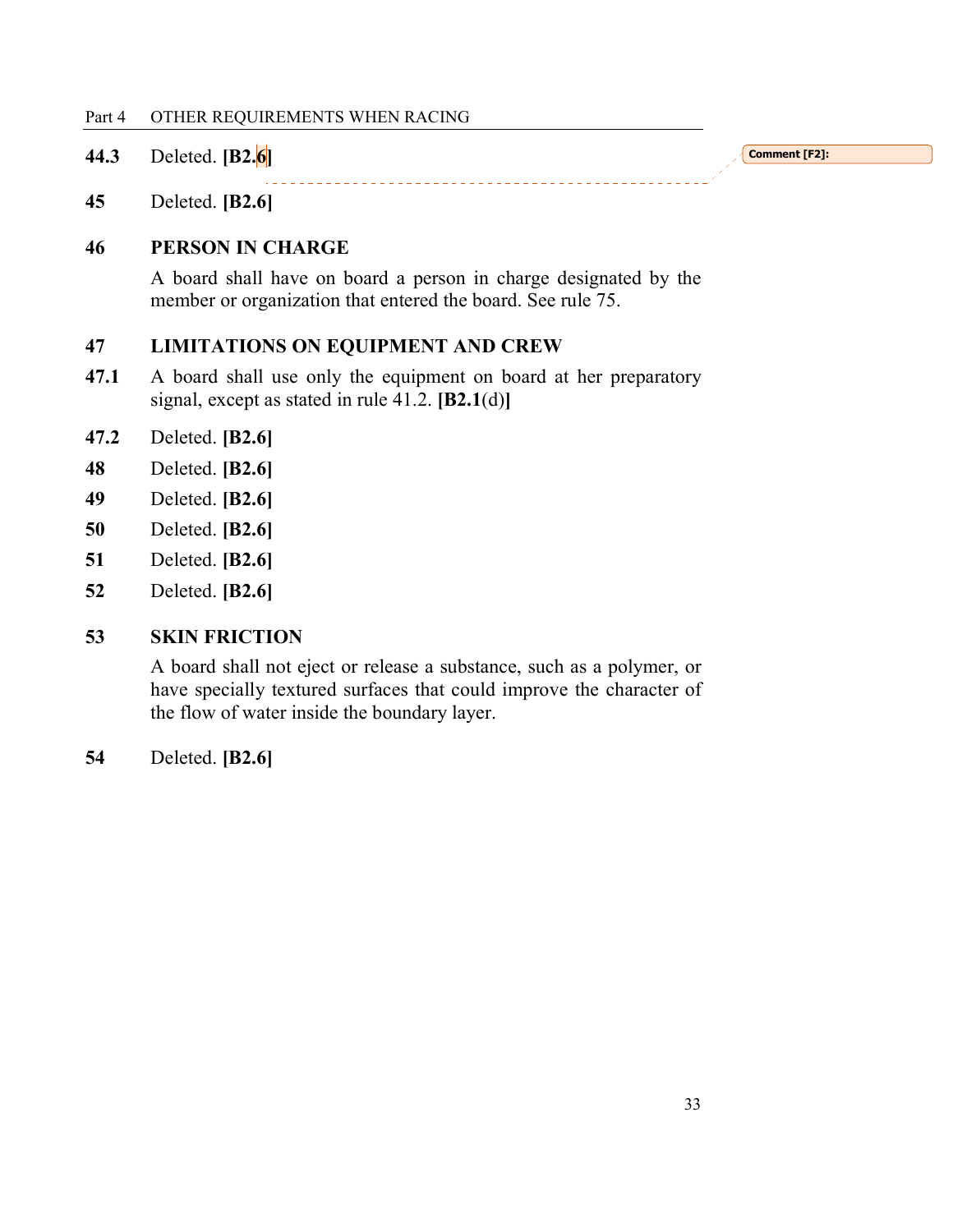**44.3** Deleted. **[B2.6]**

**45** Deleted. **[B2.6]**

## 46 PERSON IN CHARGE

A board shall have on board a person in charge designated by the member or organization that entered the board. See rule 75.

## 47 LIMITATIONS ON EQUIPMENT AND CREW

**47.1** A board shall use only the equipment on board at her preparatory signal, except as stated in rule 41.2. **[B2.1**(d)**]**

**47.2** Deleted. **[B2.6]**

**48** Deleted. **[B2.6]**

**49** Deleted. **[B2.6]**

**50** Deleted. **[B2.6]**

**51** Deleted. **[B2.6]**

**52** Deleted. **[B2.6]**

## 53 SKIN FRICTION

A board shall not eject or release a substance, such as a polymer, or have specially textured surfaces that could improve the character of the flow of water inside the boundary layer.

**54** Deleted. **[B2.6]**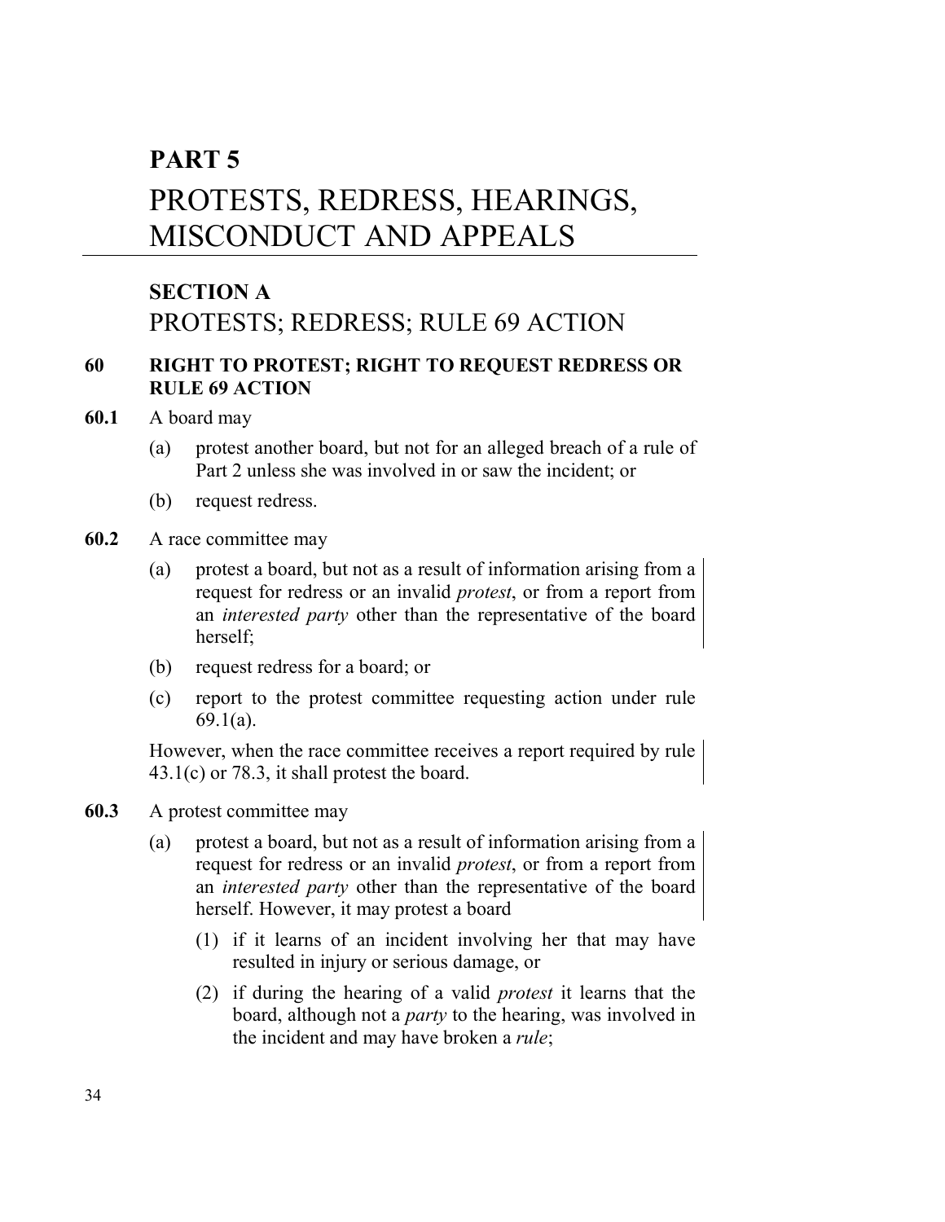# PART 5

# PROTESTS, REDRESS, HEARINGS, MISCONDUCT AND APPEALS

## SECTION A

## PROTESTS; REDRESS; RULE 69 ACTION

### 60 RIGHT TO PROTEST; RIGHT TO REQUEST REDRESS OR RULE 69 ACTION

**60.1** A board may

(a) protest another board, but not for an alleged breach of a rule of Part 2 unless she was involved in or saw the incident; or

(b) request redress.

**60.2** A race committee may

(a) protest a board, but not as a result of information arising from a request for redress or an invalid *protest*, or from a report from an *interested party* other than the representative of the board herself;

(b) request redress for a board; or

(c) report to the protest committee requesting action under rule 69.1(a).

However, when the race committee receives a report required by rule 43.1(c) or 78.3, it shall protest the board.

**60.3** A protest committee may

(a) protest a board, but not as a result of information arising from a request for redress or an invalid *protest*, or from a report from an *interested party* other than the representative of the board herself. However, it may protest a board

(1) if it learns of an incident involving her that may have resulted in injury or serious damage, or

(2) if during the hearing of a valid *protest* it learns that the board, although not a *party* to the hearing, was involved in the incident and may have broken a *rule*;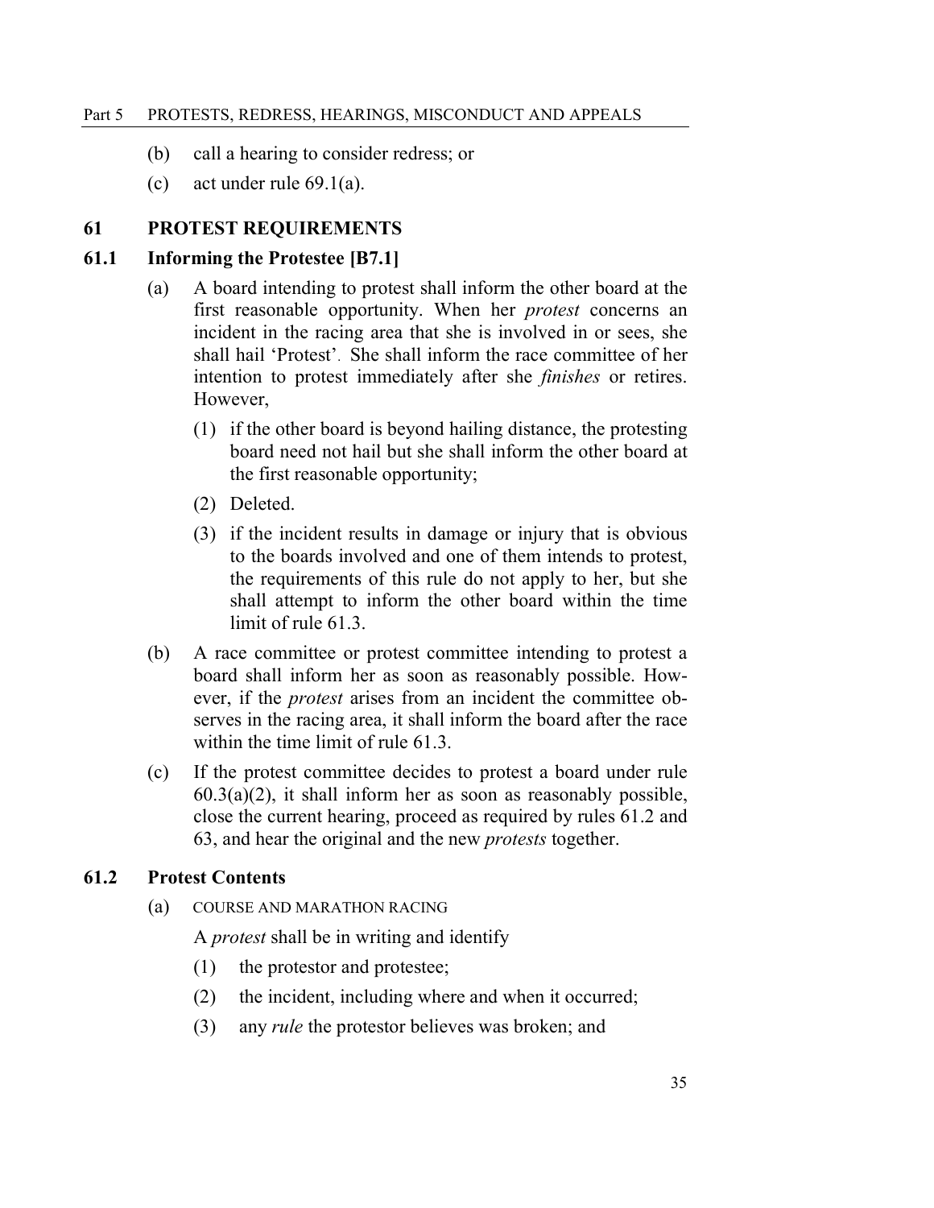(b) call a hearing to consider redress; or

(c) act under rule 69.1(a).

## 61 PROTEST REQUIREMENTS

### 61.1 Informing the Protestee [B7.1]

(a) A board intending to protest shall inform the other board at the first reasonable opportunity. When her *protest* concerns an incident in the racing area that she is involved in or sees, she shall hail 'Protest'. She shall inform the race committee of her intention to protest immediately after she *finishes* or retires. However,

  (1) if the other board is beyond hailing distance, the protesting board need not hail but she shall inform the other board at the first reasonable opportunity;

  (2) Deleted.

  (3) if the incident results in damage or injury that is obvious to the boards involved and one of them intends to protest, the requirements of this rule do not apply to her, but she shall attempt to inform the other board within the time limit of rule 61.3.

(b) A race committee or protest committee intending to protest a board shall inform her as soon as reasonably possible. However, if the *protest* arises from an incident the committee observes in the racing area, it shall inform the board after the race within the time limit of rule 61.3.

(c) If the protest committee decides to protest a board under rule 60.3(a)(2), it shall inform her as soon as reasonably possible, close the current hearing, proceed as required by rules 61.2 and 63, and hear the original and the new *protests* together.

### 61.2 Protest Contents

(a) COURSE AND MARATHON RACING

A *protest* shall be in writing and identify

  (1) the protestor and protestee;

  (2) the incident, including where and when it occurred;

  (3) any *rule* the protestor believes was broken; and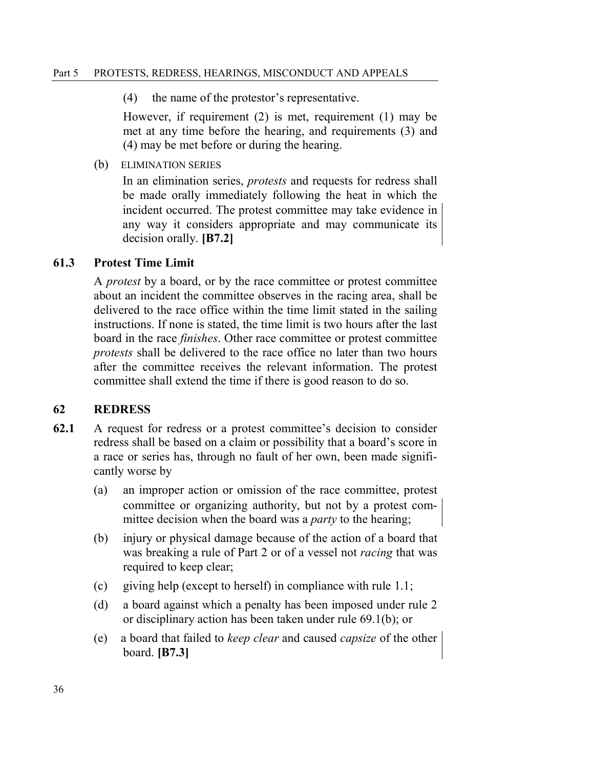(4) the name of the protestor's representative.

However, if requirement (2) is met, requirement (1) may be met at any time before the hearing, and requirements (3) and (4) may be met before or during the hearing.

(b) ELIMINATION SERIES

In an elimination series, *protests* and requests for redress shall be made orally immediately following the heat in which the incident occurred. The protest committee may take evidence in any way it considers appropriate and may communicate its decision orally. **[B7.2]**

### 61.3 Protest Time Limit

A *protest* by a board, or by the race committee or protest committee about an incident the committee observes in the racing area, shall be delivered to the race office within the time limit stated in the sailing instructions. If none is stated, the time limit is two hours after the last board in the race *finishes*. Other race committee or protest committee *protests* shall be delivered to the race office no later than two hours after the committee receives the relevant information. The protest committee shall extend the time if there is good reason to do so.

## 62 REDRESS

**62.1** A request for redress or a protest committee's decision to consider redress shall be based on a claim or possibility that a board's score in a race or series has, through no fault of her own, been made significantly worse by

(a) an improper action or omission of the race committee, protest committee or organizing authority, but not by a protest committee decision when the board was a *party* to the hearing;

(b) injury or physical damage because of the action of a board that was breaking a rule of Part 2 or of a vessel not *racing* that was required to keep clear;

(c) giving help (except to herself) in compliance with rule 1.1;

(d) a board against which a penalty has been imposed under rule 2 or disciplinary action has been taken under rule 69.1(b); or

(e) a board that failed to *keep clear* and caused *capsize* of the other board. **[B7.3]**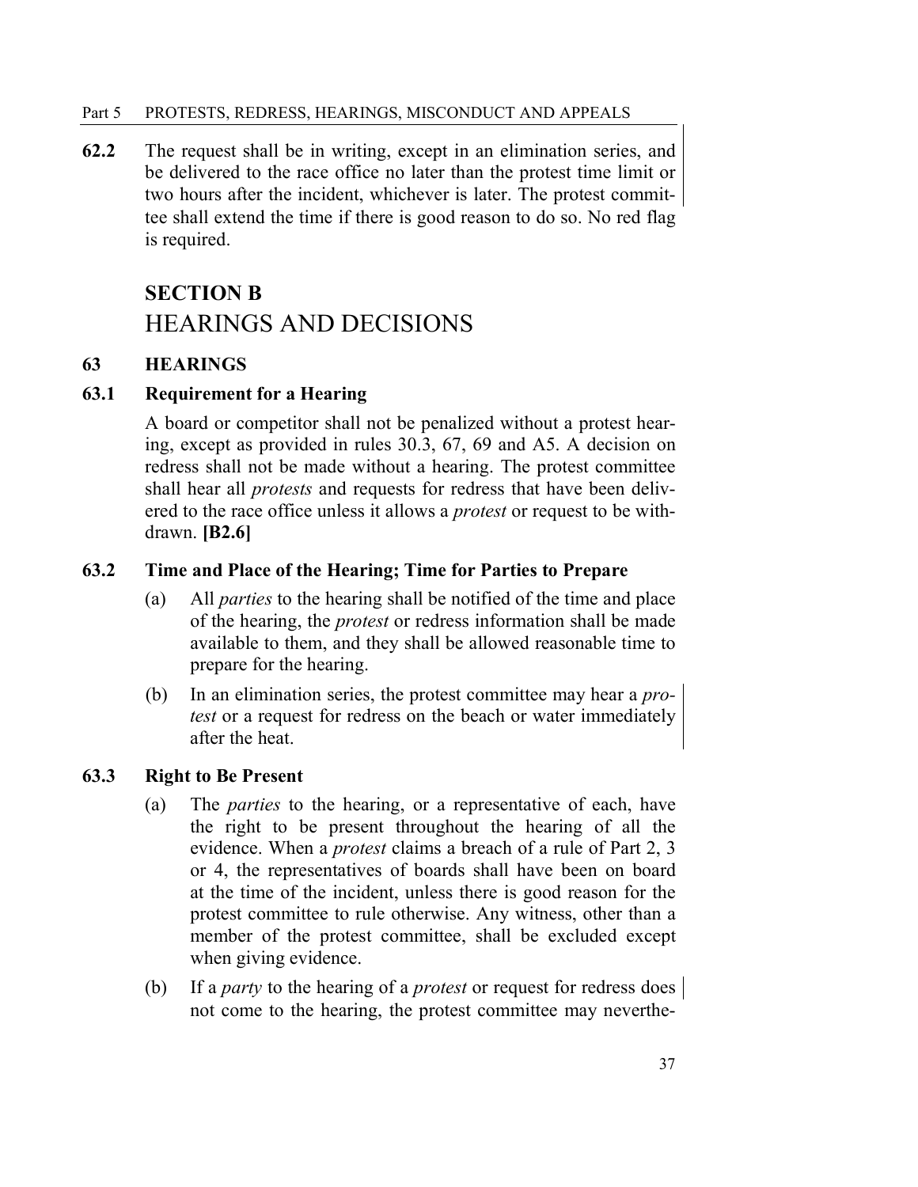**62.2** The request shall be in writing, except in an elimination series, and be delivered to the race office no later than the protest time limit or two hours after the incident, whichever is later. The protest committee shall extend the time if there is good reason to do so. No red flag is required.

## SECTION B
## HEARINGS AND DECISIONS

### 63 HEARINGS

#### 63.1 Requirement for a Hearing

A board or competitor shall not be penalized without a protest hearing, except as provided in rules 30.3, 67, 69 and A5. A decision on redress shall not be made without a hearing. The protest committee shall hear all *protests* and requests for redress that have been delivered to the race office unless it allows a *protest* or request to be withdrawn. **[B2.6]**

#### 63.2 Time and Place of the Hearing; Time for Parties to Prepare

(a) All *parties* to the hearing shall be notified of the time and place of the hearing, the *protest* or redress information shall be made available to them, and they shall be allowed reasonable time to prepare for the hearing.

(b) In an elimination series, the protest committee may hear a *protest* or a request for redress on the beach or water immediately after the heat.

#### 63.3 Right to Be Present

(a) The *parties* to the hearing, or a representative of each, have the right to be present throughout the hearing of all the evidence. When a *protest* claims a breach of a rule of Part 2, 3 or 4, the representatives of boards shall have been on board at the time of the incident, unless there is good reason for the protest committee to rule otherwise. Any witness, other than a member of the protest committee, shall be excluded except when giving evidence.

(b) If a *party* to the hearing of a *protest* or request for redress does not come to the hearing, the protest committee may neverthe-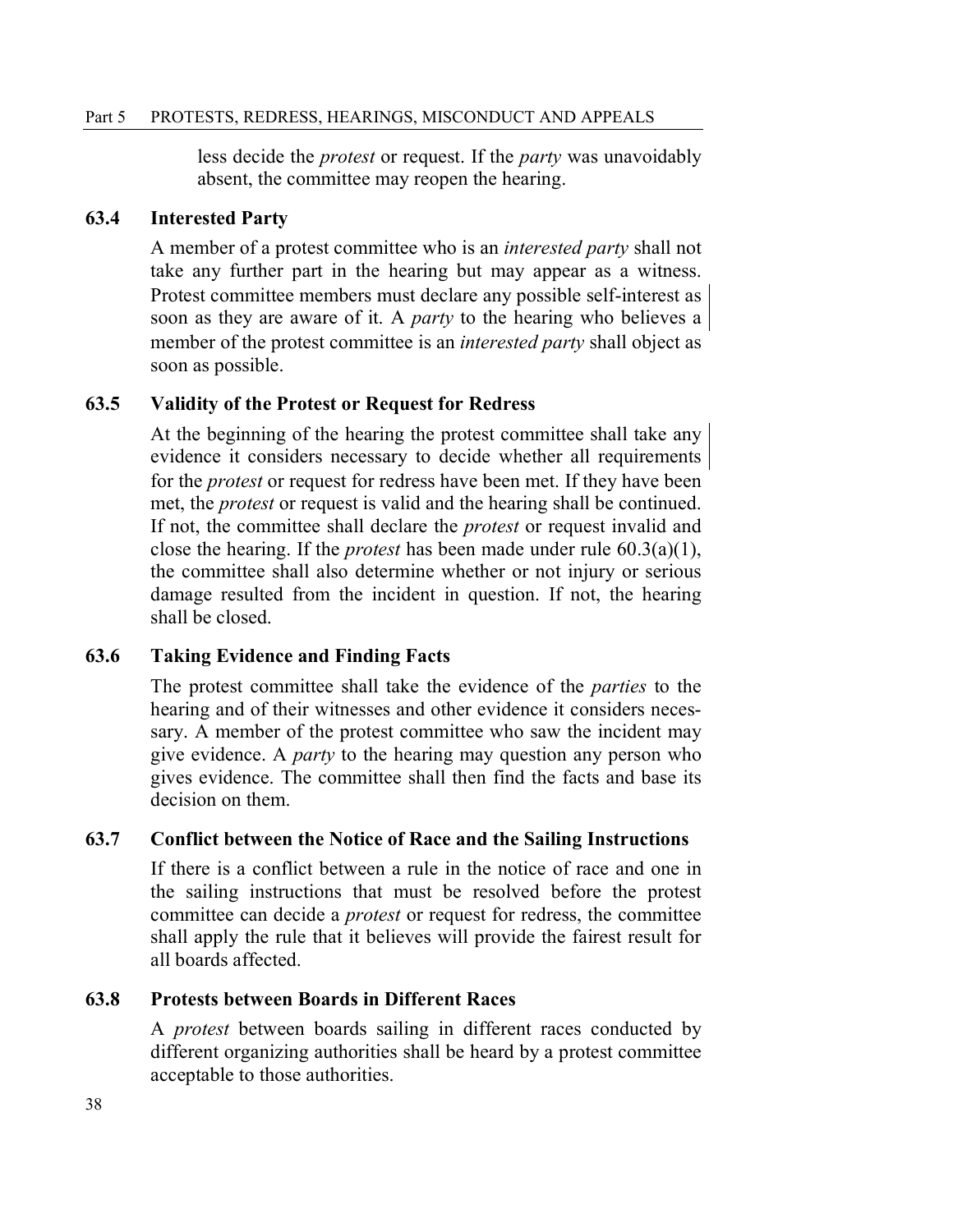less decide the *protest* or request. If the *party* was unavoidably absent, the committee may reopen the hearing.

### 63.4 Interested Party

A member of a protest committee who is an *interested party* shall not take any further part in the hearing but may appear as a witness. Protest committee members must declare any possible self-interest as soon as they are aware of it. A *party* to the hearing who believes a member of the protest committee is an *interested party* shall object as soon as possible.

### 63.5 Validity of the Protest or Request for Redress

At the beginning of the hearing the protest committee shall take any evidence it considers necessary to decide whether all requirements for the *protest* or request for redress have been met. If they have been met, the *protest* or request is valid and the hearing shall be continued. If not, the committee shall declare the *protest* or request invalid and close the hearing. If the *protest* has been made under rule 60.3(a)(1), the committee shall also determine whether or not injury or serious damage resulted from the incident in question. If not, the hearing shall be closed.

### 63.6 Taking Evidence and Finding Facts

The protest committee shall take the evidence of the *parties* to the hearing and of their witnesses and other evidence it considers necessary. A member of the protest committee who saw the incident may give evidence. A *party* to the hearing may question any person who gives evidence. The committee shall then find the facts and base its decision on them.

### 63.7 Conflict between the Notice of Race and the Sailing Instructions

If there is a conflict between a rule in the notice of race and one in the sailing instructions that must be resolved before the protest committee can decide a *protest* or request for redress, the committee shall apply the rule that it believes will provide the fairest result for all boards affected.

### 63.8 Protests between Boards in Different Races

A *protest* between boards sailing in different races conducted by different organizing authorities shall be heard by a protest committee acceptable to those authorities.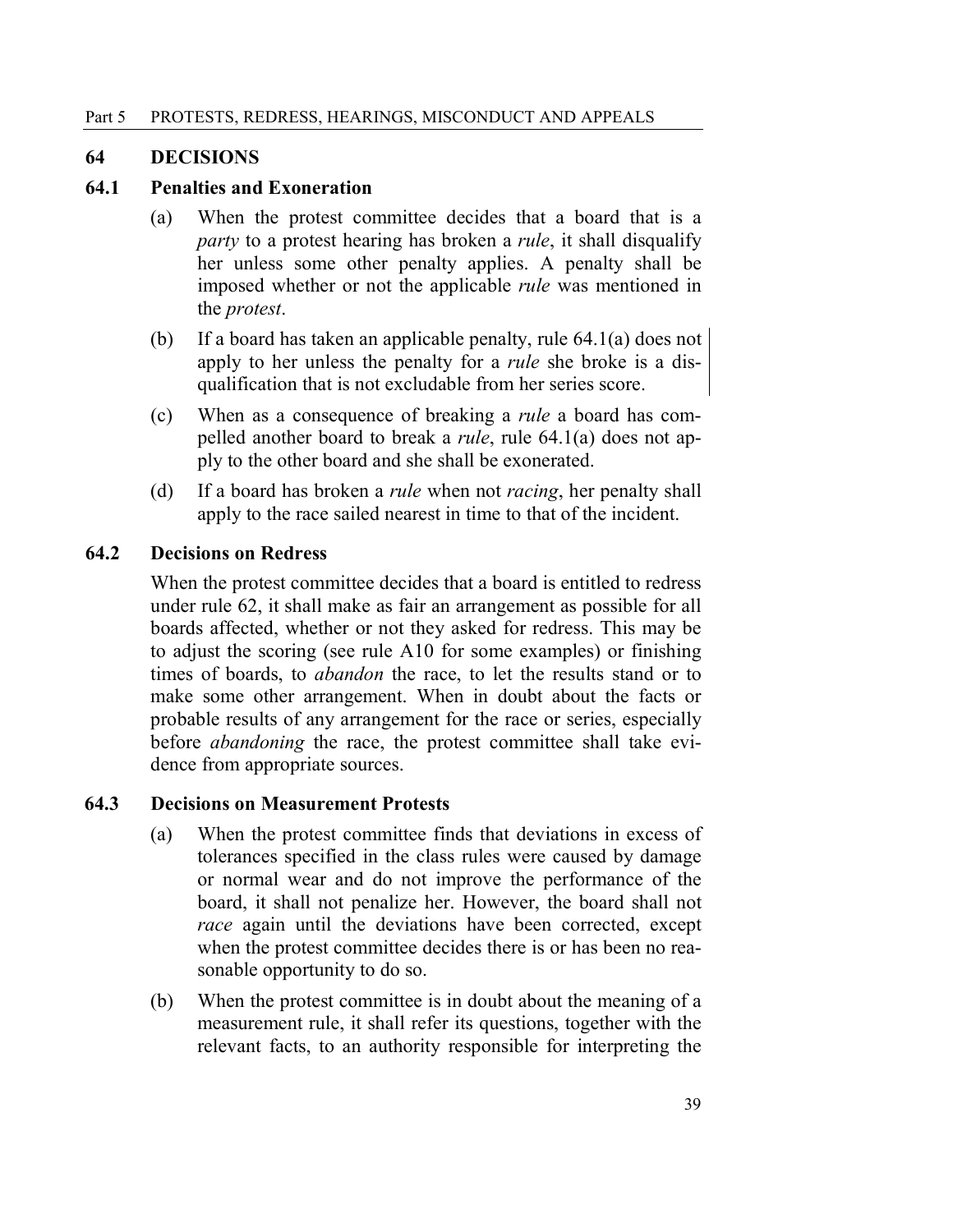## 64 DECISIONS

### 64.1 Penalties and Exoneration

(a) When the protest committee decides that a board that is a *party* to a protest hearing has broken a *rule*, it shall disqualify her unless some other penalty applies. A penalty shall be imposed whether or not the applicable *rule* was mentioned in the *protest*.

(b) If a board has taken an applicable penalty, rule 64.1(a) does not apply to her unless the penalty for a *rule* she broke is a disqualification that is not excludable from her series score.

(c) When as a consequence of breaking a *rule* a board has compelled another board to break a *rule*, rule 64.1(a) does not apply to the other board and she shall be exonerated.

(d) If a board has broken a *rule* when not *racing*, her penalty shall apply to the race sailed nearest in time to that of the incident.

### 64.2 Decisions on Redress

When the protest committee decides that a board is entitled to redress under rule 62, it shall make as fair an arrangement as possible for all boards affected, whether or not they asked for redress. This may be to adjust the scoring (see rule A10 for some examples) or finishing times of boards, to *abandon* the race, to let the results stand or to make some other arrangement. When in doubt about the facts or probable results of any arrangement for the race or series, especially before *abandoning* the race, the protest committee shall take evidence from appropriate sources.

### 64.3 Decisions on Measurement Protests

(a) When the protest committee finds that deviations in excess of tolerances specified in the class rules were caused by damage or normal wear and do not improve the performance of the board, it shall not penalize her. However, the board shall not *race* again until the deviations have been corrected, except when the protest committee decides there is or has been no reasonable opportunity to do so.

(b) When the protest committee is in doubt about the meaning of a measurement rule, it shall refer its questions, together with the relevant facts, to an authority responsible for interpreting the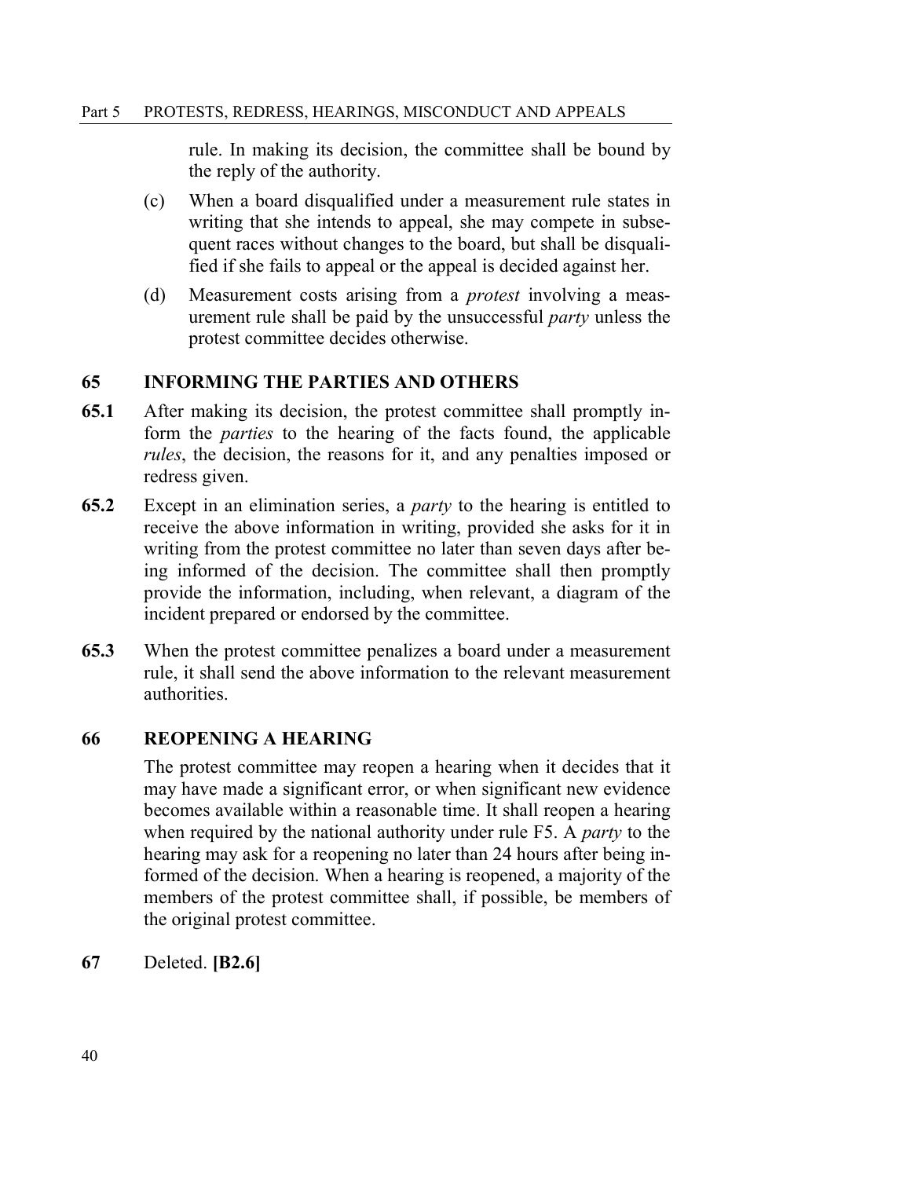rule. In making its decision, the committee shall be bound by the reply of the authority.

(c) When a board disqualified under a measurement rule states in writing that she intends to appeal, she may compete in subsequent races without changes to the board, but shall be disqualified if she fails to appeal or the appeal is decided against her.

(d) Measurement costs arising from a *protest* involving a measurement rule shall be paid by the unsuccessful *party* unless the protest committee decides otherwise.

### 65 INFORMING THE PARTIES AND OTHERS

**65.1** After making its decision, the protest committee shall promptly inform the *parties* to the hearing of the facts found, the applicable *rules*, the decision, the reasons for it, and any penalties imposed or redress given.

**65.2** Except in an elimination series, a *party* to the hearing is entitled to receive the above information in writing, provided she asks for it in writing from the protest committee no later than seven days after being informed of the decision. The committee shall then promptly provide the information, including, when relevant, a diagram of the incident prepared or endorsed by the committee.

**65.3** When the protest committee penalizes a board under a measurement rule, it shall send the above information to the relevant measurement authorities.

### 66 REOPENING A HEARING

The protest committee may reopen a hearing when it decides that it may have made a significant error, or when significant new evidence becomes available within a reasonable time. It shall reopen a hearing when required by the national authority under rule F5. A *party* to the hearing may ask for a reopening no later than 24 hours after being informed of the decision. When a hearing is reopened, a majority of the members of the protest committee shall, if possible, be members of the original protest committee.

**67** Deleted. **[B2.6]**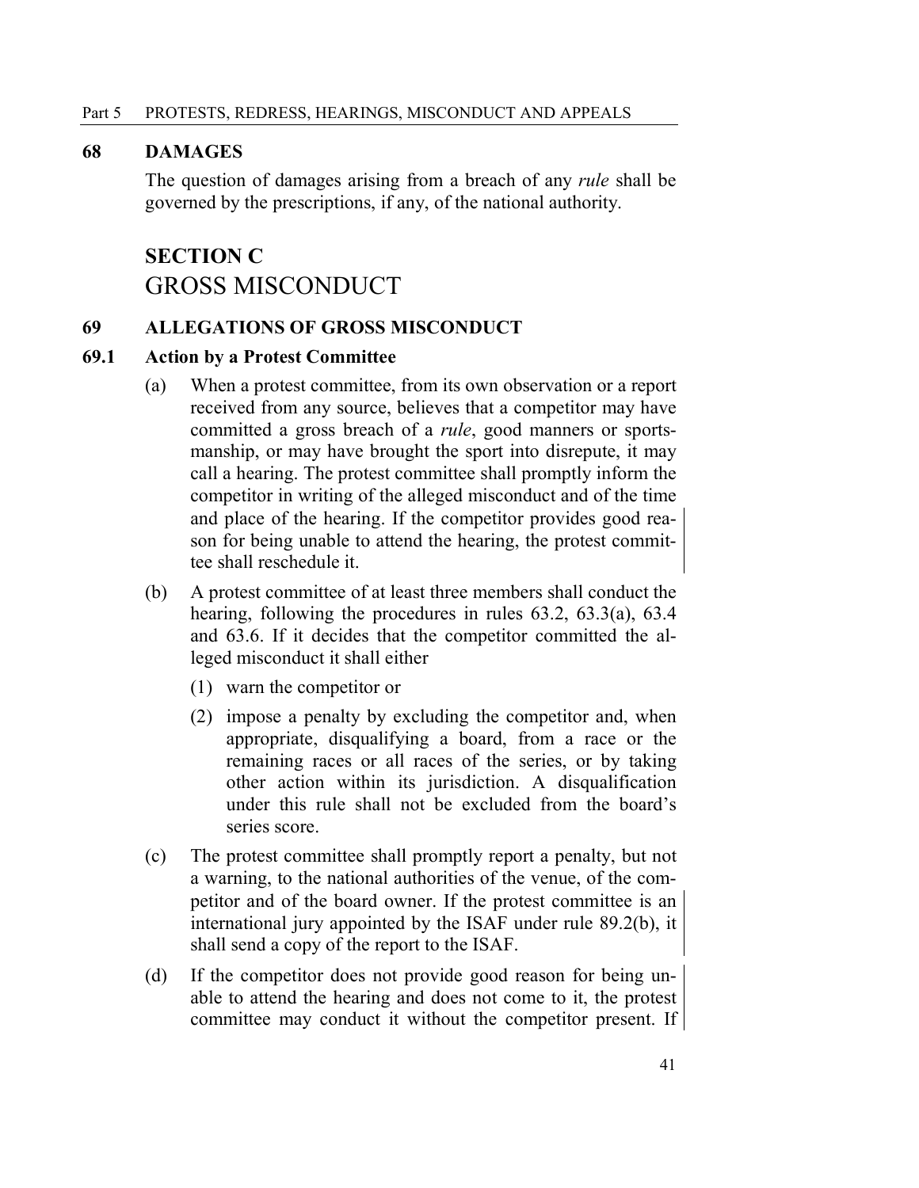## 68 DAMAGES

The question of damages arising from a breach of any *rule* shall be governed by the prescriptions, if any, of the national authority.

# SECTION C
# GROSS MISCONDUCT

## 69 ALLEGATIONS OF GROSS MISCONDUCT

### 69.1 Action by a Protest Committee

(a) When a protest committee, from its own observation or a report received from any source, believes that a competitor may have committed a gross breach of a *rule*, good manners or sportsmanship, or may have brought the sport into disrepute, it may call a hearing. The protest committee shall promptly inform the competitor in writing of the alleged misconduct and of the time and place of the hearing. If the competitor provides good reason for being unable to attend the hearing, the protest committee shall reschedule it.

(b) A protest committee of at least three members shall conduct the hearing, following the procedures in rules 63.2, 63.3(a), 63.4 and 63.6. If it decides that the competitor committed the alleged misconduct it shall either

   (1) warn the competitor or

   (2) impose a penalty by excluding the competitor and, when appropriate, disqualifying a board, from a race or the remaining races or all races of the series, or by taking other action within its jurisdiction. A disqualification under this rule shall not be excluded from the board's series score.

(c) The protest committee shall promptly report a penalty, but not a warning, to the national authorities of the venue, of the competitor and of the board owner. If the protest committee is an international jury appointed by the ISAF under rule 89.2(b), it shall send a copy of the report to the ISAF.

(d) If the competitor does not provide good reason for being unable to attend the hearing and does not come to it, the protest committee may conduct it without the competitor present. If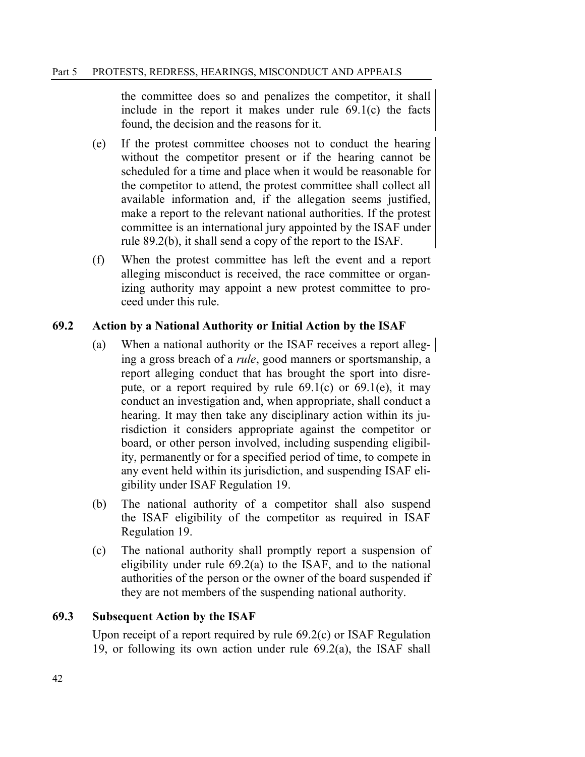the committee does so and penalizes the competitor, it shall include in the report it makes under rule 69.1(c) the facts found, the decision and the reasons for it.

(e) If the protest committee chooses not to conduct the hearing without the competitor present or if the hearing cannot be scheduled for a time and place when it would be reasonable for the competitor to attend, the protest committee shall collect all available information and, if the allegation seems justified, make a report to the relevant national authorities. If the protest committee is an international jury appointed by the ISAF under rule 89.2(b), it shall send a copy of the report to the ISAF.

(f) When the protest committee has left the event and a report alleging misconduct is received, the race committee or organizing authority may appoint a new protest committee to proceed under this rule.

### 69.2 Action by a National Authority or Initial Action by the ISAF

(a) When a national authority or the ISAF receives a report alleging a gross breach of a *rule*, good manners or sportsmanship, a report alleging conduct that has brought the sport into disrepute, or a report required by rule 69.1(c) or 69.1(e), it may conduct an investigation and, when appropriate, shall conduct a hearing. It may then take any disciplinary action within its jurisdiction it considers appropriate against the competitor or board, or other person involved, including suspending eligibility, permanently or for a specified period of time, to compete in any event held within its jurisdiction, and suspending ISAF eligibility under ISAF Regulation 19.

(b) The national authority of a competitor shall also suspend the ISAF eligibility of the competitor as required in ISAF Regulation 19.

(c) The national authority shall promptly report a suspension of eligibility under rule 69.2(a) to the ISAF, and to the national authorities of the person or the owner of the board suspended if they are not members of the suspending national authority.

### 69.3 Subsequent Action by the ISAF

Upon receipt of a report required by rule 69.2(c) or ISAF Regulation 19, or following its own action under rule 69.2(a), the ISAF shall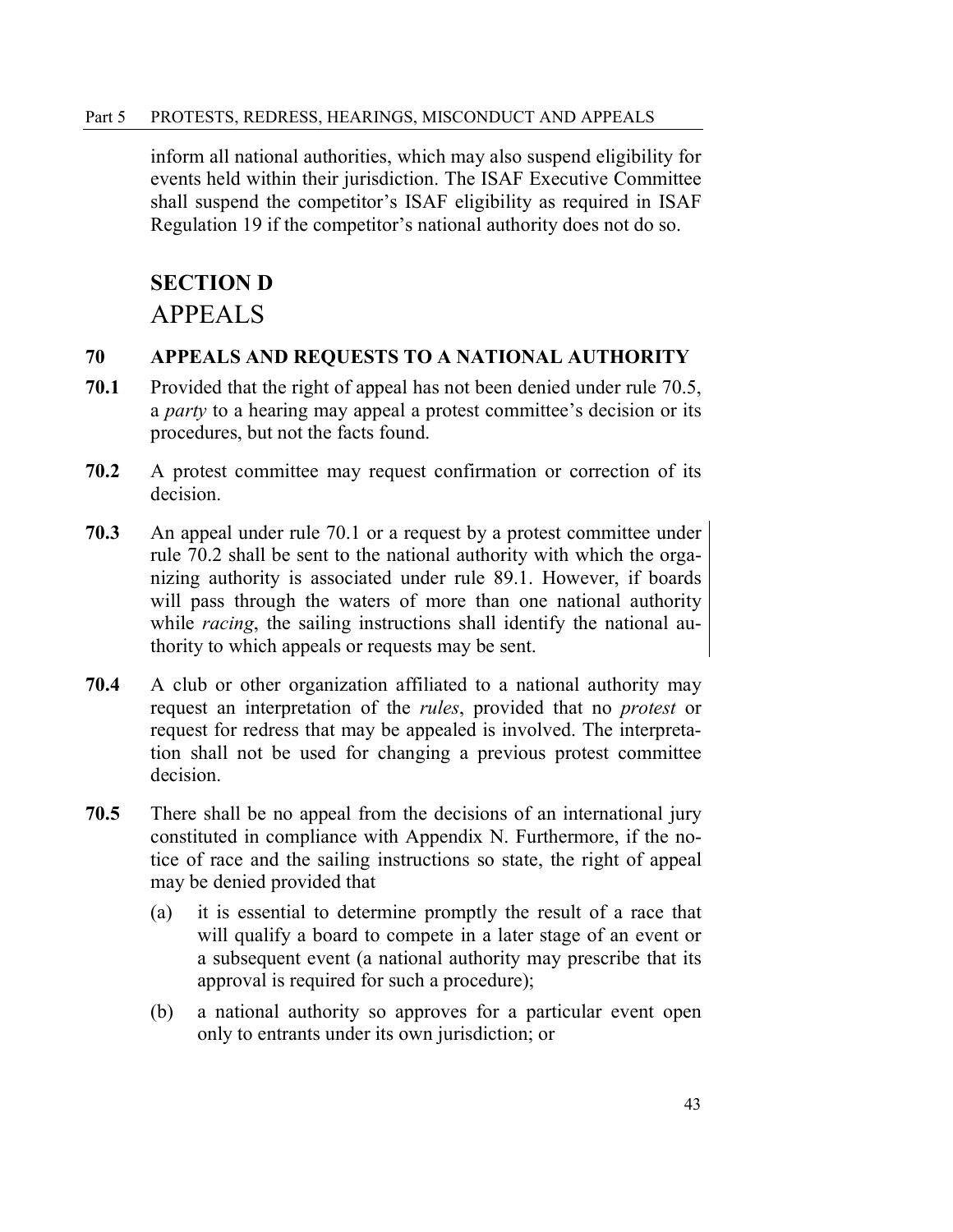inform all national authorities, which may also suspend eligibility for events held within their jurisdiction. The ISAF Executive Committee shall suspend the competitor's ISAF eligibility as required in ISAF Regulation 19 if the competitor's national authority does not do so.

## SECTION D
## APPEALS

### 70 APPEALS AND REQUESTS TO A NATIONAL AUTHORITY

**70.1** Provided that the right of appeal has not been denied under rule 70.5, a *party* to a hearing may appeal a protest committee's decision or its procedures, but not the facts found.

**70.2** A protest committee may request confirmation or correction of its decision.

**70.3** An appeal under rule 70.1 or a request by a protest committee under rule 70.2 shall be sent to the national authority with which the organizing authority is associated under rule 89.1. However, if boards will pass through the waters of more than one national authority while *racing*, the sailing instructions shall identify the national authority to which appeals or requests may be sent.

**70.4** A club or other organization affiliated to a national authority may request an interpretation of the *rules*, provided that no *protest* or request for redress that may be appealed is involved. The interpretation shall not be used for changing a previous protest committee decision.

**70.5** There shall be no appeal from the decisions of an international jury constituted in compliance with Appendix N. Furthermore, if the notice of race and the sailing instructions so state, the right of appeal may be denied provided that

(a) it is essential to determine promptly the result of a race that will qualify a board to compete in a later stage of an event or a subsequent event (a national authority may prescribe that its approval is required for such a procedure);

(b) a national authority so approves for a particular event open only to entrants under its own jurisdiction; or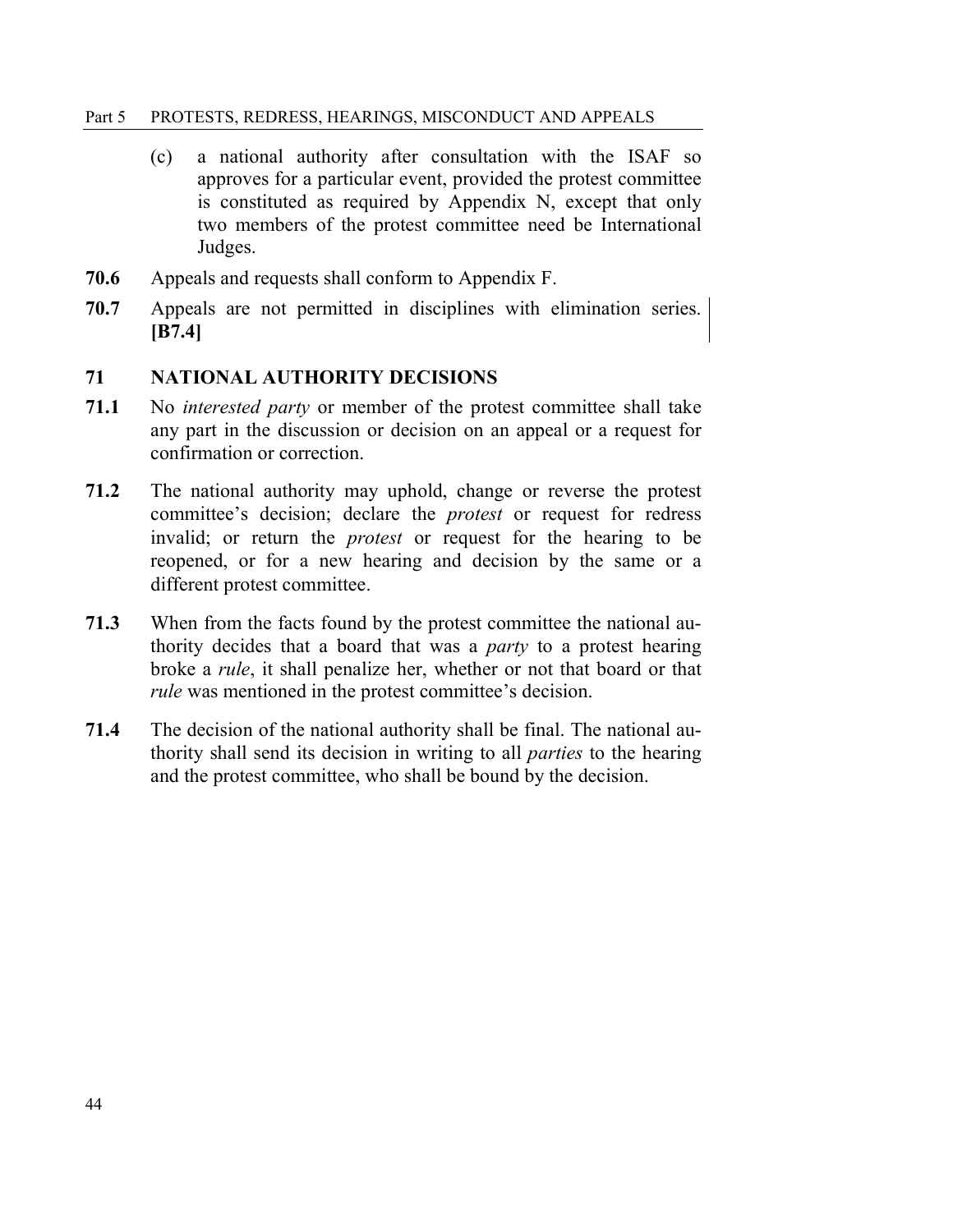(c) a national authority after consultation with the ISAF so approves for a particular event, provided the protest committee is constituted as required by Appendix N, except that only two members of the protest committee need be International Judges.

**70.6** Appeals and requests shall conform to Appendix F.

**70.7** Appeals are not permitted in disciplines with elimination series. **[B7.4]**

## 71 NATIONAL AUTHORITY DECISIONS

**71.1** No *interested party* or member of the protest committee shall take any part in the discussion or decision on an appeal or a request for confirmation or correction.

**71.2** The national authority may uphold, change or reverse the protest committee's decision; declare the *protest* or request for redress invalid; or return the *protest* or request for the hearing to be reopened, or for a new hearing and decision by the same or a different protest committee.

**71.3** When from the facts found by the protest committee the national authority decides that a board that was a *party* to a protest hearing broke a *rule*, it shall penalize her, whether or not that board or that *rule* was mentioned in the protest committee's decision.

**71.4** The decision of the national authority shall be final. The national authority shall send its decision in writing to all *parties* to the hearing and the protest committee, who shall be bound by the decision.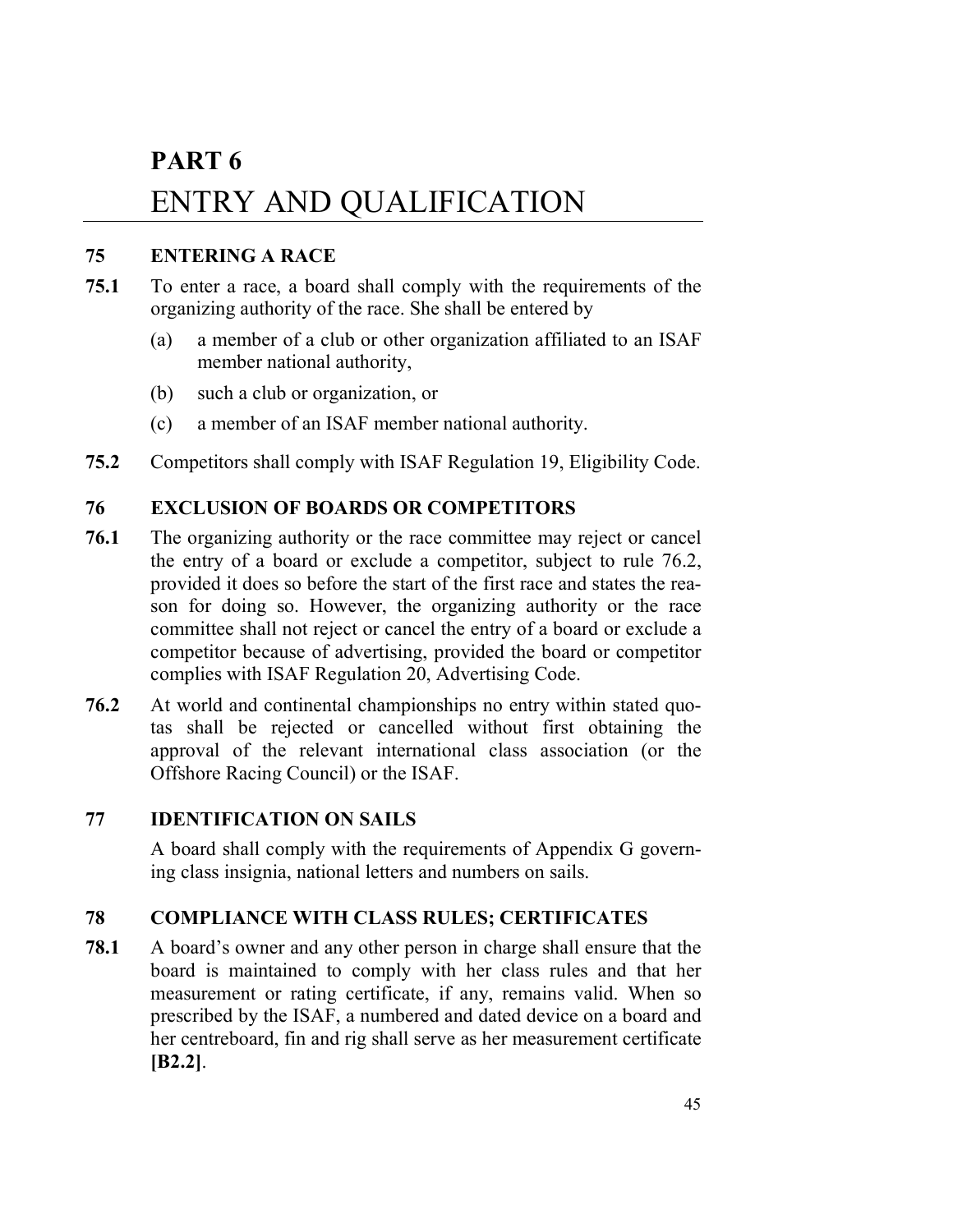# PART 6
# ENTRY AND QUALIFICATION

## 75 ENTERING A RACE

**75.1** To enter a race, a board shall comply with the requirements of the organizing authority of the race. She shall be entered by

(a) a member of a club or other organization affiliated to an ISAF member national authority,

(b) such a club or organization, or

(c) a member of an ISAF member national authority.

**75.2** Competitors shall comply with ISAF Regulation 19, Eligibility Code.

## 76 EXCLUSION OF BOARDS OR COMPETITORS

**76.1** The organizing authority or the race committee may reject or cancel the entry of a board or exclude a competitor, subject to rule 76.2, provided it does so before the start of the first race and states the reason for doing so. However, the organizing authority or the race committee shall not reject or cancel the entry of a board or exclude a competitor because of advertising, provided the board or competitor complies with ISAF Regulation 20, Advertising Code.

**76.2** At world and continental championships no entry within stated quotas shall be rejected or cancelled without first obtaining the approval of the relevant international class association (or the Offshore Racing Council) or the ISAF.

## 77 IDENTIFICATION ON SAILS

A board shall comply with the requirements of Appendix G governing class insignia, national letters and numbers on sails.

## 78 COMPLIANCE WITH CLASS RULES; CERTIFICATES

**78.1** A board's owner and any other person in charge shall ensure that the board is maintained to comply with her class rules and that her measurement or rating certificate, if any, remains valid. When so prescribed by the ISAF, a numbered and dated device on a board and her centreboard, fin and rig shall serve as her measurement certificate **[B2.2]**.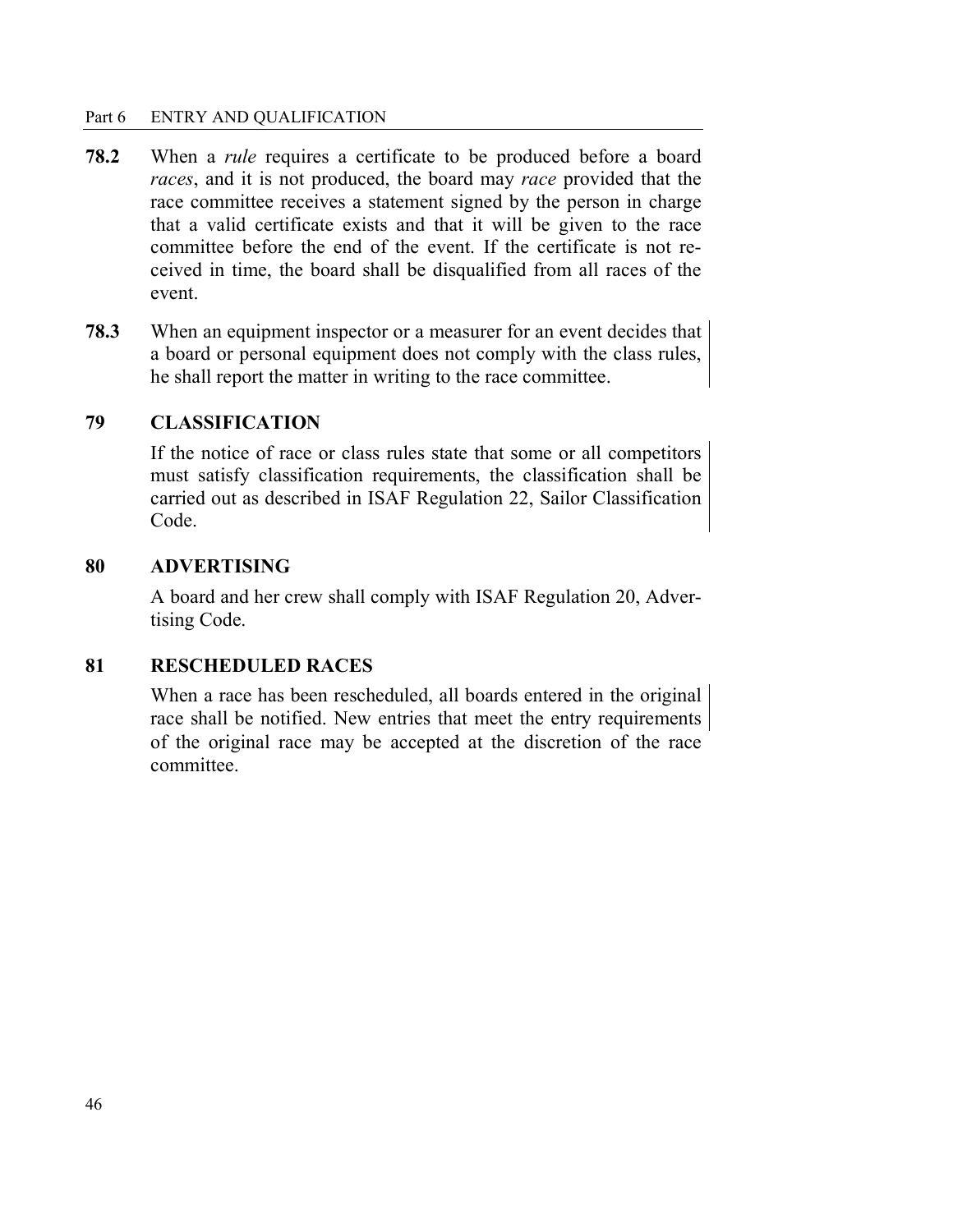**78.2** When a *rule* requires a certificate to be produced before a board *races*, and it is not produced, the board may *race* provided that the race committee receives a statement signed by the person in charge that a valid certificate exists and that it will be given to the race committee before the end of the event. If the certificate is not received in time, the board shall be disqualified from all races of the event.

**78.3** When an equipment inspector or a measurer for an event decides that a board or personal equipment does not comply with the class rules, he shall report the matter in writing to the race committee.

## 79 CLASSIFICATION

If the notice of race or class rules state that some or all competitors must satisfy classification requirements, the classification shall be carried out as described in ISAF Regulation 22, Sailor Classification Code.

## 80 ADVERTISING

A board and her crew shall comply with ISAF Regulation 20, Advertising Code.

## 81 RESCHEDULED RACES

When a race has been rescheduled, all boards entered in the original race shall be notified. New entries that meet the entry requirements of the original race may be accepted at the discretion of the race committee.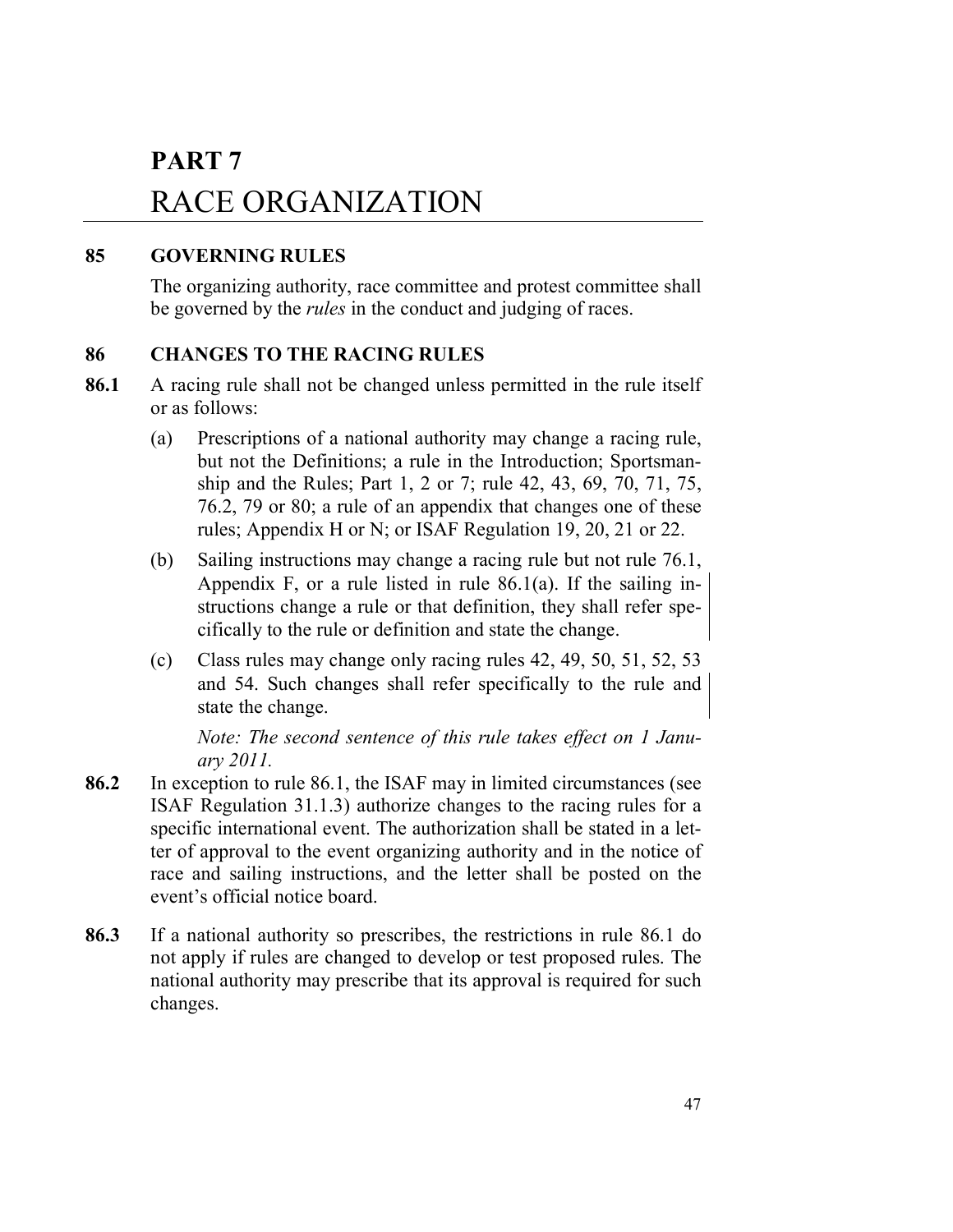# PART 7
# RACE ORGANIZATION

## 85 GOVERNING RULES

The organizing authority, race committee and protest committee shall be governed by the *rules* in the conduct and judging of races.

## 86 CHANGES TO THE RACING RULES

**86.1** A racing rule shall not be changed unless permitted in the rule itself or as follows:

(a) Prescriptions of a national authority may change a racing rule, but not the Definitions; a rule in the Introduction; Sportsmanship and the Rules; Part 1, 2 or 7; rule 42, 43, 69, 70, 71, 75, 76.2, 79 or 80; a rule of an appendix that changes one of these rules; Appendix H or N; or ISAF Regulation 19, 20, 21 or 22.

(b) Sailing instructions may change a racing rule but not rule 76.1, Appendix F, or a rule listed in rule 86.1(a). If the sailing instructions change a rule or that definition, they shall refer specifically to the rule or definition and state the change.

(c) Class rules may change only racing rules 42, 49, 50, 51, 52, 53 and 54. Such changes shall refer specifically to the rule and state the change.

*Note: The second sentence of this rule takes effect on 1 January 2011.*

**86.2** In exception to rule 86.1, the ISAF may in limited circumstances (see ISAF Regulation 31.1.3) authorize changes to the racing rules for a specific international event. The authorization shall be stated in a letter of approval to the event organizing authority and in the notice of race and sailing instructions, and the letter shall be posted on the event's official notice board.

**86.3** If a national authority so prescribes, the restrictions in rule 86.1 do not apply if rules are changed to develop or test proposed rules. The national authority may prescribe that its approval is required for such changes.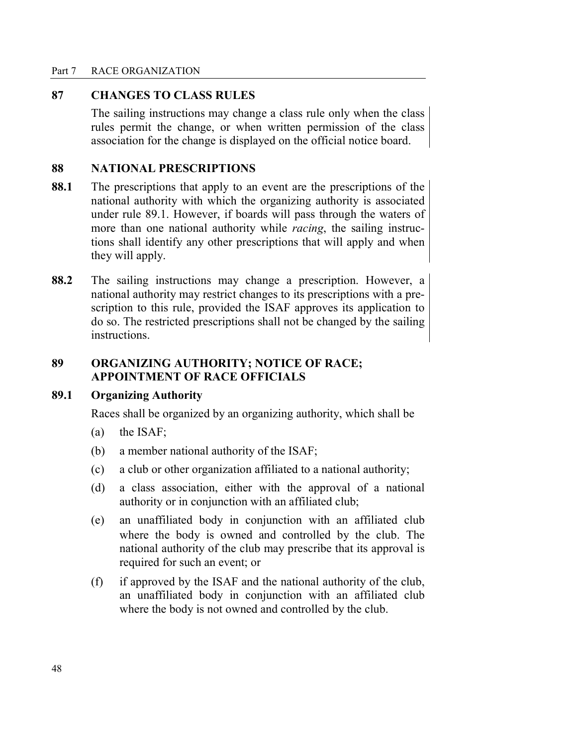## 87 CHANGES TO CLASS RULES

The sailing instructions may change a class rule only when the class rules permit the change, or when written permission of the class association for the change is displayed on the official notice board.

## 88 NATIONAL PRESCRIPTIONS

**88.1** The prescriptions that apply to an event are the prescriptions of the national authority with which the organizing authority is associated under rule 89.1. However, if boards will pass through the waters of more than one national authority while *racing*, the sailing instructions shall identify any other prescriptions that will apply and when they will apply.

**88.2** The sailing instructions may change a prescription. However, a national authority may restrict changes to its prescriptions with a prescription to this rule, provided the ISAF approves its application to do so. The restricted prescriptions shall not be changed by the sailing instructions.

## 89 ORGANIZING AUTHORITY; NOTICE OF RACE; APPOINTMENT OF RACE OFFICIALS

### 89.1 Organizing Authority

Races shall be organized by an organizing authority, which shall be

(a) the ISAF;

(b) a member national authority of the ISAF;

(c) a club or other organization affiliated to a national authority;

(d) a class association, either with the approval of a national authority or in conjunction with an affiliated club;

(e) an unaffiliated body in conjunction with an affiliated club where the body is owned and controlled by the club. The national authority of the club may prescribe that its approval is required for such an event; or

(f) if approved by the ISAF and the national authority of the club, an unaffiliated body in conjunction with an affiliated club where the body is not owned and controlled by the club.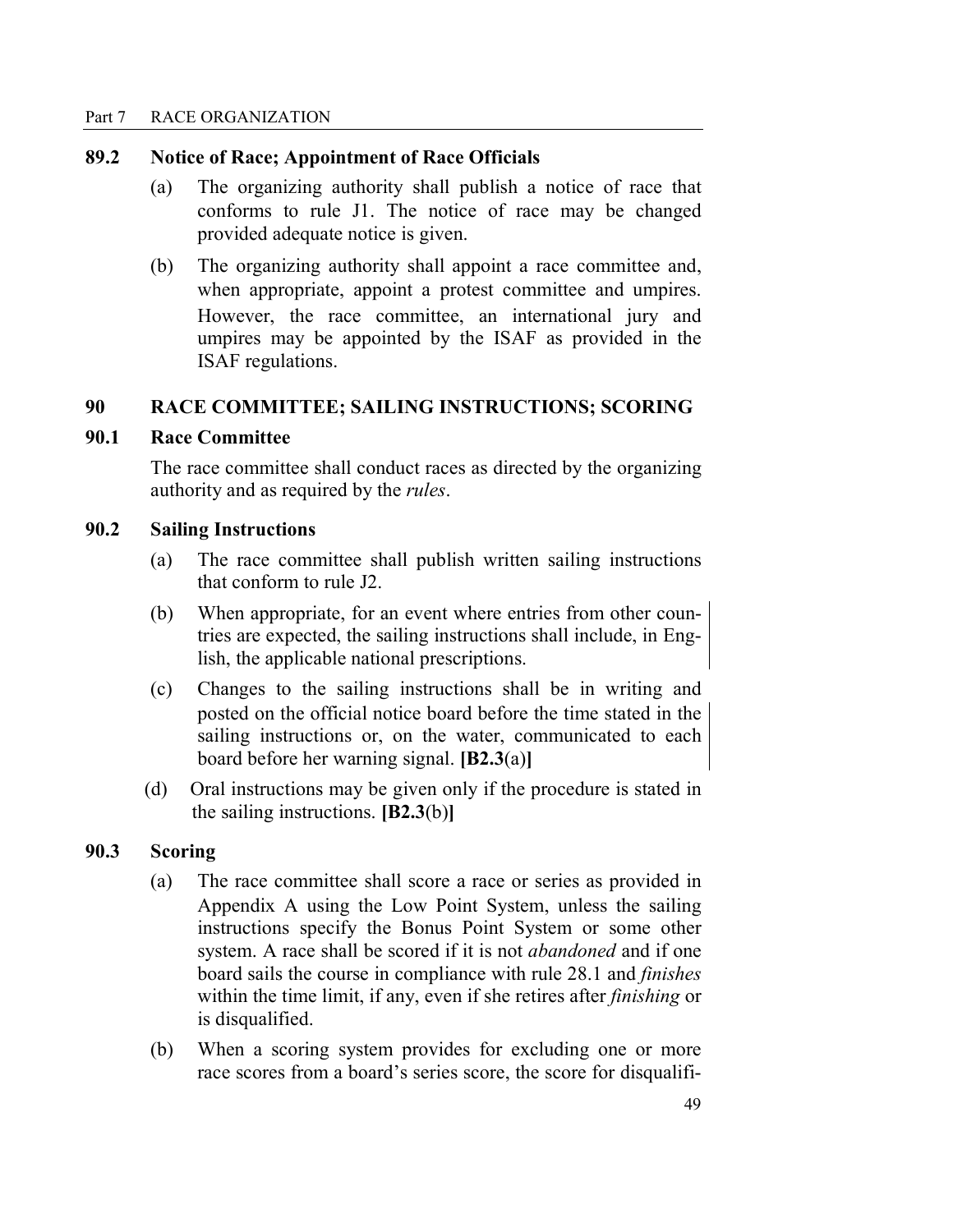### 89.2 Notice of Race; Appointment of Race Officials

(a) The organizing authority shall publish a notice of race that conforms to rule J1. The notice of race may be changed provided adequate notice is given.

(b) The organizing authority shall appoint a race committee and, when appropriate, appoint a protest committee and umpires. However, the race committee, an international jury and umpires may be appointed by the ISAF as provided in the ISAF regulations.

## 90 RACE COMMITTEE; SAILING INSTRUCTIONS; SCORING

### 90.1 Race Committee

The race committee shall conduct races as directed by the organizing authority and as required by the *rules*.

### 90.2 Sailing Instructions

(a) The race committee shall publish written sailing instructions that conform to rule J2.

(b) When appropriate, for an event where entries from other countries are expected, the sailing instructions shall include, in English, the applicable national prescriptions.

(c) Changes to the sailing instructions shall be in writing and posted on the official notice board before the time stated in the sailing instructions or, on the water, communicated to each board before her warning signal. **[B2.3**(a)**]**

(d) Oral instructions may be given only if the procedure is stated in the sailing instructions. **[B2.3**(b)**]**

### 90.3 Scoring

(a) The race committee shall score a race or series as provided in Appendix A using the Low Point System, unless the sailing instructions specify the Bonus Point System or some other system. A race shall be scored if it is not *abandoned* and if one board sails the course in compliance with rule 28.1 and *finishes* within the time limit, if any, even if she retires after *finishing* or is disqualified.

(b) When a scoring system provides for excluding one or more race scores from a board's series score, the score for disqualifi-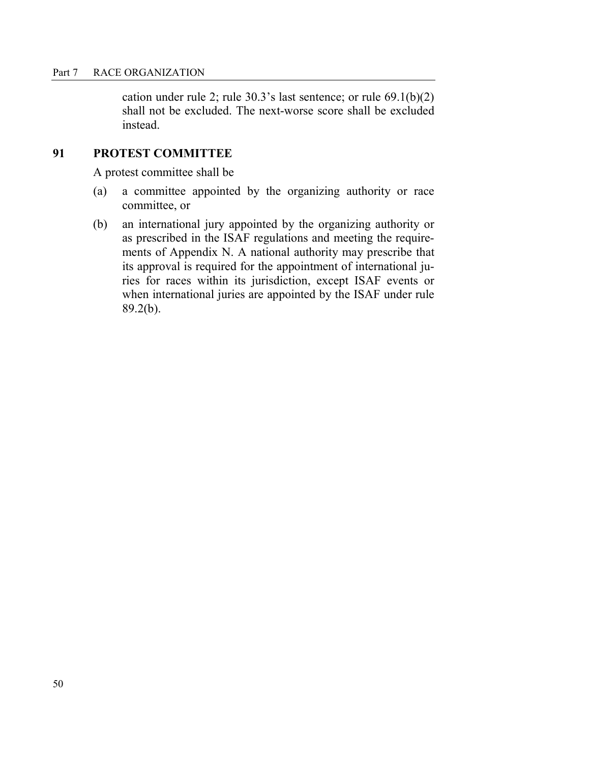cation under rule 2; rule 30.3's last sentence; or rule 69.1(b)(2) shall not be excluded. The next-worse score shall be excluded instead.

## 91 PROTEST COMMITTEE

A protest committee shall be

(a) a committee appointed by the organizing authority or race committee, or

(b) an international jury appointed by the organizing authority or as prescribed in the ISAF regulations and meeting the requirements of Appendix N. A national authority may prescribe that its approval is required for the appointment of international juries for races within its jurisdiction, except ISAF events or when international juries are appointed by the ISAF under rule 89.2(b).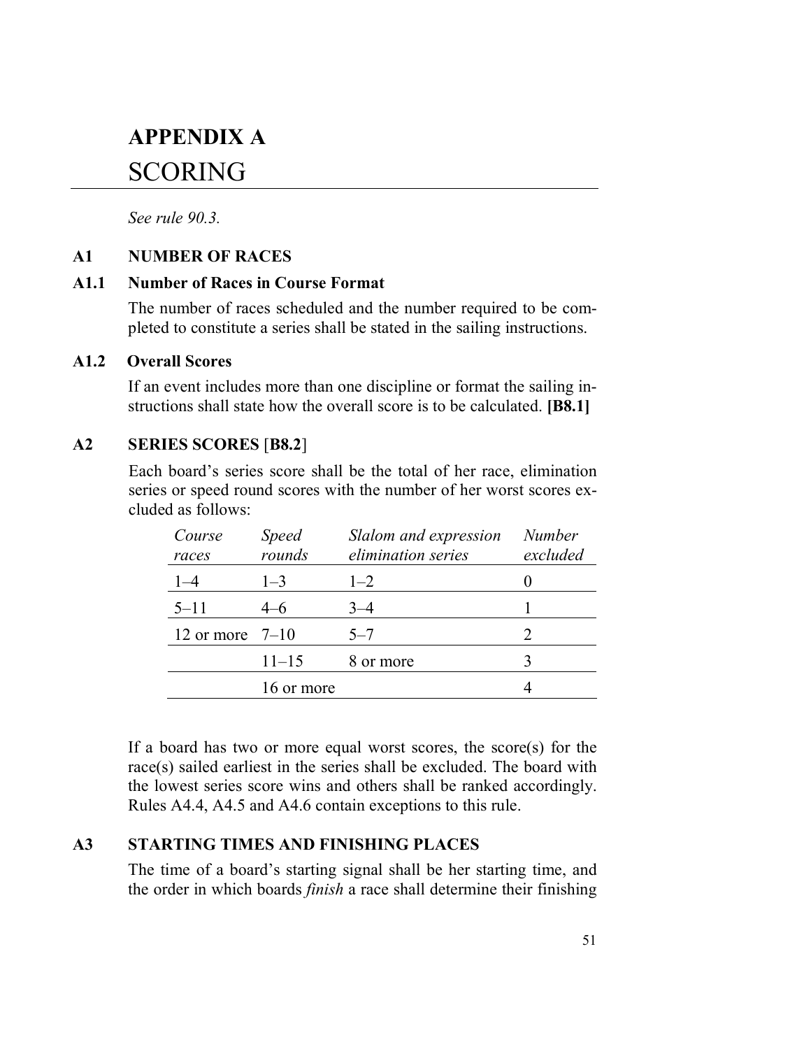# APPENDIX A
# SCORING

*See rule 90.3.*

## A1 NUMBER OF RACES

### A1.1 Number of Races in Course Format

The number of races scheduled and the number required to be completed to constitute a series shall be stated in the sailing instructions.

### A1.2 Overall Scores

If an event includes more than one discipline or format the sailing instructions shall state how the overall score is to be calculated. **[B8.1]**

## A2 SERIES SCORES [**B8.2**]

Each board's series score shall be the total of her race, elimination series or speed round scores with the number of her worst scores excluded as follows:

| *Course races* | *Speed rounds* | *Slalom and expression elimination series* | *Number excluded* |
|---|---|---|---|
| 1–4 | 1–3 | 1–2 | 0 |
| 5–11 | 4–6 | 3–4 | 1 |
| 12 or more | 7–10 | 5–7 | 2 |
| | 11–15 | 8 or more | 3 |
| | 16 or more | | 4 |

If a board has two or more equal worst scores, the score(s) for the race(s) sailed earliest in the series shall be excluded. The board with the lowest series score wins and others shall be ranked accordingly. Rules A4.4, A4.5 and A4.6 contain exceptions to this rule.

## A3 STARTING TIMES AND FINISHING PLACES

The time of a board's starting signal shall be her starting time, and the order in which boards *finish* a race shall determine their finishing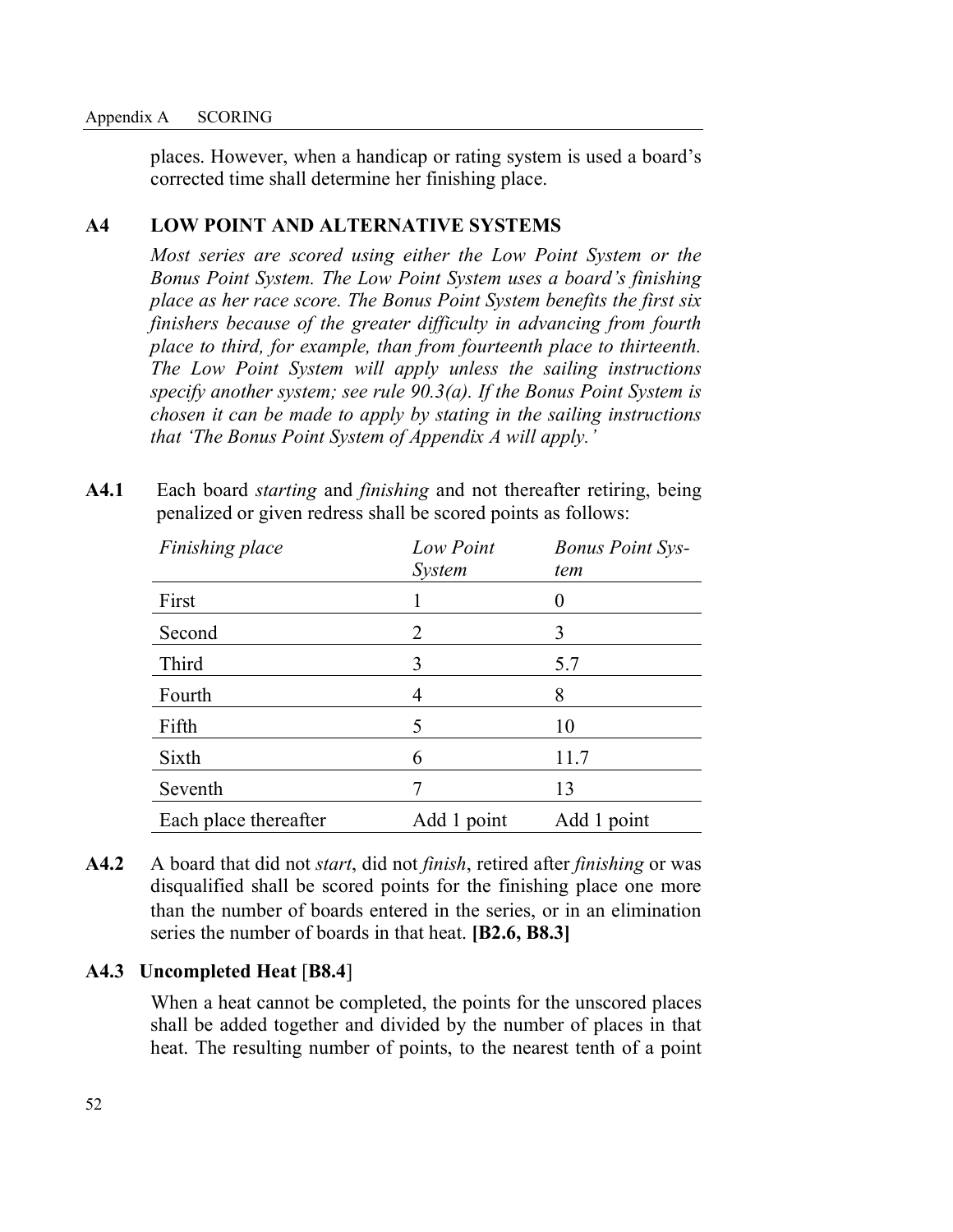places. However, when a handicap or rating system is used a board's corrected time shall determine her finishing place.

## A4 LOW POINT AND ALTERNATIVE SYSTEMS

*Most series are scored using either the Low Point System or the Bonus Point System. The Low Point System uses a board's finishing place as her race score. The Bonus Point System benefits the first six finishers because of the greater difficulty in advancing from fourth place to third, for example, than from fourteenth place to thirteenth. The Low Point System will apply unless the sailing instructions specify another system; see rule 90.3(a). If the Bonus Point System is chosen it can be made to apply by stating in the sailing instructions that 'The Bonus Point System of Appendix A will apply.'*

**A4.1** Each board *starting* and *finishing* and not thereafter retiring, being penalized or given redress shall be scored points as follows:

| *Finishing place* | *Low Point System* | *Bonus Point System* |
|---|---|---|
| First | 1 | 0 |
| Second | 2 | 3 |
| Third | 3 | 5.7 |
| Fourth | 4 | 8 |
| Fifth | 5 | 10 |
| Sixth | 6 | 11.7 |
| Seventh | 7 | 13 |
| Each place thereafter | Add 1 point | Add 1 point |

**A4.2** A board that did not *start*, did not *finish*, retired after *finishing* or was disqualified shall be scored points for the finishing place one more than the number of boards entered in the series, or in an elimination series the number of boards in that heat. **[B2.6, B8.3]**

### A4.3 Uncompleted Heat [B8.4]

When a heat cannot be completed, the points for the unscored places shall be added together and divided by the number of places in that heat. The resulting number of points, to the nearest tenth of a point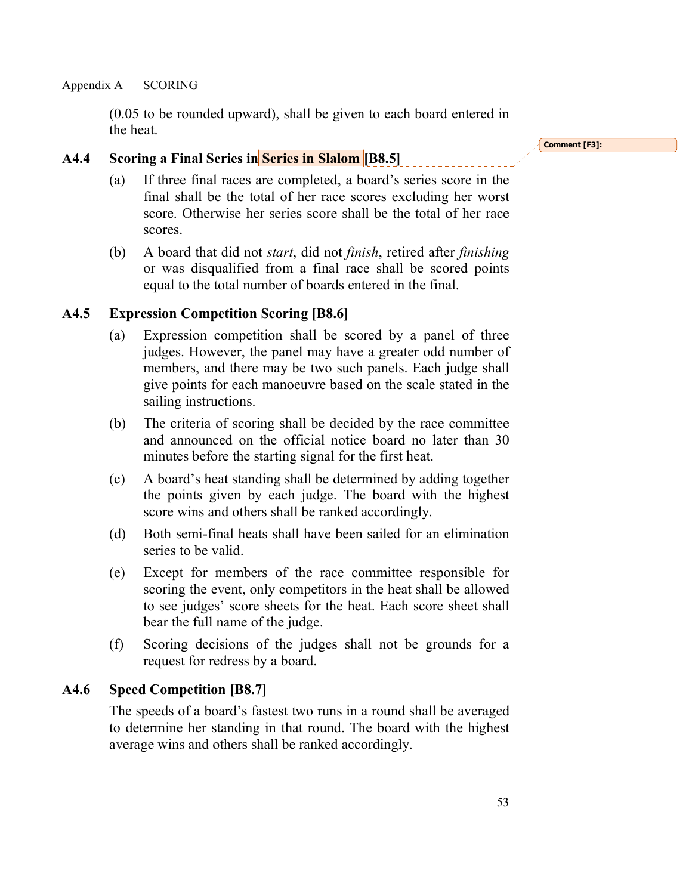(0.05 to be rounded upward), shall be given to each board entered in the heat.

### A4.4 Scoring a Final Series in Series in Slalom [B8.5]

(a) If three final races are completed, a board's series score in the final shall be the total of her race scores excluding her worst score. Otherwise her series score shall be the total of her race scores.

(b) A board that did not *start*, did not *finish*, retired after *finishing* or was disqualified from a final race shall be scored points equal to the total number of boards entered in the final.

### A4.5 Expression Competition Scoring [B8.6]

(a) Expression competition shall be scored by a panel of three judges. However, the panel may have a greater odd number of members, and there may be two such panels. Each judge shall give points for each manoeuvre based on the scale stated in the sailing instructions.

(b) The criteria of scoring shall be decided by the race committee and announced on the official notice board no later than 30 minutes before the starting signal for the first heat.

(c) A board's heat standing shall be determined by adding together the points given by each judge. The board with the highest score wins and others shall be ranked accordingly.

(d) Both semi-final heats shall have been sailed for an elimination series to be valid.

(e) Except for members of the race committee responsible for scoring the event, only competitors in the heat shall be allowed to see judges' score sheets for the heat. Each score sheet shall bear the full name of the judge.

(f) Scoring decisions of the judges shall not be grounds for a request for redress by a board.

### A4.6 Speed Competition [B8.7]

The speeds of a board's fastest two runs in a round shall be averaged to determine her standing in that round. The board with the highest average wins and others shall be ranked accordingly.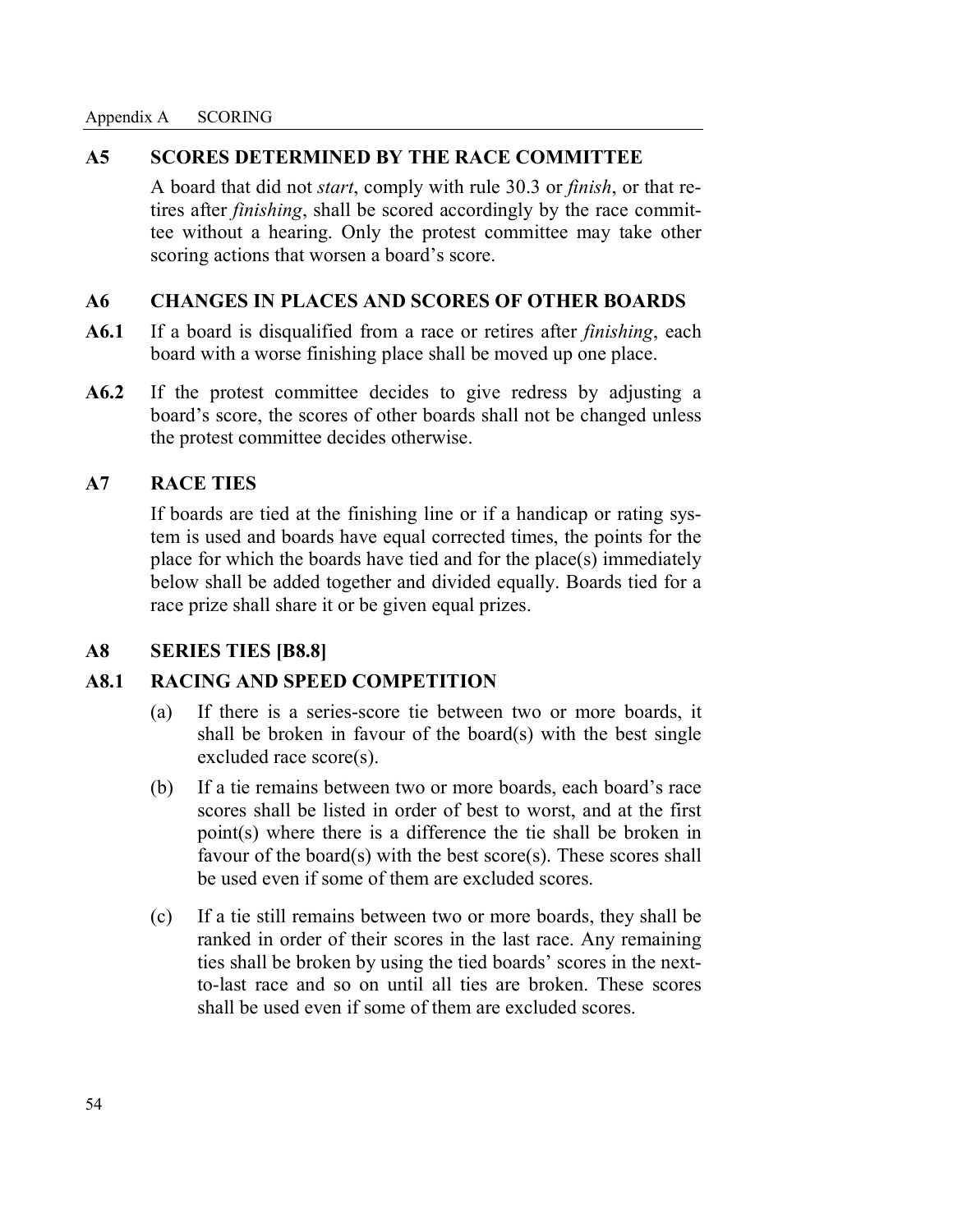## A5 SCORES DETERMINED BY THE RACE COMMITTEE

A board that did not *start*, comply with rule 30.3 or *finish*, or that retires after *finishing*, shall be scored accordingly by the race committee without a hearing. Only the protest committee may take other scoring actions that worsen a board's score.

## A6 CHANGES IN PLACES AND SCORES OF OTHER BOARDS

**A6.1** If a board is disqualified from a race or retires after *finishing*, each board with a worse finishing place shall be moved up one place.

**A6.2** If the protest committee decides to give redress by adjusting a board's score, the scores of other boards shall not be changed unless the protest committee decides otherwise.

## A7 RACE TIES

If boards are tied at the finishing line or if a handicap or rating system is used and boards have equal corrected times, the points for the place for which the boards have tied and for the place(s) immediately below shall be added together and divided equally. Boards tied for a race prize shall share it or be given equal prizes.

## A8 SERIES TIES [B8.8]

### A8.1 RACING AND SPEED COMPETITION

(a) If there is a series-score tie between two or more boards, it shall be broken in favour of the board(s) with the best single excluded race score(s).

(b) If a tie remains between two or more boards, each board's race scores shall be listed in order of best to worst, and at the first point(s) where there is a difference the tie shall be broken in favour of the board(s) with the best score(s). These scores shall be used even if some of them are excluded scores.

(c) If a tie still remains between two or more boards, they shall be ranked in order of their scores in the last race. Any remaining ties shall be broken by using the tied boards' scores in the next-to-last race and so on until all ties are broken. These scores shall be used even if some of them are excluded scores.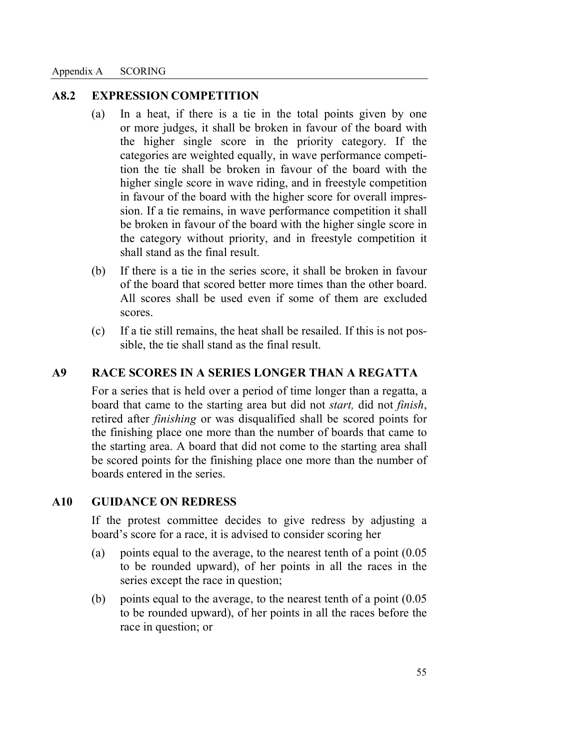## A8.2 EXPRESSION COMPETITION

(a) In a heat, if there is a tie in the total points given by one or more judges, it shall be broken in favour of the board with the higher single score in the priority category. If the categories are weighted equally, in wave performance competition the tie shall be broken in favour of the board with the higher single score in wave riding, and in freestyle competition in favour of the board with the higher score for overall impression. If a tie remains, in wave performance competition it shall be broken in favour of the board with the higher single score in the category without priority, and in freestyle competition it shall stand as the final result.

(b) If there is a tie in the series score, it shall be broken in favour of the board that scored better more times than the other board. All scores shall be used even if some of them are excluded scores.

(c) If a tie still remains, the heat shall be resailed. If this is not possible, the tie shall stand as the final result.

## A9 RACE SCORES IN A SERIES LONGER THAN A REGATTA

For a series that is held over a period of time longer than a regatta, a board that came to the starting area but did not *start,* did not *finish*, retired after *finishing* or was disqualified shall be scored points for the finishing place one more than the number of boards that came to the starting area. A board that did not come to the starting area shall be scored points for the finishing place one more than the number of boards entered in the series.

## A10 GUIDANCE ON REDRESS

If the protest committee decides to give redress by adjusting a board's score for a race, it is advised to consider scoring her

(a) points equal to the average, to the nearest tenth of a point (0.05 to be rounded upward), of her points in all the races in the series except the race in question;

(b) points equal to the average, to the nearest tenth of a point (0.05 to be rounded upward), of her points in all the races before the race in question; or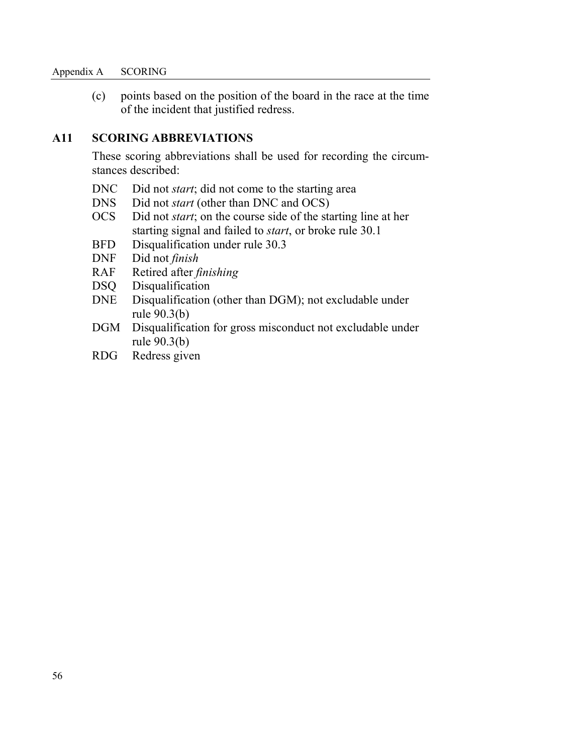(c) points based on the position of the board in the race at the time of the incident that justified redress.

## A11 SCORING ABBREVIATIONS

These scoring abbreviations shall be used for recording the circumstances described:

- DNC Did not *start*; did not come to the starting area
- DNS Did not *start* (other than DNC and OCS)
- OCS Did not *start*; on the course side of the starting line at her starting signal and failed to *start*, or broke rule 30.1
- BFD Disqualification under rule 30.3
- DNF Did not *finish*
- RAF Retired after *finishing*
- DSQ Disqualification
- DNE Disqualification (other than DGM); not excludable under rule 90.3(b)
- DGM Disqualification for gross misconduct not excludable under rule 90.3(b)
- RDG Redress given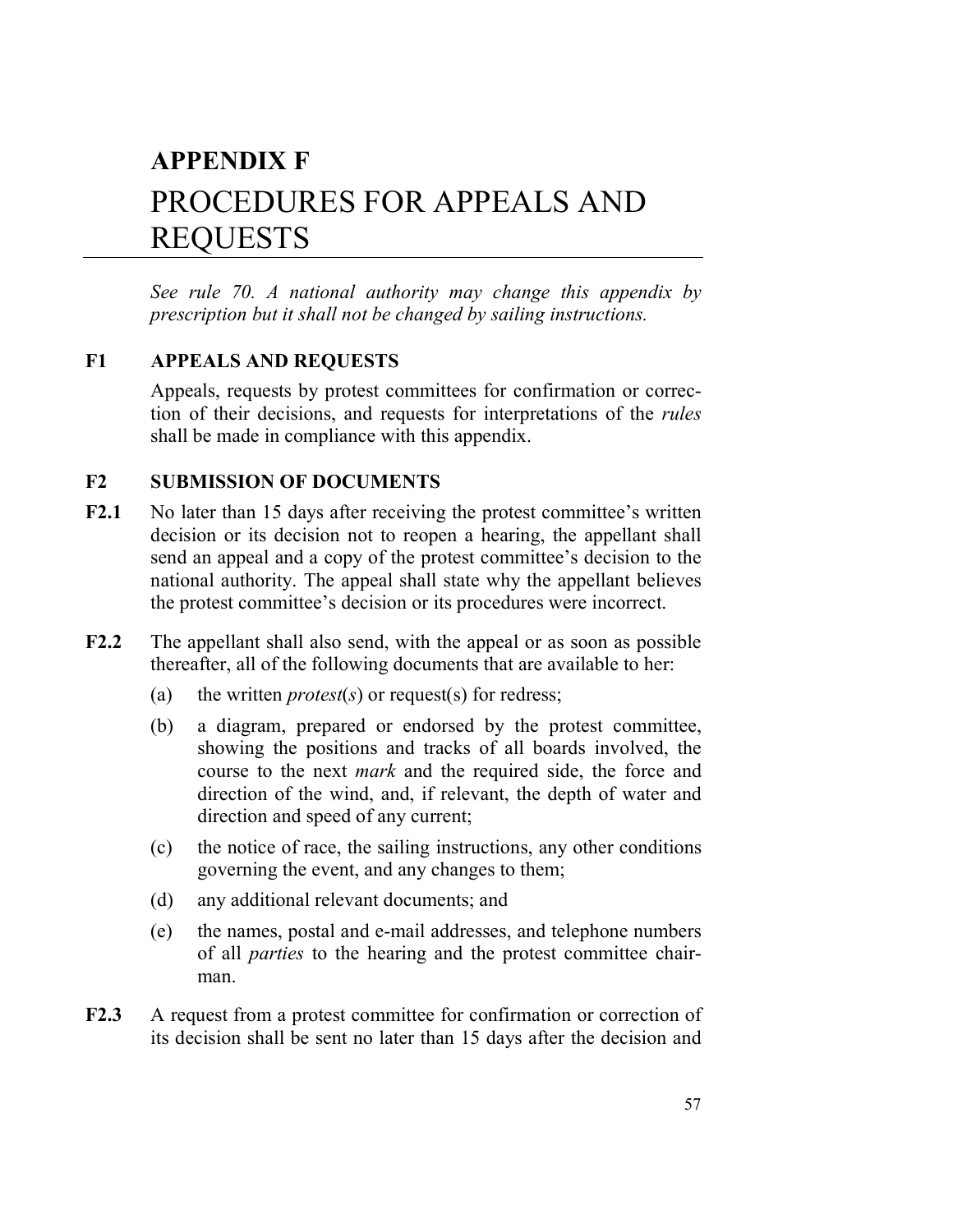# APPENDIX F
# PROCEDURES FOR APPEALS AND REQUESTS

*See rule 70. A national authority may change this appendix by prescription but it shall not be changed by sailing instructions.*

## F1 APPEALS AND REQUESTS

Appeals, requests by protest committees for confirmation or correction of their decisions, and requests for interpretations of the *rules* shall be made in compliance with this appendix.

## F2 SUBMISSION OF DOCUMENTS

**F2.1** No later than 15 days after receiving the protest committee's written decision or its decision not to reopen a hearing, the appellant shall send an appeal and a copy of the protest committee's decision to the national authority. The appeal shall state why the appellant believes the protest committee's decision or its procedures were incorrect.

**F2.2** The appellant shall also send, with the appeal or as soon as possible thereafter, all of the following documents that are available to her:

(a) the written *protest*(*s*) or request(s) for redress;

(b) a diagram, prepared or endorsed by the protest committee, showing the positions and tracks of all boards involved, the course to the next *mark* and the required side, the force and direction of the wind, and, if relevant, the depth of water and direction and speed of any current;

(c) the notice of race, the sailing instructions, any other conditions governing the event, and any changes to them;

(d) any additional relevant documents; and

(e) the names, postal and e-mail addresses, and telephone numbers of all *parties* to the hearing and the protest committee chairman.

**F2.3** A request from a protest committee for confirmation or correction of its decision shall be sent no later than 15 days after the decision and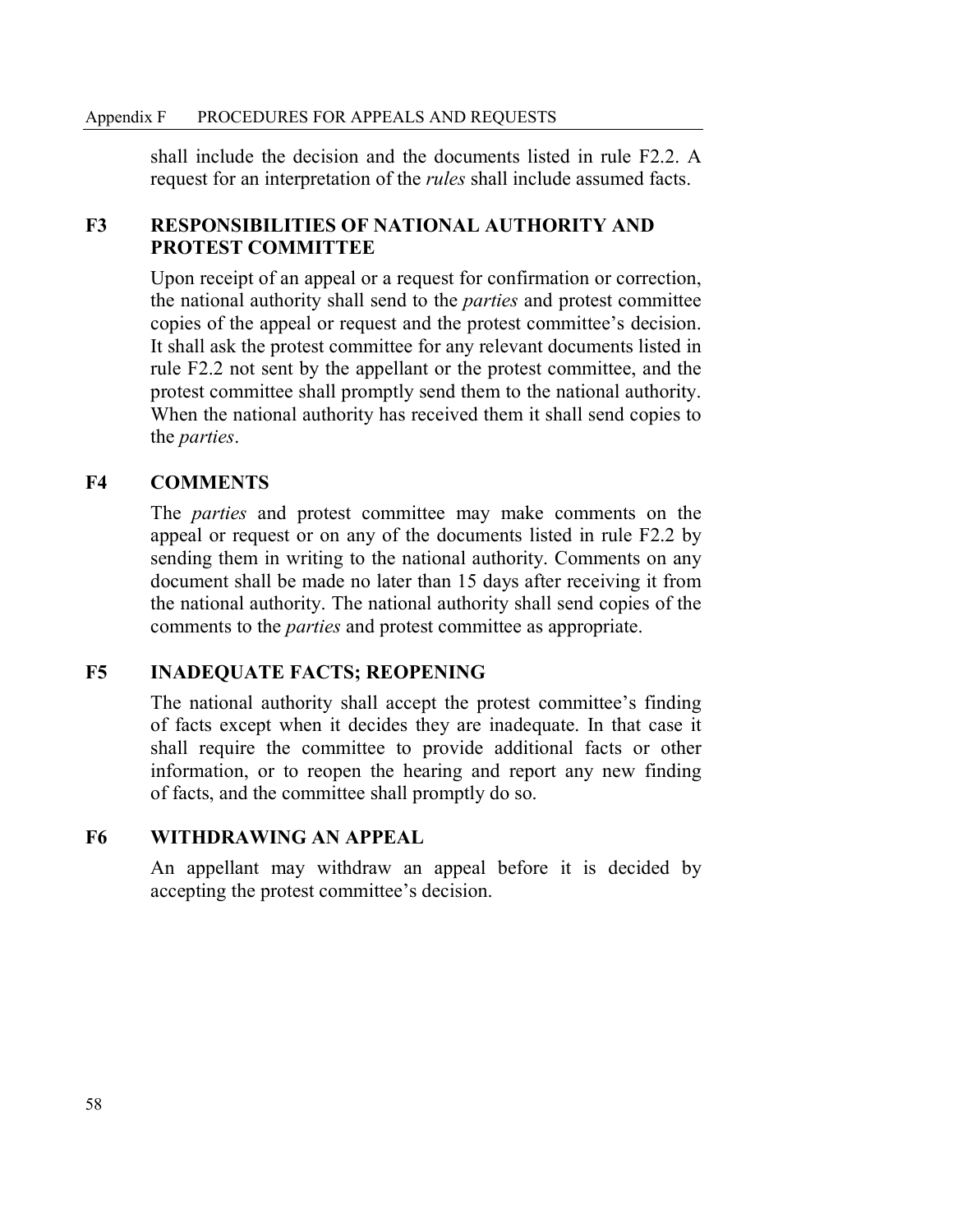shall include the decision and the documents listed in rule F2.2. A request for an interpretation of the *rules* shall include assumed facts.

## F3 RESPONSIBILITIES OF NATIONAL AUTHORITY AND PROTEST COMMITTEE

Upon receipt of an appeal or a request for confirmation or correction, the national authority shall send to the *parties* and protest committee copies of the appeal or request and the protest committee's decision. It shall ask the protest committee for any relevant documents listed in rule F2.2 not sent by the appellant or the protest committee, and the protest committee shall promptly send them to the national authority. When the national authority has received them it shall send copies to the *parties*.

## F4 COMMENTS

The *parties* and protest committee may make comments on the appeal or request or on any of the documents listed in rule F2.2 by sending them in writing to the national authority. Comments on any document shall be made no later than 15 days after receiving it from the national authority. The national authority shall send copies of the comments to the *parties* and protest committee as appropriate.

## F5 INADEQUATE FACTS; REOPENING

The national authority shall accept the protest committee's finding of facts except when it decides they are inadequate. In that case it shall require the committee to provide additional facts or other information, or to reopen the hearing and report any new finding of facts, and the committee shall promptly do so.

## F6 WITHDRAWING AN APPEAL

An appellant may withdraw an appeal before it is decided by accepting the protest committee's decision.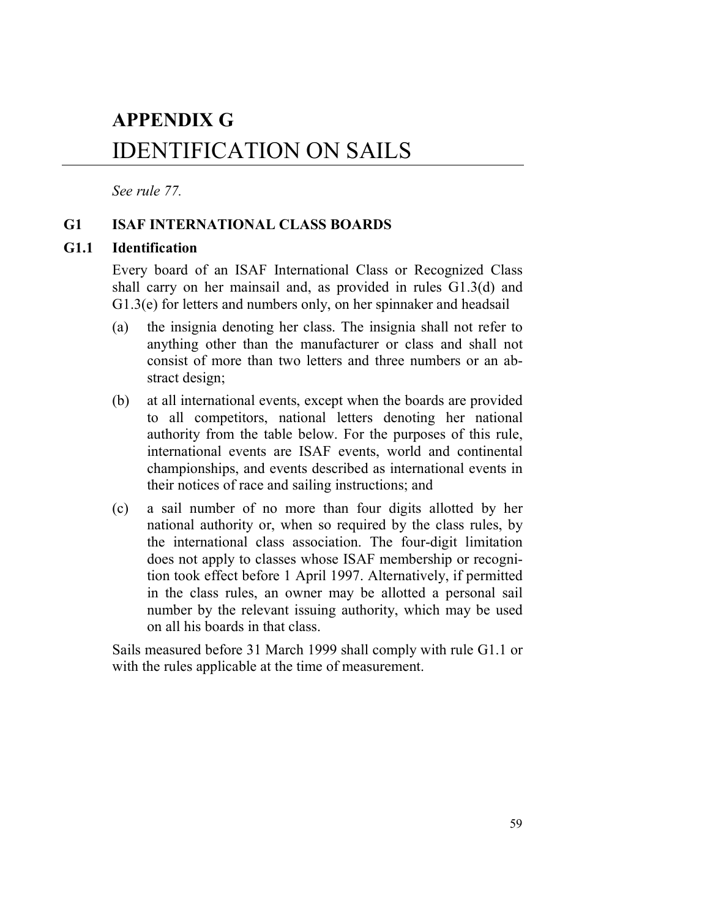# APPENDIX G
# IDENTIFICATION ON SAILS

*See rule 77.*

## G1 ISAF INTERNATIONAL CLASS BOARDS

### G1.1 Identification

Every board of an ISAF International Class or Recognized Class shall carry on her mainsail and, as provided in rules G1.3(d) and G1.3(e) for letters and numbers only, on her spinnaker and headsail

(a) the insignia denoting her class. The insignia shall not refer to anything other than the manufacturer or class and shall not consist of more than two letters and three numbers or an abstract design;

(b) at all international events, except when the boards are provided to all competitors, national letters denoting her national authority from the table below. For the purposes of this rule, international events are ISAF events, world and continental championships, and events described as international events in their notices of race and sailing instructions; and

(c) a sail number of no more than four digits allotted by her national authority or, when so required by the class rules, by the international class association. The four-digit limitation does not apply to classes whose ISAF membership or recognition took effect before 1 April 1997. Alternatively, if permitted in the class rules, an owner may be allotted a personal sail number by the relevant issuing authority, which may be used on all his boards in that class.

Sails measured before 31 March 1999 shall comply with rule G1.1 or with the rules applicable at the time of measurement.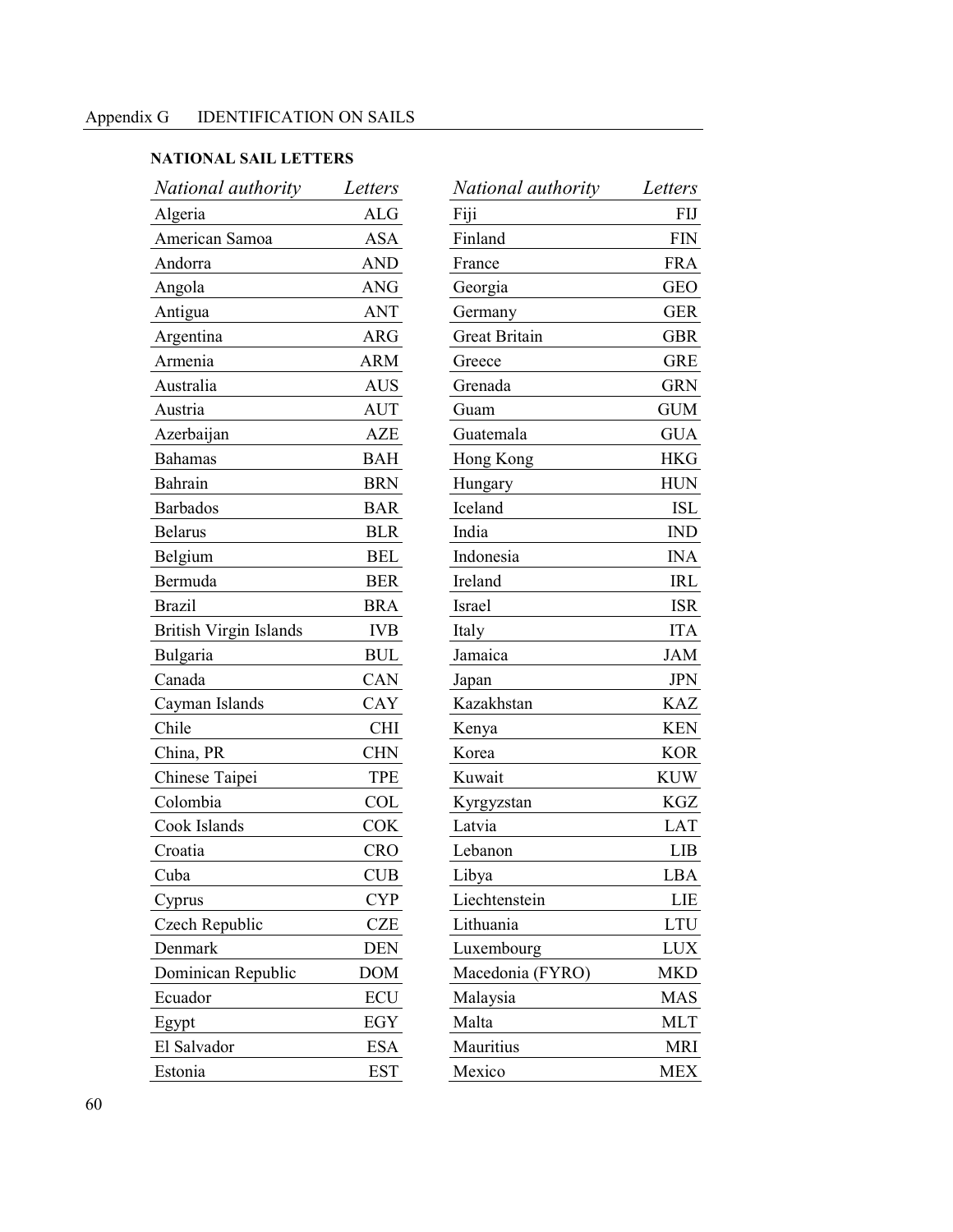## Appendix G IDENTIFICATION ON SAILS

### NATIONAL SAIL LETTERS

| *National authority* | *Letters* |
|---|---|
| Algeria | ALG |
| American Samoa | ASA |
| Andorra | AND |
| Angola | ANG |
| Antigua | ANT |
| Argentina | ARG |
| Armenia | ARM |
| Australia | AUS |
| Austria | AUT |
| Azerbaijan | AZE |
| Bahamas | BAH |
| Bahrain | BRN |
| Barbados | BAR |
| Belarus | BLR |
| Belgium | BEL |
| Bermuda | BER |
| Brazil | BRA |
| British Virgin Islands | IVB |
| Bulgaria | BUL |
| Canada | CAN |
| Cayman Islands | CAY |
| Chile | CHI |
| China, PR | CHN |
| Chinese Taipei | TPE |
| Colombia | COL |
| Cook Islands | COK |
| Croatia | CRO |
| Cuba | CUB |
| Cyprus | CYP |
| Czech Republic | CZE |
| Denmark | DEN |
| Dominican Republic | DOM |
| Ecuador | ECU |
| Egypt | EGY |
| El Salvador | ESA |
| Estonia | EST |
| Fiji | FIJ |
| Finland | FIN |
| France | FRA |
| Georgia | GEO |
| Germany | GER |
| Great Britain | GBR |
| Greece | GRE |
| Grenada | GRN |
| Guam | GUM |
| Guatemala | GUA |
| Hong Kong | HKG |
| Hungary | HUN |
| Iceland | ISL |
| India | IND |
| Indonesia | INA |
| Ireland | IRL |
| Israel | ISR |
| Italy | ITA |
| Jamaica | JAM |
| Japan | JPN |
| Kazakhstan | KAZ |
| Kenya | KEN |
| Korea | KOR |
| Kuwait | KUW |
| Kyrgyzstan | KGZ |
| Latvia | LAT |
| Lebanon | LIB |
| Libya | LBA |
| Liechtenstein | LIE |
| Lithuania | LTU |
| Luxembourg | LUX |
| Macedonia (FYRO) | MKD |
| Malaysia | MAS |
| Malta | MLT |
| Mauritius | MRI |
| Mexico | MEX |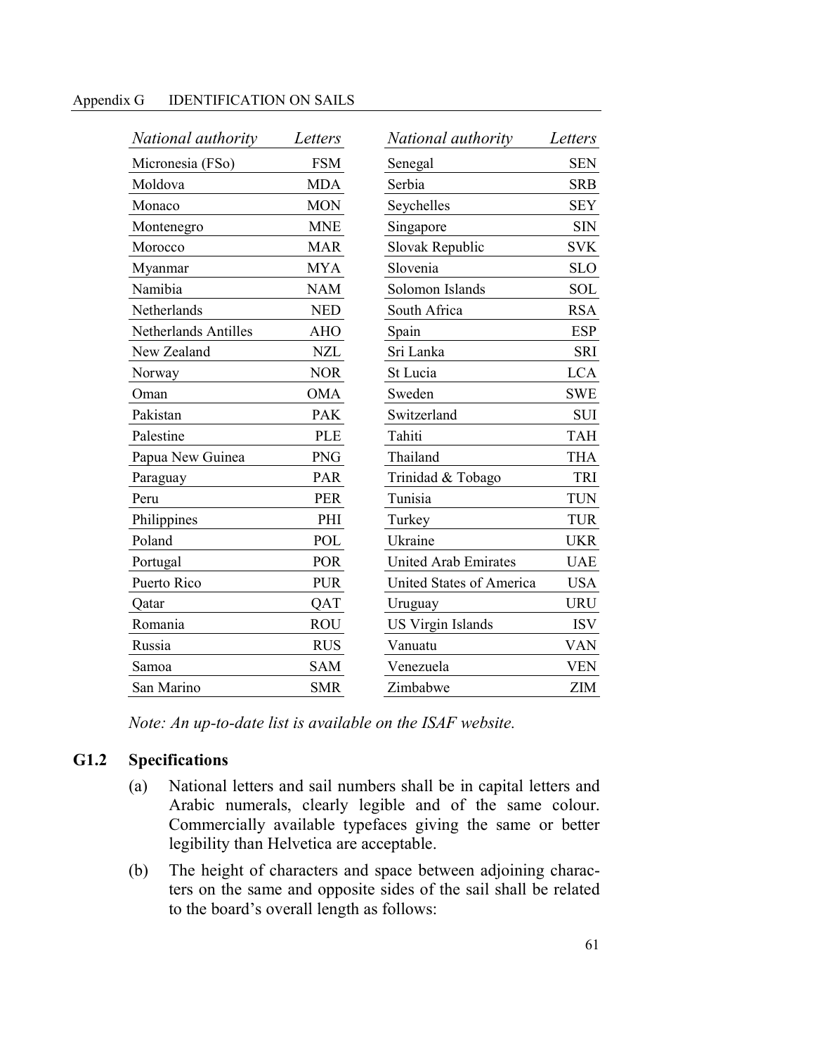| National authority | Letters | National authority | Letters |
|---|---|---|---|
| Micronesia (FSo) | FSM | Senegal | SEN |
| Moldova | MDA | Serbia | SRB |
| Monaco | MON | Seychelles | SEY |
| Montenegro | MNE | Singapore | SIN |
| Morocco | MAR | Slovak Republic | SVK |
| Myanmar | MYA | Slovenia | SLO |
| Namibia | NAM | Solomon Islands | SOL |
| Netherlands | NED | South Africa | RSA |
| Netherlands Antilles | AHO | Spain | ESP |
| New Zealand | NZL | Sri Lanka | SRI |
| Norway | NOR | St Lucia | LCA |
| Oman | OMA | Sweden | SWE |
| Pakistan | PAK | Switzerland | SUI |
| Palestine | PLE | Tahiti | TAH |
| Papua New Guinea | PNG | Thailand | THA |
| Paraguay | PAR | Trinidad & Tobago | TRI |
| Peru | PER | Tunisia | TUN |
| Philippines | PHI | Turkey | TUR |
| Poland | POL | Ukraine | UKR |
| Portugal | POR | United Arab Emirates | UAE |
| Puerto Rico | PUR | United States of America | USA |
| Qatar | QAT | Uruguay | URU |
| Romania | ROU | US Virgin Islands | ISV |
| Russia | RUS | Vanuatu | VAN |
| Samoa | SAM | Venezuela | VEN |
| San Marino | SMR | Zimbabwe | ZIM |

*Note: An up-to-date list is available on the ISAF website.*

## G1.2 Specifications

(a) National letters and sail numbers shall be in capital letters and Arabic numerals, clearly legible and of the same colour. Commercially available typefaces giving the same or better legibility than Helvetica are acceptable.

(b) The height of characters and space between adjoining characters on the same and opposite sides of the sail shall be related to the board's overall length as follows: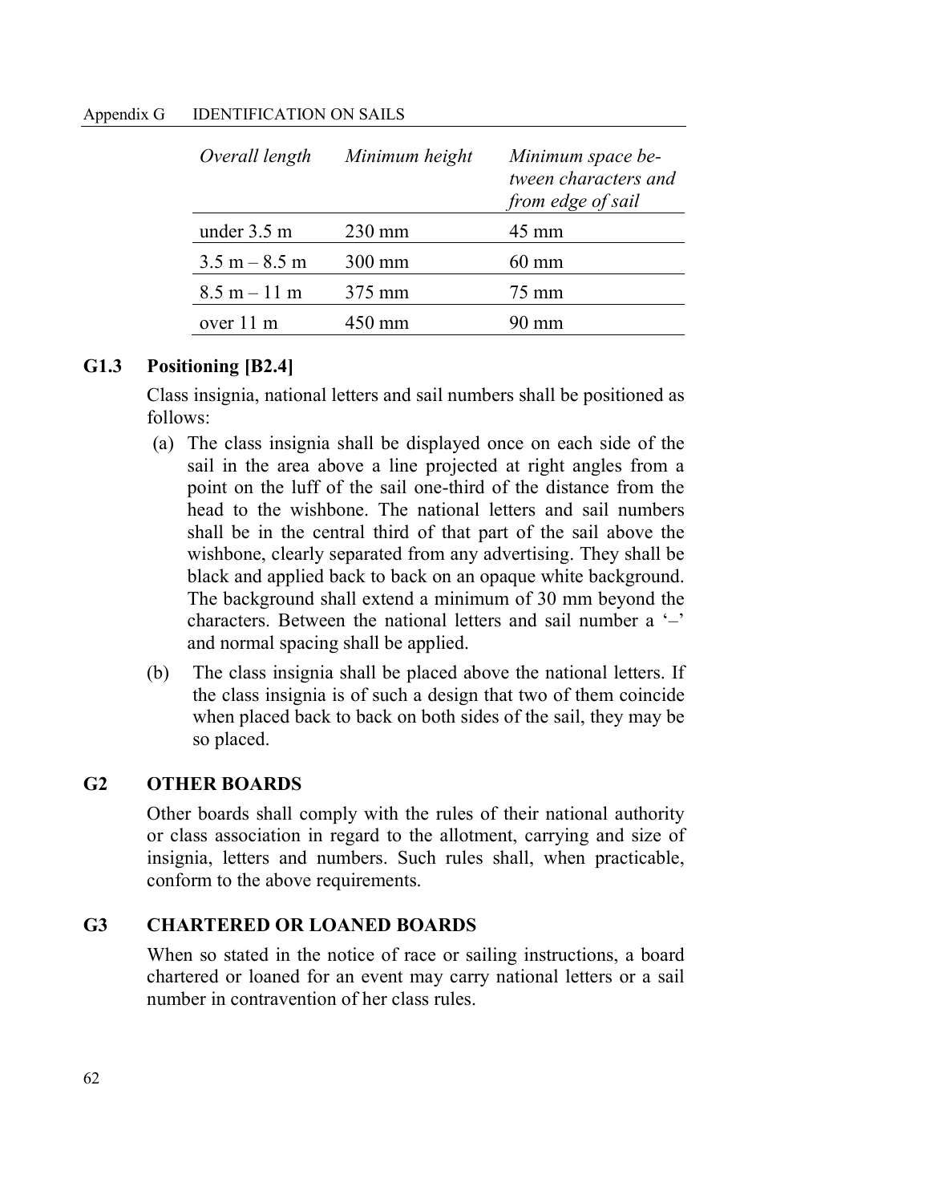| *Overall length* | *Minimum height* | *Minimum space between characters and from edge of sail* |
|---|---|---|
| under 3.5 m | 230 mm | 45 mm |
| 3.5 m – 8.5 m | 300 mm | 60 mm |
| 8.5 m – 11 m | 375 mm | 75 mm |
| over 11 m | 450 mm | 90 mm |

### G1.3 Positioning [B2.4]

Class insignia, national letters and sail numbers shall be positioned as follows:

(a) The class insignia shall be displayed once on each side of the sail in the area above a line projected at right angles from a point on the luff of the sail one-third of the distance from the head to the wishbone. The national letters and sail numbers shall be in the central third of that part of the sail above the wishbone, clearly separated from any advertising. They shall be black and applied back to back on an opaque white background. The background shall extend a minimum of 30 mm beyond the characters. Between the national letters and sail number a '–' and normal spacing shall be applied.

(b) The class insignia shall be placed above the national letters. If the class insignia is of such a design that two of them coincide when placed back to back on both sides of the sail, they may be so placed.

## G2 OTHER BOARDS

Other boards shall comply with the rules of their national authority or class association in regard to the allotment, carrying and size of insignia, letters and numbers. Such rules shall, when practicable, conform to the above requirements.

## G3 CHARTERED OR LOANED BOARDS

When so stated in the notice of race or sailing instructions, a board chartered or loaned for an event may carry national letters or a sail number in contravention of her class rules.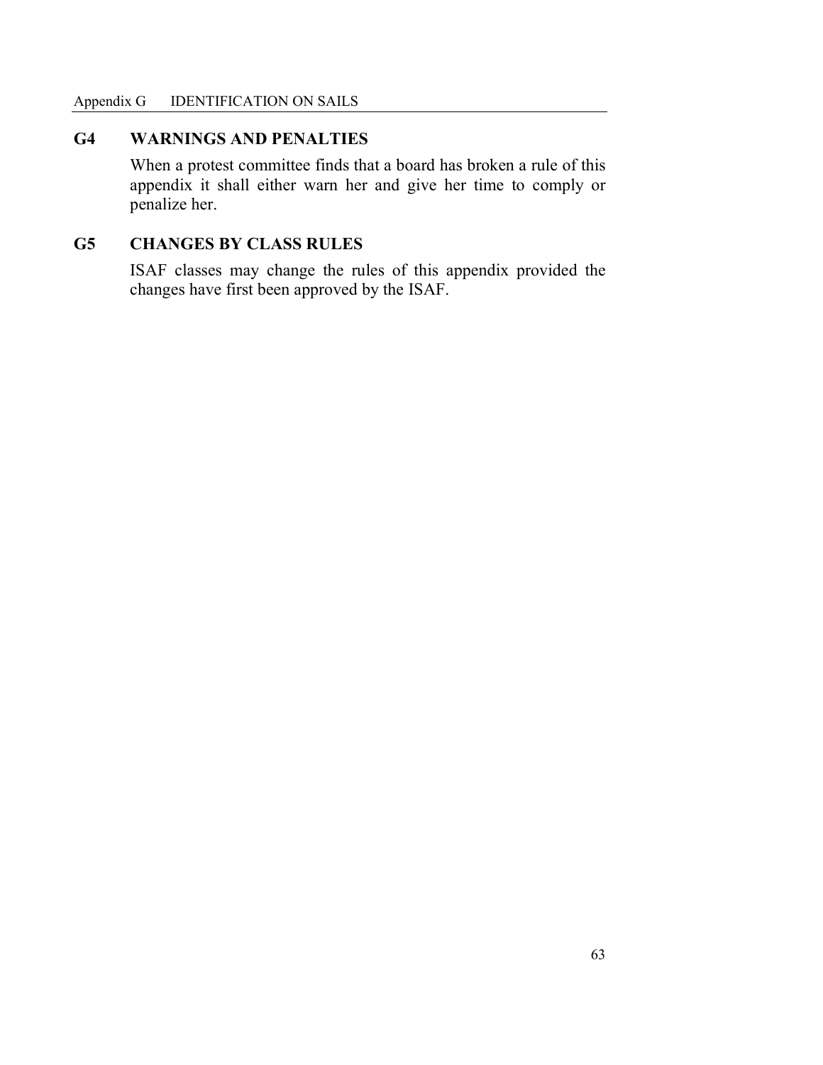## G4 WARNINGS AND PENALTIES

When a protest committee finds that a board has broken a rule of this appendix it shall either warn her and give her time to comply or penalize her.

## G5 CHANGES BY CLASS RULES

ISAF classes may change the rules of this appendix provided the changes have first been approved by the ISAF.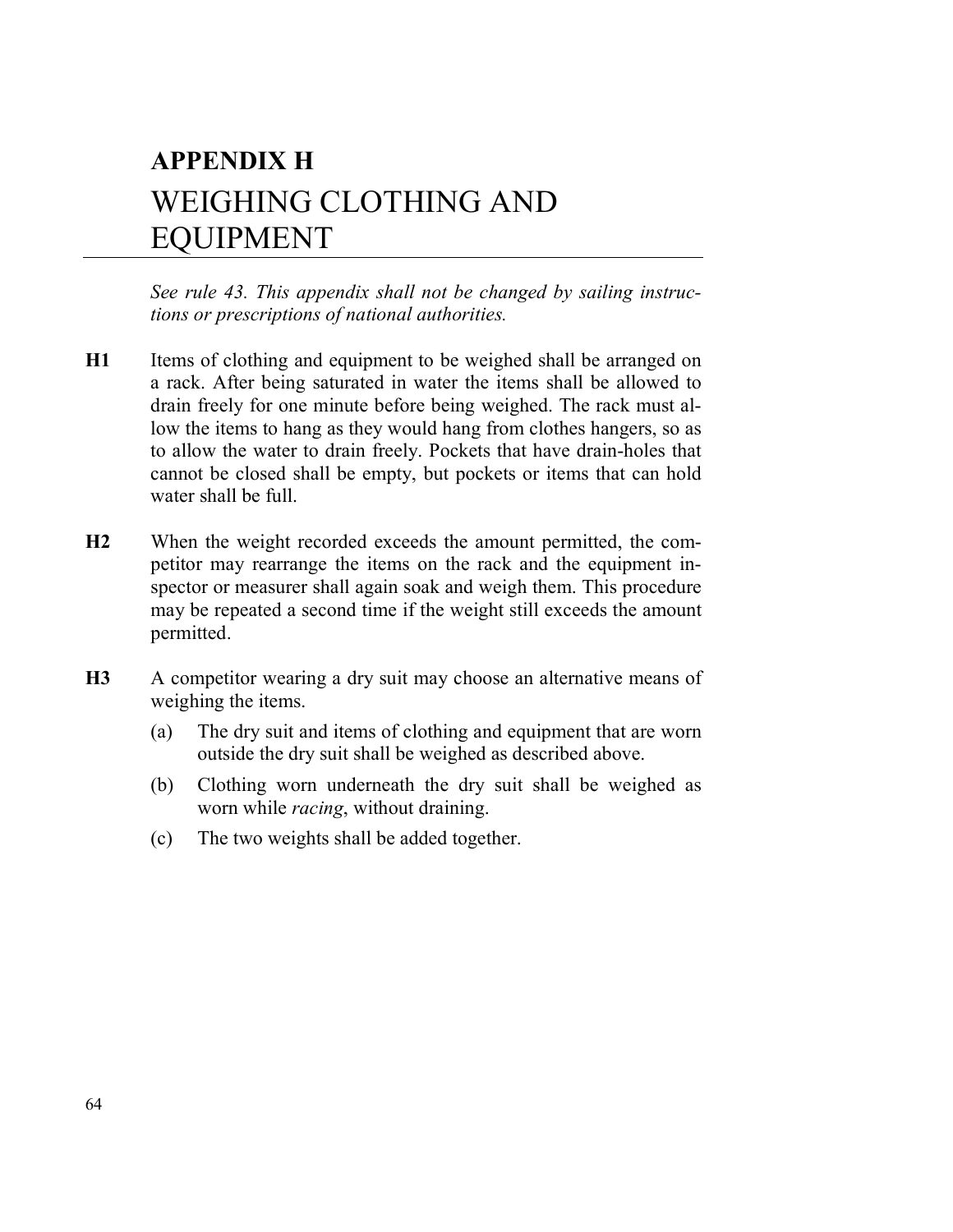# APPENDIX H
# WEIGHING CLOTHING AND EQUIPMENT

*See rule 43. This appendix shall not be changed by sailing instructions or prescriptions of national authorities.*

**H1** Items of clothing and equipment to be weighed shall be arranged on a rack. After being saturated in water the items shall be allowed to drain freely for one minute before being weighed. The rack must allow the items to hang as they would hang from clothes hangers, so as to allow the water to drain freely. Pockets that have drain-holes that cannot be closed shall be empty, but pockets or items that can hold water shall be full.

**H2** When the weight recorded exceeds the amount permitted, the competitor may rearrange the items on the rack and the equipment inspector or measurer shall again soak and weigh them. This procedure may be repeated a second time if the weight still exceeds the amount permitted.

**H3** A competitor wearing a dry suit may choose an alternative means of weighing the items.

(a) The dry suit and items of clothing and equipment that are worn outside the dry suit shall be weighed as described above.

(b) Clothing worn underneath the dry suit shall be weighed as worn while *racing*, without draining.

(c) The two weights shall be added together.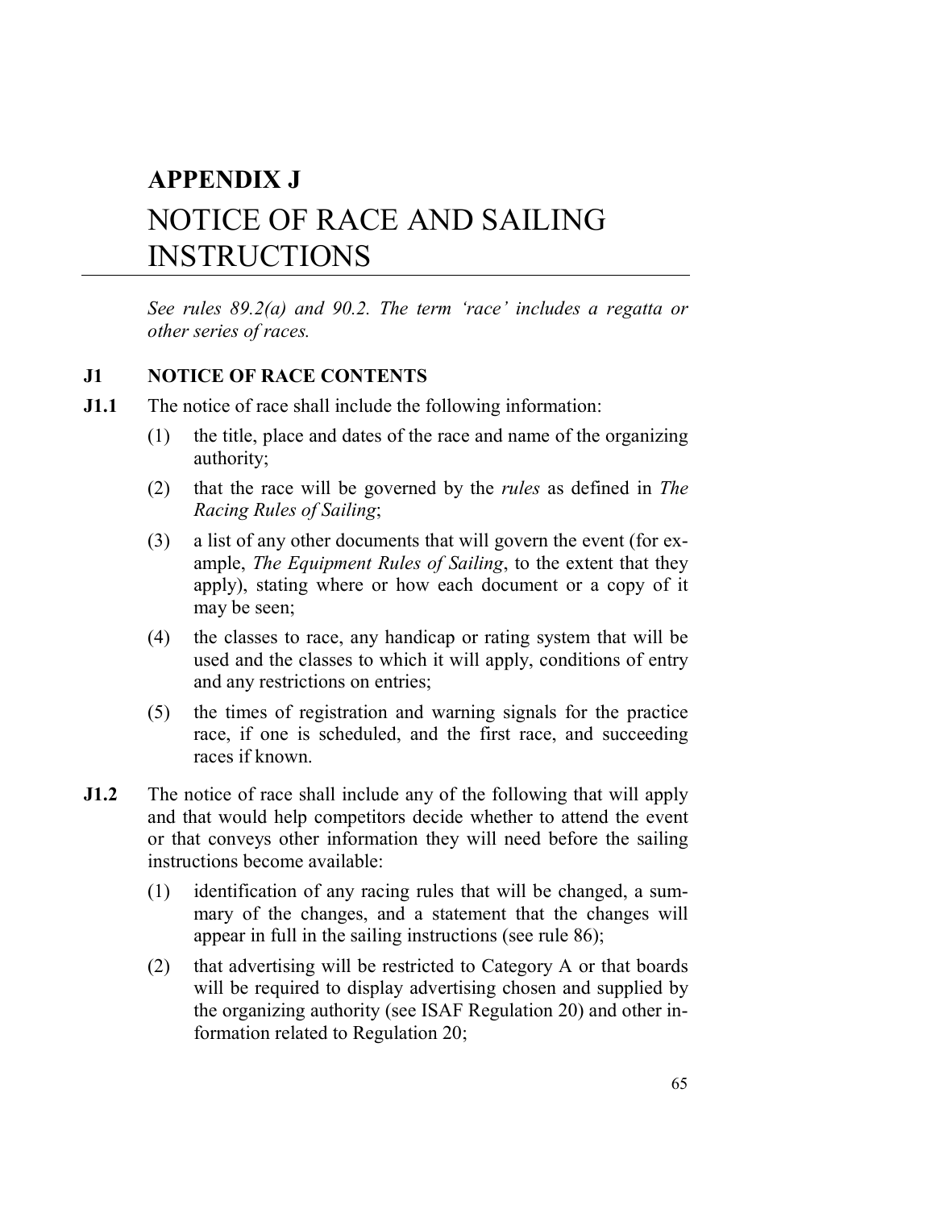# APPENDIX J
# NOTICE OF RACE AND SAILING INSTRUCTIONS

*See rules 89.2(a) and 90.2. The term 'race' includes a regatta or other series of races.*

## J1 NOTICE OF RACE CONTENTS

**J1.1** The notice of race shall include the following information:

(1) the title, place and dates of the race and name of the organizing authority;

(2) that the race will be governed by the *rules* as defined in *The Racing Rules of Sailing*;

(3) a list of any other documents that will govern the event (for example, *The Equipment Rules of Sailing*, to the extent that they apply), stating where or how each document or a copy of it may be seen;

(4) the classes to race, any handicap or rating system that will be used and the classes to which it will apply, conditions of entry and any restrictions on entries;

(5) the times of registration and warning signals for the practice race, if one is scheduled, and the first race, and succeeding races if known.

**J1.2** The notice of race shall include any of the following that will apply and that would help competitors decide whether to attend the event or that conveys other information they will need before the sailing instructions become available:

(1) identification of any racing rules that will be changed, a summary of the changes, and a statement that the changes will appear in full in the sailing instructions (see rule 86);

(2) that advertising will be restricted to Category A or that boards will be required to display advertising chosen and supplied by the organizing authority (see ISAF Regulation 20) and other information related to Regulation 20;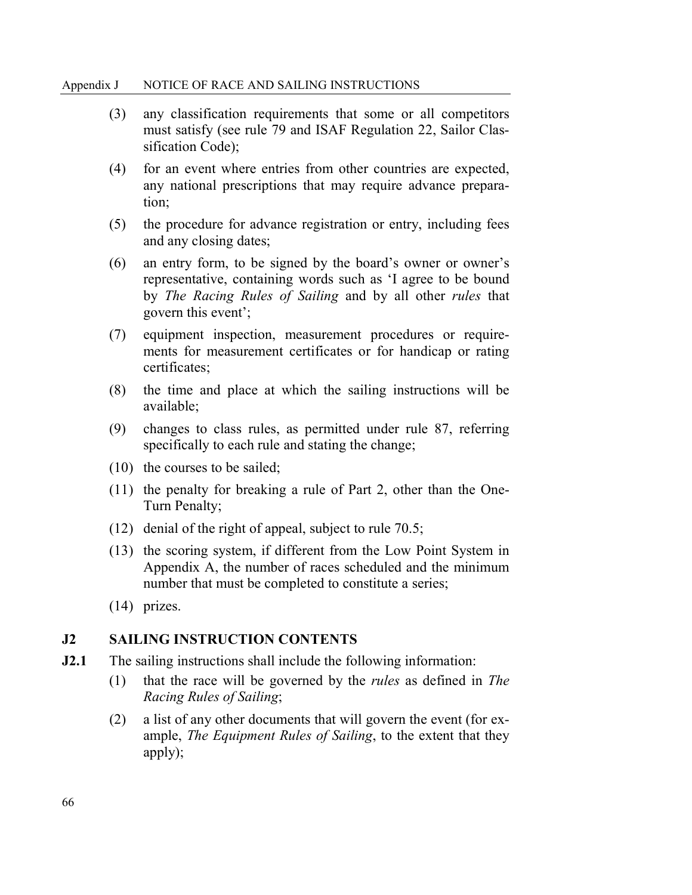(3) any classification requirements that some or all competitors must satisfy (see rule 79 and ISAF Regulation 22, Sailor Classification Code);

(4) for an event where entries from other countries are expected, any national prescriptions that may require advance preparation;

(5) the procedure for advance registration or entry, including fees and any closing dates;

(6) an entry form, to be signed by the board's owner or owner's representative, containing words such as 'I agree to be bound by *The Racing Rules of Sailing* and by all other *rules* that govern this event';

(7) equipment inspection, measurement procedures or requirements for measurement certificates or for handicap or rating certificates;

(8) the time and place at which the sailing instructions will be available;

(9) changes to class rules, as permitted under rule 87, referring specifically to each rule and stating the change;

(10) the courses to be sailed;

(11) the penalty for breaking a rule of Part 2, other than the One-Turn Penalty;

(12) denial of the right of appeal, subject to rule 70.5;

(13) the scoring system, if different from the Low Point System in Appendix A, the number of races scheduled and the minimum number that must be completed to constitute a series;

(14) prizes.

## J2 SAILING INSTRUCTION CONTENTS

**J2.1** The sailing instructions shall include the following information:

(1) that the race will be governed by the *rules* as defined in *The Racing Rules of Sailing*;

(2) a list of any other documents that will govern the event (for example, *The Equipment Rules of Sailing*, to the extent that they apply);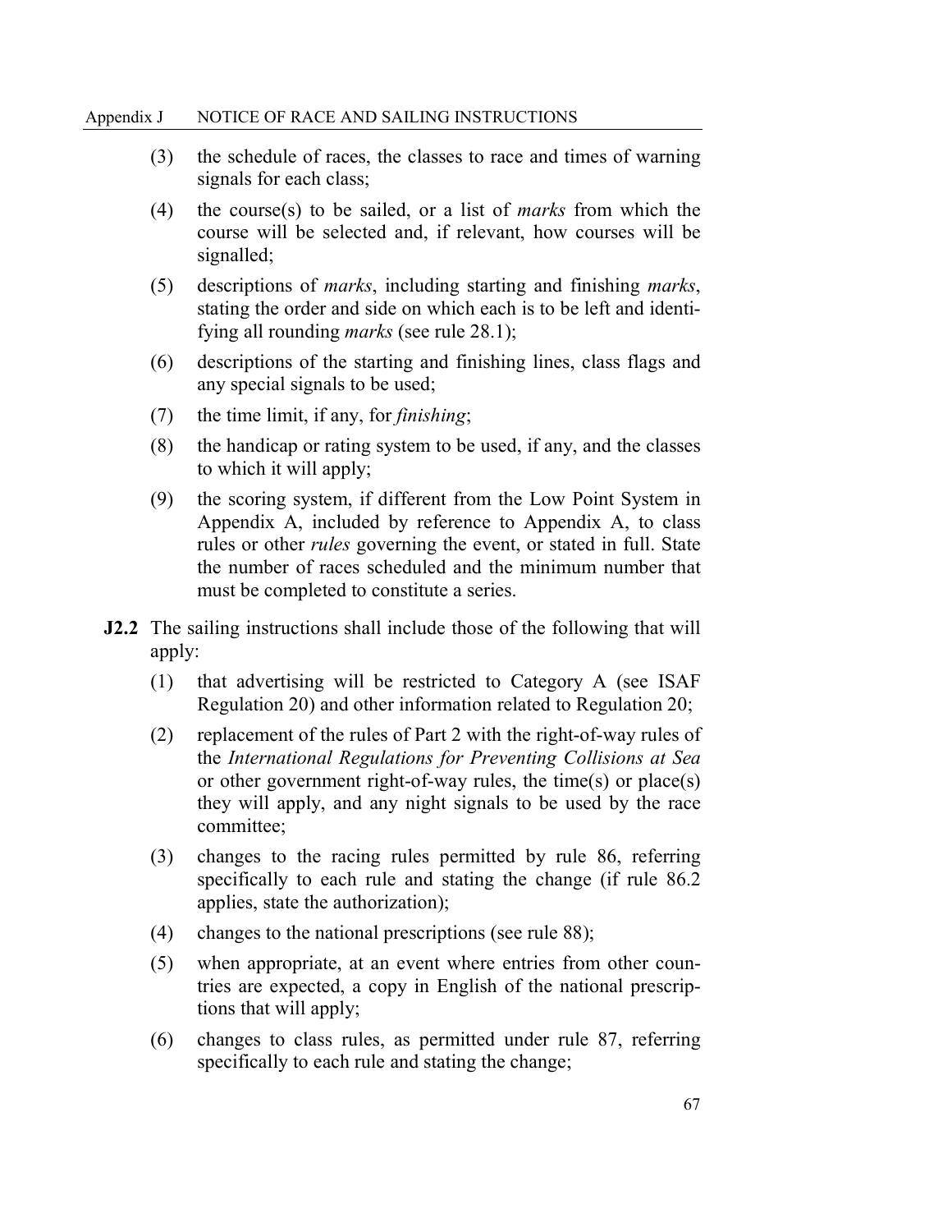(3) the schedule of races, the classes to race and times of warning signals for each class;

(4) the course(s) to be sailed, or a list of *marks* from which the course will be selected and, if relevant, how courses will be signalled;

(5) descriptions of *marks*, including starting and finishing *marks*, stating the order and side on which each is to be left and identifying all rounding *marks* (see rule 28.1);

(6) descriptions of the starting and finishing lines, class flags and any special signals to be used;

(7) the time limit, if any, for *finishing*;

(8) the handicap or rating system to be used, if any, and the classes to which it will apply;

(9) the scoring system, if different from the Low Point System in Appendix A, included by reference to Appendix A, to class rules or other *rules* governing the event, or stated in full. State the number of races scheduled and the minimum number that must be completed to constitute a series.

**J2.2** The sailing instructions shall include those of the following that will apply:

(1) that advertising will be restricted to Category A (see ISAF Regulation 20) and other information related to Regulation 20;

(2) replacement of the rules of Part 2 with the right-of-way rules of the *International Regulations for Preventing Collisions at Sea* or other government right-of-way rules, the time(s) or place(s) they will apply, and any night signals to be used by the race committee;

(3) changes to the racing rules permitted by rule 86, referring specifically to each rule and stating the change (if rule 86.2 applies, state the authorization);

(4) changes to the national prescriptions (see rule 88);

(5) when appropriate, at an event where entries from other countries are expected, a copy in English of the national prescriptions that will apply;

(6) changes to class rules, as permitted under rule 87, referring specifically to each rule and stating the change;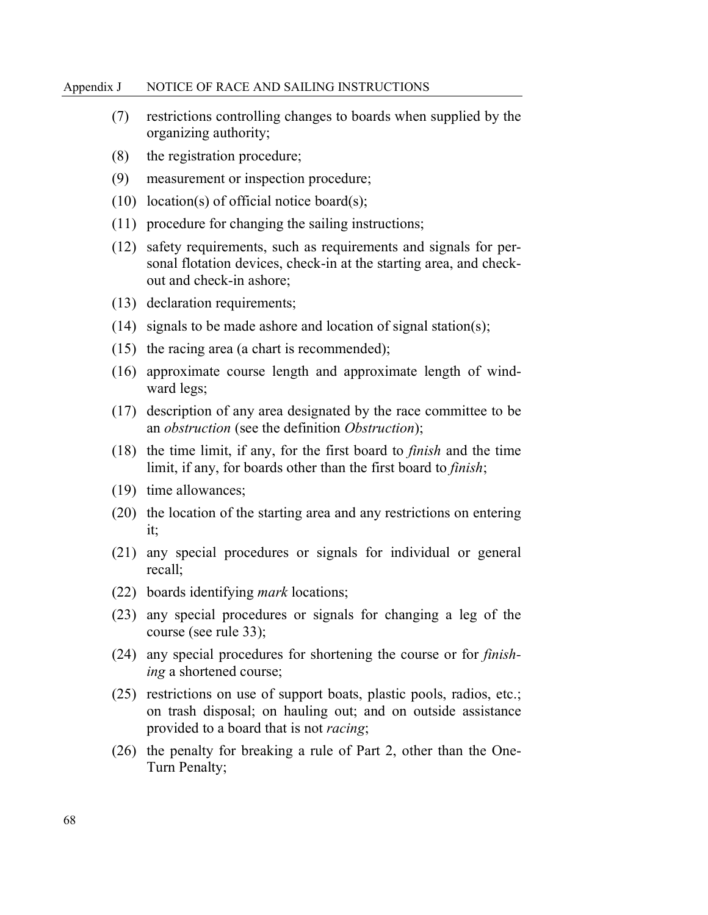(7) restrictions controlling changes to boards when supplied by the organizing authority;

(8) the registration procedure;

(9) measurement or inspection procedure;

(10) location(s) of official notice board(s);

(11) procedure for changing the sailing instructions;

(12) safety requirements, such as requirements and signals for personal flotation devices, check-in at the starting area, and check-out and check-in ashore;

(13) declaration requirements;

(14) signals to be made ashore and location of signal station(s);

(15) the racing area (a chart is recommended);

(16) approximate course length and approximate length of windward legs;

(17) description of any area designated by the race committee to be an *obstruction* (see the definition *Obstruction*);

(18) the time limit, if any, for the first board to *finish* and the time limit, if any, for boards other than the first board to *finish*;

(19) time allowances;

(20) the location of the starting area and any restrictions on entering it;

(21) any special procedures or signals for individual or general recall;

(22) boards identifying *mark* locations;

(23) any special procedures or signals for changing a leg of the course (see rule 33);

(24) any special procedures for shortening the course or for *finishing* a shortened course;

(25) restrictions on use of support boats, plastic pools, radios, etc.; on trash disposal; on hauling out; and on outside assistance provided to a board that is not *racing*;

(26) the penalty for breaking a rule of Part 2, other than the One-Turn Penalty;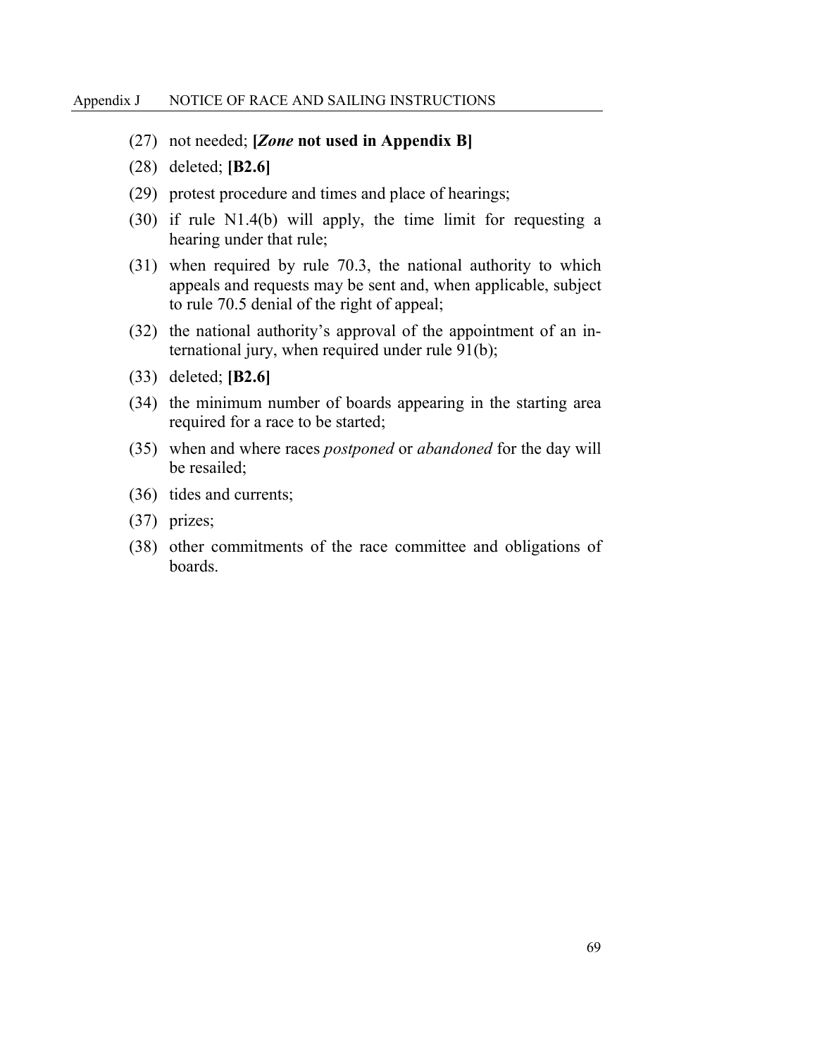(27) not needed; **[*Zone* not used in Appendix B]**

(28) deleted; **[B2.6]**

(29) protest procedure and times and place of hearings;

(30) if rule N1.4(b) will apply, the time limit for requesting a hearing under that rule;

(31) when required by rule 70.3, the national authority to which appeals and requests may be sent and, when applicable, subject to rule 70.5 denial of the right of appeal;

(32) the national authority's approval of the appointment of an international jury, when required under rule 91(b);

(33) deleted; **[B2.6]**

(34) the minimum number of boards appearing in the starting area required for a race to be started;

(35) when and where races *postponed* or *abandoned* for the day will be resailed;

(36) tides and currents;

(37) prizes;

(38) other commitments of the race committee and obligations of boards.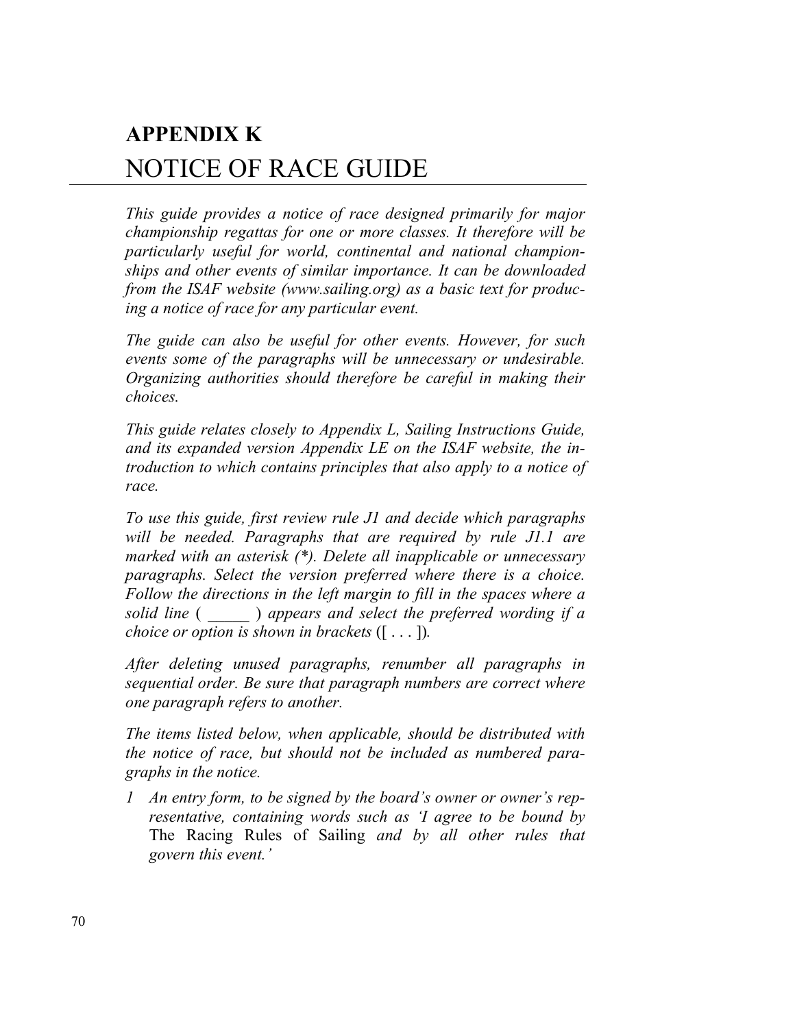# APPENDIX K
# NOTICE OF RACE GUIDE

*This guide provides a notice of race designed primarily for major championship regattas for one or more classes. It therefore will be particularly useful for world, continental and national championships and other events of similar importance. It can be downloaded from the ISAF website (www.sailing.org) as a basic text for producing a notice of race for any particular event.*

*The guide can also be useful for other events. However, for such events some of the paragraphs will be unnecessary or undesirable. Organizing authorities should therefore be careful in making their choices.*

*This guide relates closely to Appendix L, Sailing Instructions Guide, and its expanded version Appendix LE on the ISAF website, the introduction to which contains principles that also apply to a notice of race.*

*To use this guide, first review rule J1 and decide which paragraphs will be needed. Paragraphs that are required by rule J1.1 are marked with an asterisk (\*). Delete all inapplicable or unnecessary paragraphs. Select the version preferred where there is a choice. Follow the directions in the left margin to fill in the spaces where a solid line ( _____ ) appears and select the preferred wording if a choice or option is shown in brackets* ([ . . . ])*.*

*After deleting unused paragraphs, renumber all paragraphs in sequential order. Be sure that paragraph numbers are correct where one paragraph refers to another.*

*The items listed below, when applicable, should be distributed with the notice of race, but should not be included as numbered paragraphs in the notice.*

1. *An entry form, to be signed by the board's owner or owner's representative, containing words such as 'I agree to be bound by* The Racing Rules of Sailing *and by all other rules that govern this event.'*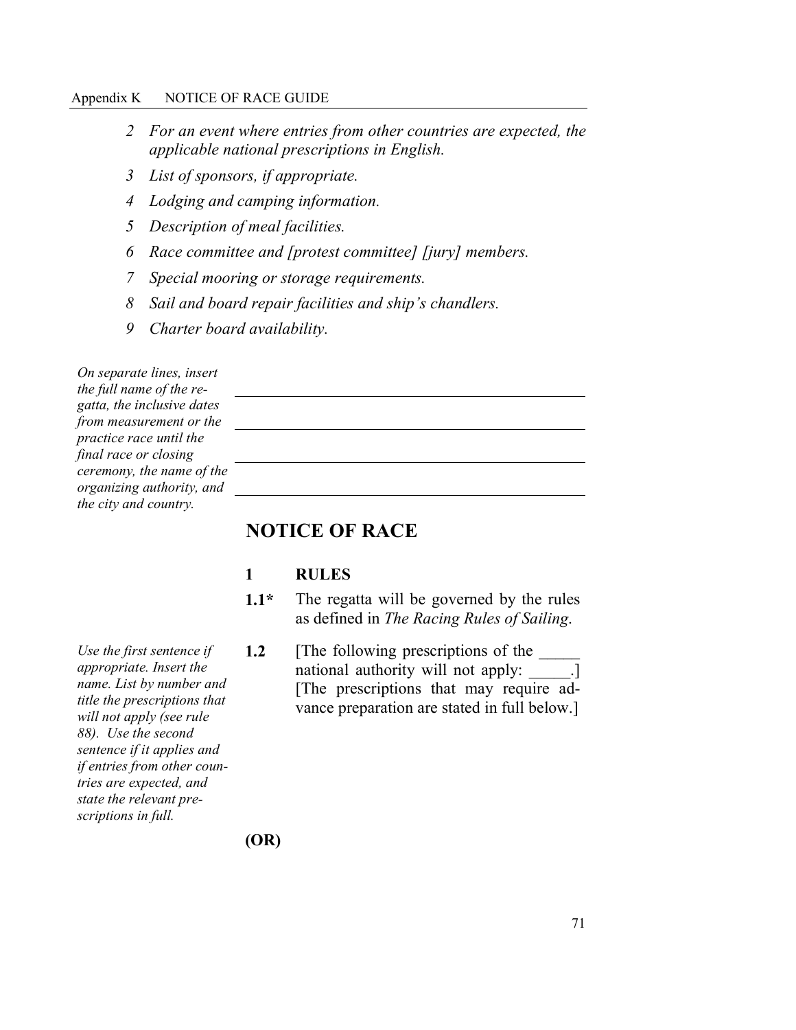*2 For an event where entries from other countries are expected, the applicable national prescriptions in English.*

*3 List of sponsors, if appropriate.*

*4 Lodging and camping information.*

*5 Description of meal facilities.*

*6 Race committee and [protest committee] [jury] members.*

*7 Special mooring or storage requirements.*

*8 Sail and board repair facilities and ship's chandlers.*

*9 Charter board availability.*

*On separate lines, insert the full name of the regatta, the inclusive dates from measurement or the practice race until the final race or closing ceremony, the name of the organizing authority, and the city and country.*

\_\_\_\_\_\_\_\_\_\_\_\_\_\_\_\_\_\_\_\_\_\_\_\_\_\_\_\_\_\_\_\_\_\_\_\_\_\_\_\_

\_\_\_\_\_\_\_\_\_\_\_\_\_\_\_\_\_\_\_\_\_\_\_\_\_\_\_\_\_\_\_\_\_\_\_\_\_\_\_\_

\_\_\_\_\_\_\_\_\_\_\_\_\_\_\_\_\_\_\_\_\_\_\_\_\_\_\_\_\_\_\_\_\_\_\_\_\_\_\_\_

\_\_\_\_\_\_\_\_\_\_\_\_\_\_\_\_\_\_\_\_\_\_\_\_\_\_\_\_\_\_\_\_\_\_\_\_\_\_\_\_

# NOTICE OF RACE

## 1 RULES

**1.1*** The regatta will be governed by the rules as defined in *The Racing Rules of Sailing*.

*Use the first sentence if appropriate. Insert the name. List by number and title the prescriptions that will not apply (see rule 88). Use the second sentence if it applies and if entries from other countries are expected, and state the relevant prescriptions in full.*

**1.2** [The following prescriptions of the \_\_\_\_\_ national authority will not apply: \_\_\_\_\_.] [The prescriptions that may require advance preparation are stated in full below.]

**(OR)**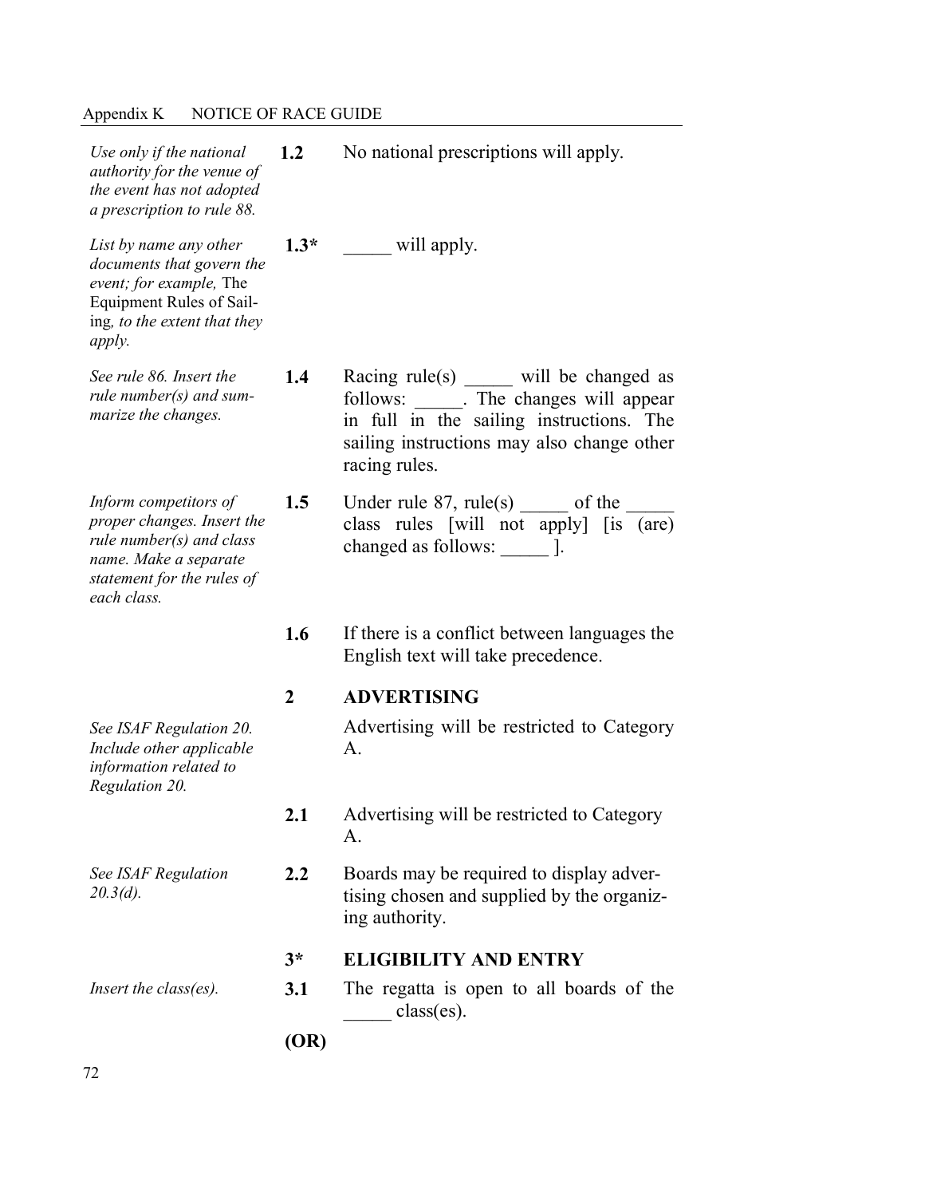*Use only if the national authority for the venue of the event has not adopted a prescription to rule 88.*

**1.2** No national prescriptions will apply.

*List by name any other documents that govern the event; for example,* The Equipment Rules of Sailing*, to the extent that they apply.*

**1.3*** _____ will apply.

*See rule 86. Insert the rule number(s) and summarize the changes.*

**1.4** Racing rule(s) _____ will be changed as follows: _____. The changes will appear in full in the sailing instructions. The sailing instructions may also change other racing rules.

*Inform competitors of proper changes. Insert the rule number(s) and class name. Make a separate statement for the rules of each class.*

**1.5** Under rule 87, rule(s) _____ of the _____ class rules [will not apply] [is (are) changed as follows: _____ ].

**1.6** If there is a conflict between languages the English text will take precedence.

## 2 ADVERTISING

*See ISAF Regulation 20. Include other applicable information related to Regulation 20.*

Advertising will be restricted to Category A.

**2.1** Advertising will be restricted to Category A.

*See ISAF Regulation 20.3(d).*

**2.2** Boards may be required to display advertising chosen and supplied by the organizing authority.

## 3* ELIGIBILITY AND ENTRY

*Insert the class(es).*

**3.1** The regatta is open to all boards of the _____ class(es).

**(OR)**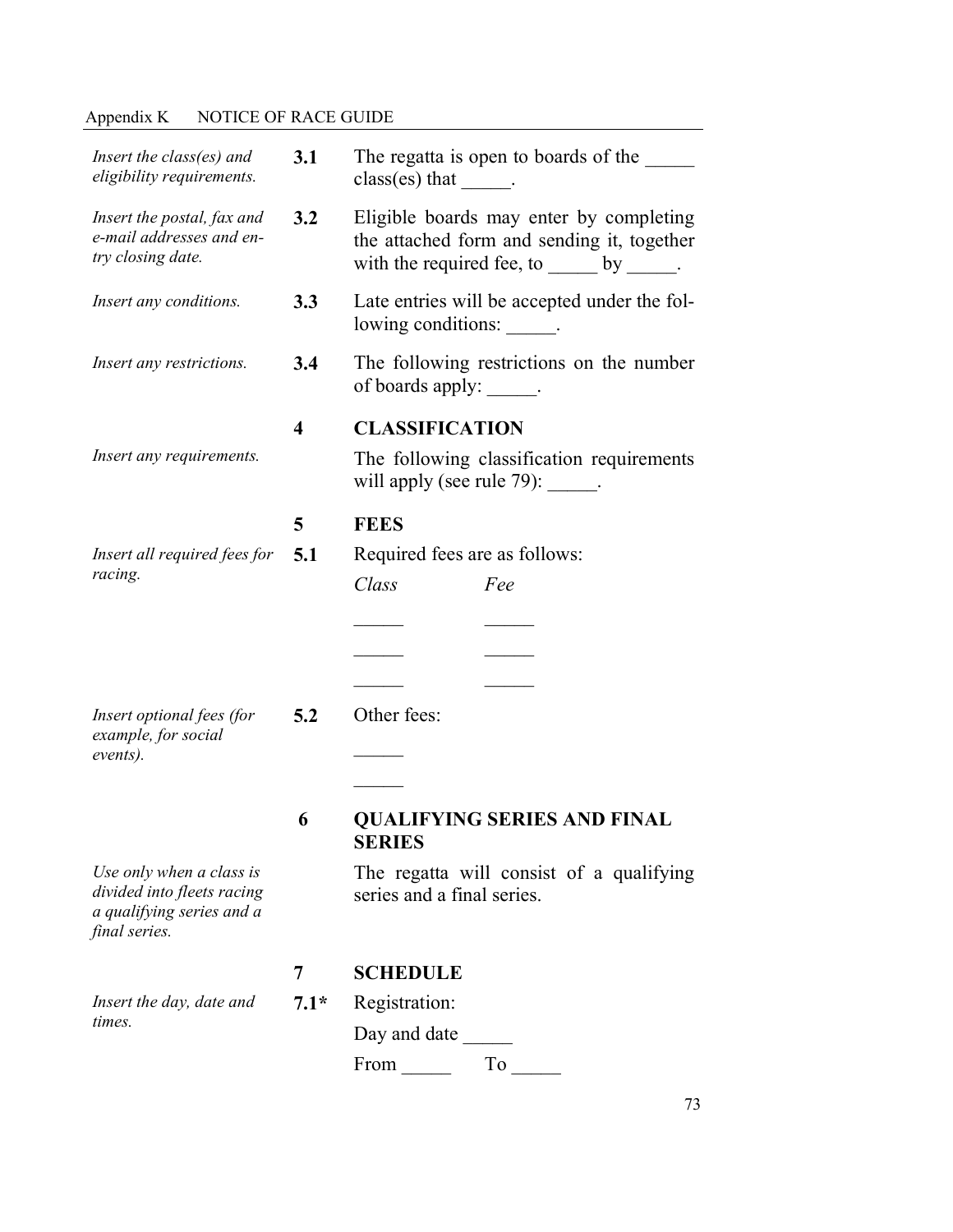| | | |
|---|---|---|
| *Insert the class(es) and eligibility requirements.* | **3.1** | The regatta is open to boards of the _____ class(es) that _____. |
| *Insert the postal, fax and e-mail addresses and entry closing date.* | **3.2** | Eligible boards may enter by completing the attached form and sending it, together with the required fee, to _____ by _____. |
| *Insert any conditions.* | **3.3** | Late entries will be accepted under the following conditions: _____. |
| *Insert any restrictions.* | **3.4** | The following restrictions on the number of boards apply: _____. |

## 4 CLASSIFICATION

*Insert any requirements.*

The following classification requirements will apply (see rule 79): _____.

## 5 FEES

*Insert all required fees for racing.*

**5.1** Required fees are as follows:

| *Class* | *Fee* |
|---|---|
| _____ | _____ |
| _____ | _____ |
| _____ | _____ |

*Insert optional fees (for example, for social events).*

**5.2** Other fees:

_____

_____

## 6 QUALIFYING SERIES AND FINAL SERIES

*Use only when a class is divided into fleets racing a qualifying series and a final series.*

The regatta will consist of a qualifying series and a final series.

## 7 SCHEDULE

*Insert the day, date and times.*

**7.1*** Registration:

Day and date _____

From _____ To _____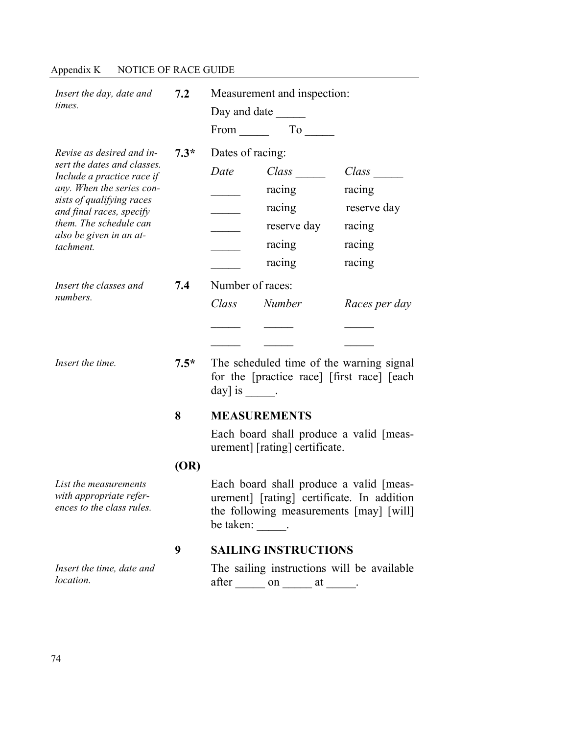*Insert the day, date and times.*

**7.2** Measurement and inspection:

Day and date _____

From _____ To _____

*Revise as desired and insert the dates and classes. Include a practice race if any. When the series consists of qualifying races and final races, specify them. The schedule can also be given in an attachment.*

**7.3*** Dates of racing:

| *Date* | *Class* _____ | *Class* _____ |
|---|---|---|
| _____ | racing | racing |
| _____ | racing | reserve day |
| _____ | reserve day | racing |
| _____ | racing | racing |
| _____ | racing | racing |

*Insert the classes and numbers.*

**7.4** Number of races:

| *Class* | *Number* | *Races per day* |
|---|---|---|
| _____ | _____ | _____ |
| _____ | _____ | _____ |

*Insert the time.*

**7.5*** The scheduled time of the warning signal for the [practice race] [first race] [each day] is _____.

## 8 MEASUREMENTS

Each board shall produce a valid [measurement] [rating] certificate.

**(OR)**

*List the measurements with appropriate references to the class rules.*

Each board shall produce a valid [measurement] [rating] certificate. In addition the following measurements [may] [will] be taken: _____.

## 9 SAILING INSTRUCTIONS

*Insert the time, date and location.*

The sailing instructions will be available after _____ on _____ at _____.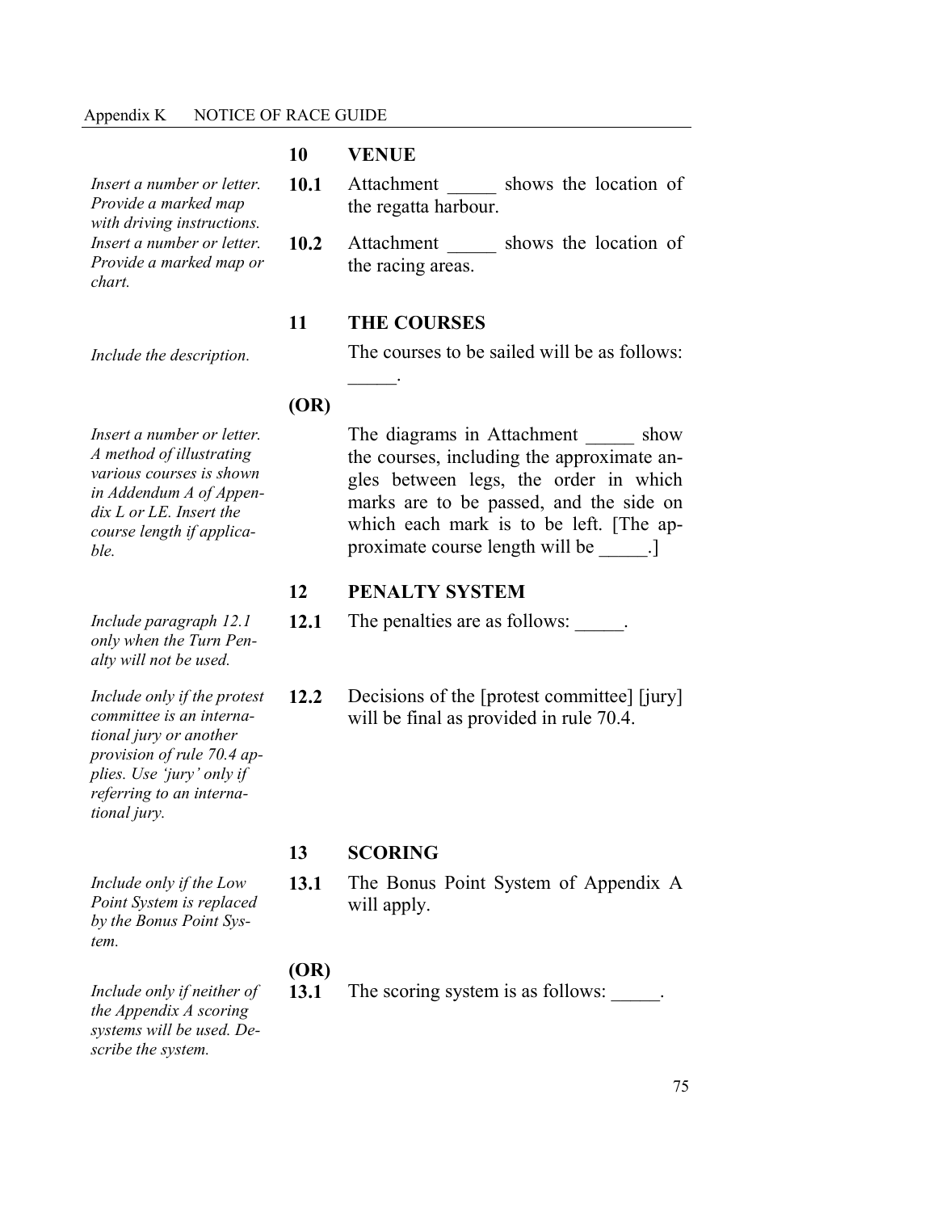## 10 VENUE

*Insert a number or letter. Provide a marked map with driving instructions.*

**10.1** Attachment _____ shows the location of the regatta harbour.

*Insert a number or letter. Provide a marked map or chart.*

**10.2** Attachment _____ shows the location of the racing areas.

## 11 THE COURSES

*Include the description.*

The courses to be sailed will be as follows: _____.

**(OR)**

*Insert a number or letter. A method of illustrating various courses is shown in Addendum A of Appendix L or LE. Insert the course length if applicable.*

The diagrams in Attachment _____ show the courses, including the approximate angles between legs, the order in which marks are to be passed, and the side on which each mark is to be left. [The approximate course length will be _____.]

## 12 PENALTY SYSTEM

*Include paragraph 12.1 only when the Turn Penalty will not be used.*

**12.1** The penalties are as follows: _____.

*Include only if the protest committee is an international jury or another provision of rule 70.4 applies. Use 'jury' only if referring to an international jury.*

**12.2** Decisions of the [protest committee] [jury] will be final as provided in rule 70.4.

## 13 SCORING

*Include only if the Low Point System is replaced by the Bonus Point System.*

**13.1** The Bonus Point System of Appendix A will apply.

**(OR)**

*Include only if neither of the Appendix A scoring systems will be used. Describe the system.*

**13.1** The scoring system is as follows: _____.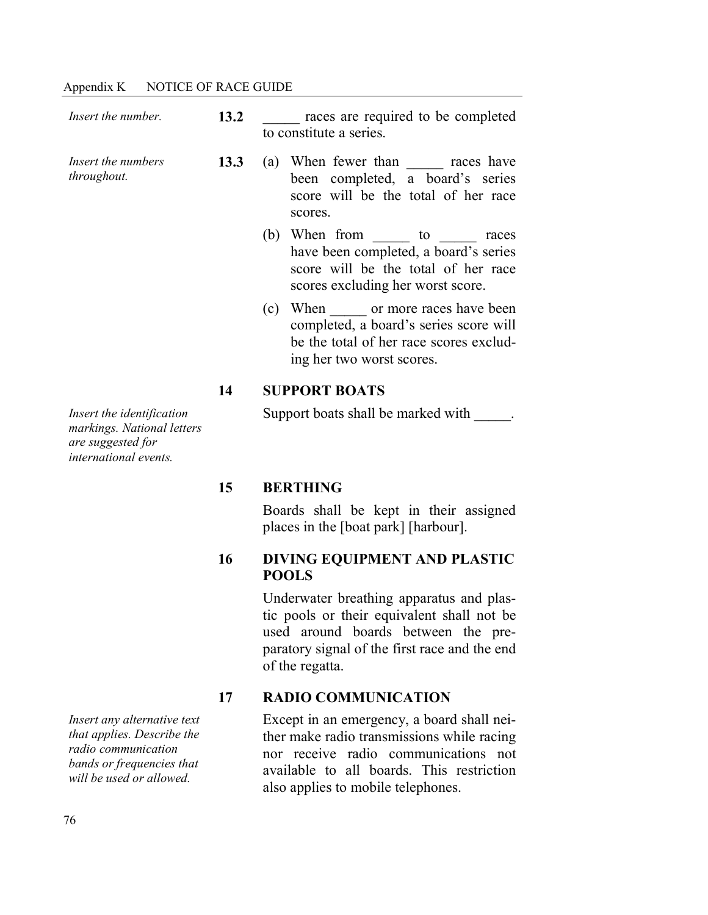*Insert the number.*

**13.2** _____ races are required to be completed to constitute a series.

*Insert the numbers throughout.*

**13.3** (a) When fewer than _____ races have been completed, a board's series score will be the total of her race scores.

(b) When from _____ to _____ races have been completed, a board's series score will be the total of her race scores excluding her worst score.

(c) When _____ or more races have been completed, a board's series score will be the total of her race scores excluding her two worst scores.

## 14 SUPPORT BOATS

*Insert the identification markings. National letters are suggested for international events.*

Support boats shall be marked with _____.

## 15 BERTHING

Boards shall be kept in their assigned places in the [boat park] [harbour].

## 16 DIVING EQUIPMENT AND PLASTIC POOLS

Underwater breathing apparatus and plastic pools or their equivalent shall not be used around boards between the preparatory signal of the first race and the end of the regatta.

## 17 RADIO COMMUNICATION

*Insert any alternative text that applies. Describe the radio communication bands or frequencies that will be used or allowed.*

Except in an emergency, a board shall neither make radio transmissions while racing nor receive radio communications not available to all boards. This restriction also applies to mobile telephones.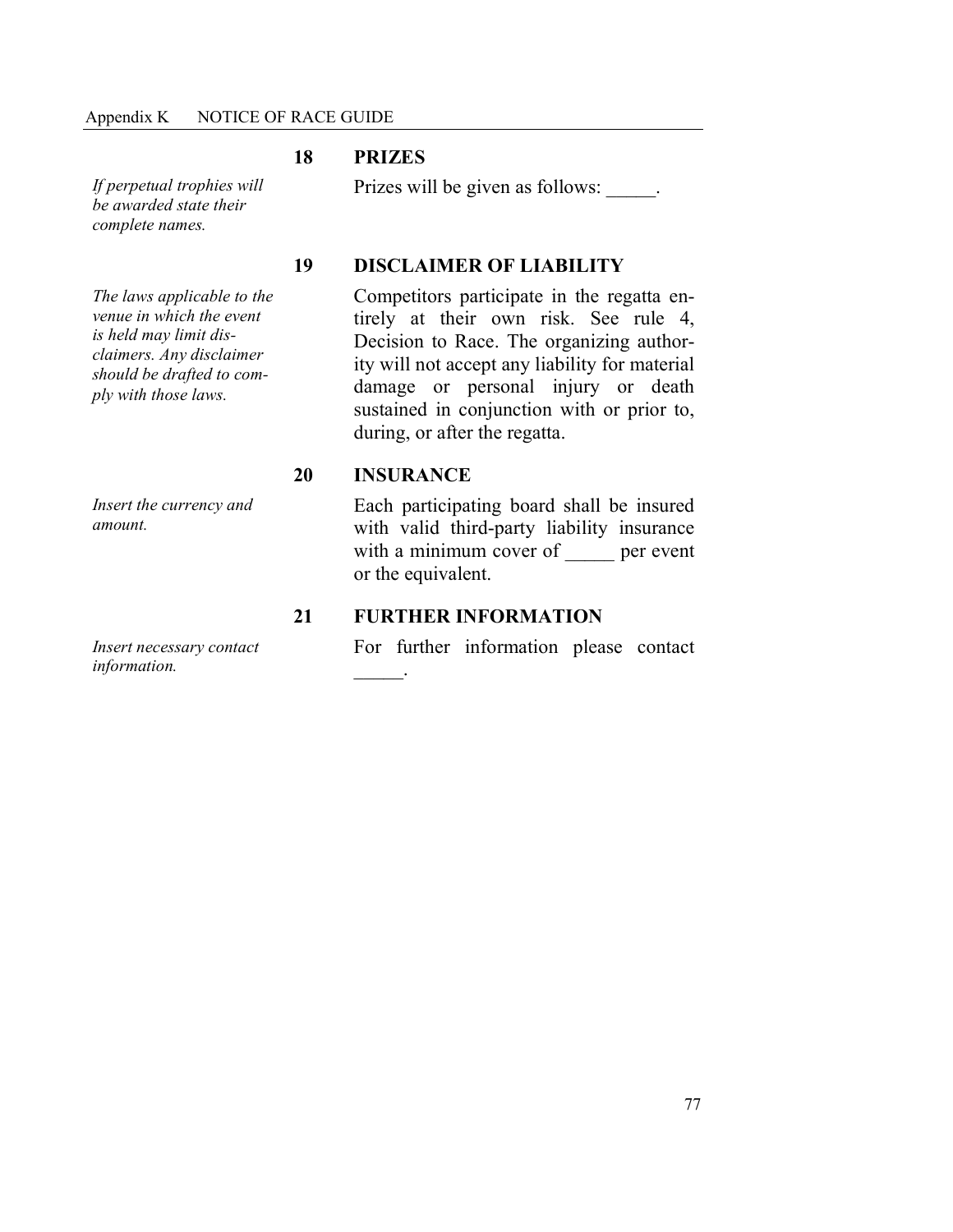## 18 PRIZES

*If perpetual trophies will be awarded state their complete names.*

Prizes will be given as follows: _____.

## 19 DISCLAIMER OF LIABILITY

*The laws applicable to the venue in which the event is held may limit disclaimers. Any disclaimer should be drafted to comply with those laws.*

Competitors participate in the regatta entirely at their own risk. See rule 4, Decision to Race. The organizing authority will not accept any liability for material damage or personal injury or death sustained in conjunction with or prior to, during, or after the regatta.

## 20 INSURANCE

*Insert the currency and amount.*

Each participating board shall be insured with valid third-party liability insurance with a minimum cover of _____ per event or the equivalent.

## 21 FURTHER INFORMATION

*Insert necessary contact information.*

For further information please contact _____.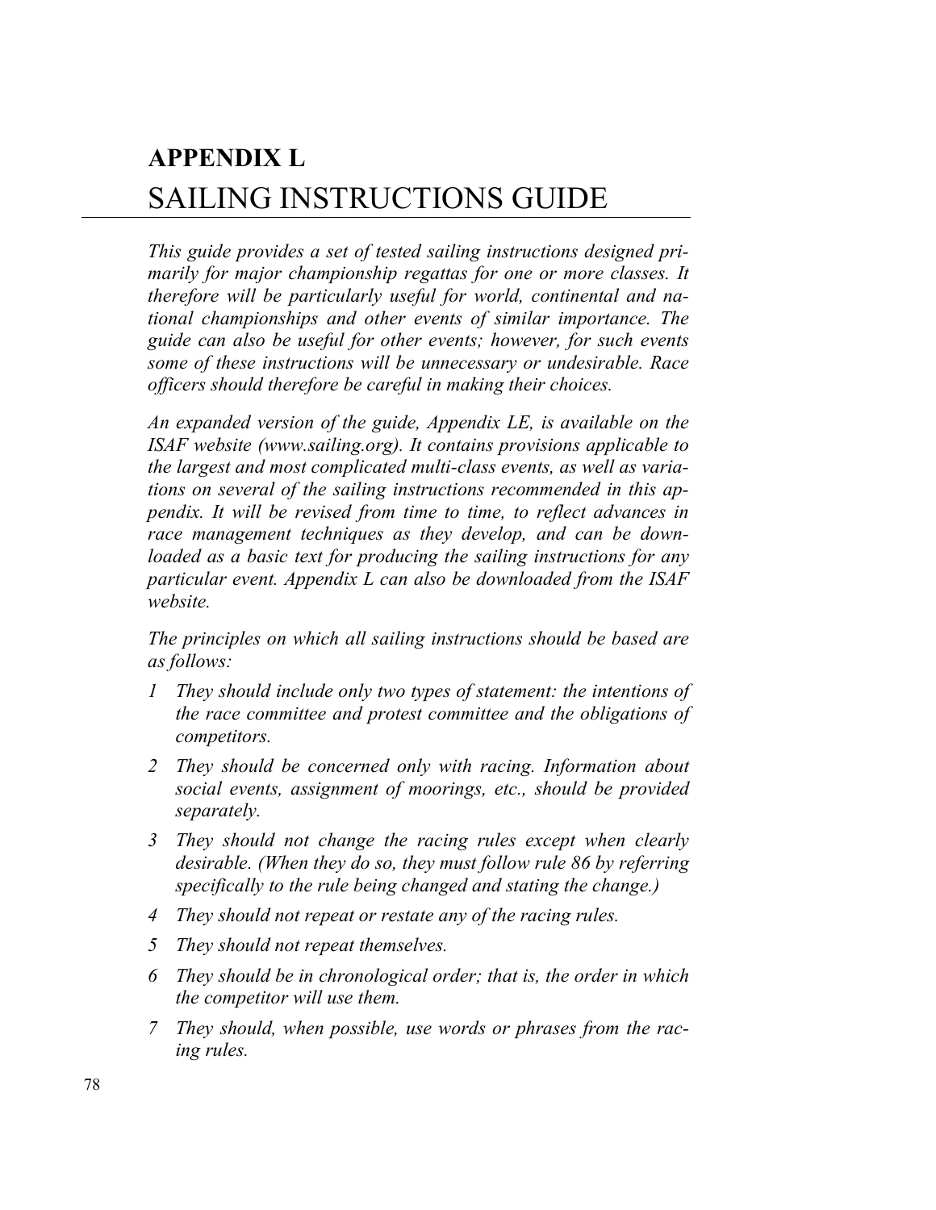# APPENDIX L
# SAILING INSTRUCTIONS GUIDE

*This guide provides a set of tested sailing instructions designed primarily for major championship regattas for one or more classes. It therefore will be particularly useful for world, continental and national championships and other events of similar importance. The guide can also be useful for other events; however, for such events some of these instructions will be unnecessary or undesirable. Race officers should therefore be careful in making their choices.*

*An expanded version of the guide, Appendix LE, is available on the ISAF website (www.sailing.org). It contains provisions applicable to the largest and most complicated multi-class events, as well as variations on several of the sailing instructions recommended in this appendix. It will be revised from time to time, to reflect advances in race management techniques as they develop, and can be downloaded as a basic text for producing the sailing instructions for any particular event. Appendix L can also be downloaded from the ISAF website.*

*The principles on which all sailing instructions should be based are as follows:*

1. *They should include only two types of statement: the intentions of the race committee and protest committee and the obligations of competitors.*
2. *They should be concerned only with racing. Information about social events, assignment of moorings, etc., should be provided separately.*
3. *They should not change the racing rules except when clearly desirable. (When they do so, they must follow rule 86 by referring specifically to the rule being changed and stating the change.)*
4. *They should not repeat or restate any of the racing rules.*
5. *They should not repeat themselves.*
6. *They should be in chronological order; that is, the order in which the competitor will use them.*
7. *They should, when possible, use words or phrases from the racing rules.*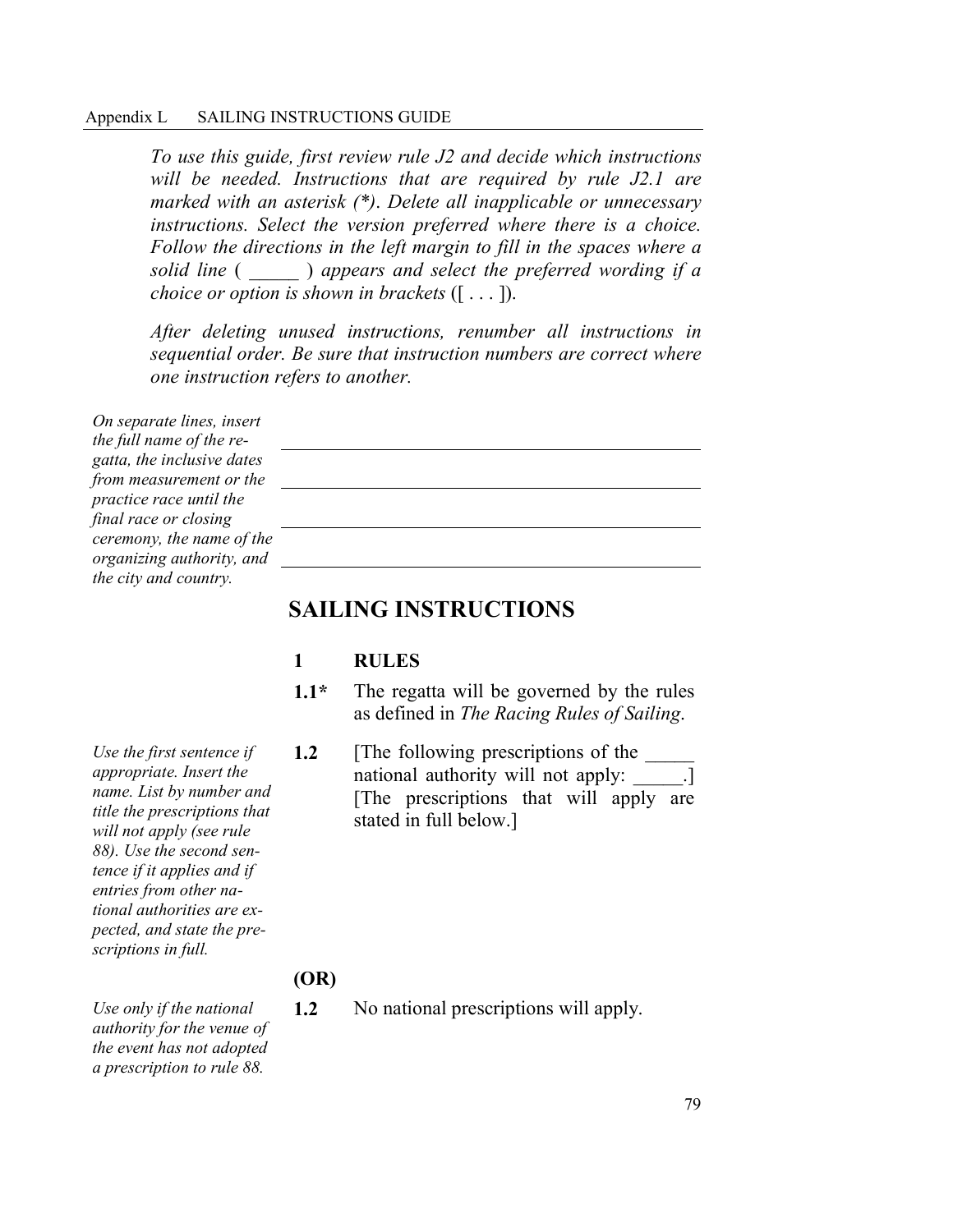*To use this guide, first review rule J2 and decide which instructions will be needed. Instructions that are required by rule J2.1 are marked with an asterisk (*). Delete all inapplicable or unnecessary instructions. Select the version preferred where there is a choice. Follow the directions in the left margin to fill in the spaces where a solid line ( _____ ) appears and select the preferred wording if a choice or option is shown in brackets* ([ . . . ]).

*After deleting unused instructions, renumber all instructions in sequential order. Be sure that instruction numbers are correct where one instruction refers to another.*

*On separate lines, insert the full name of the regatta, the inclusive dates from measurement or the practice race until the final race or closing ceremony, the name of the organizing authority, and the city and country.*

_____________________________________________

_____________________________________________

_____________________________________________

_____________________________________________

# SAILING INSTRUCTIONS

## 1 RULES

**1.1*** The regatta will be governed by the rules as defined in *The Racing Rules of Sailing*.

*Use the first sentence if appropriate. Insert the name. List by number and title the prescriptions that will not apply (see rule 88). Use the second sentence if it applies and if entries from other national authorities are expected, and state the prescriptions in full.*

**1.2** [The following prescriptions of the _____ national authority will not apply: _____.] [The prescriptions that will apply are stated in full below.]

**(OR)**

*Use only if the national authority for the venue of the event has not adopted a prescription to rule 88.*

**1.2** No national prescriptions will apply.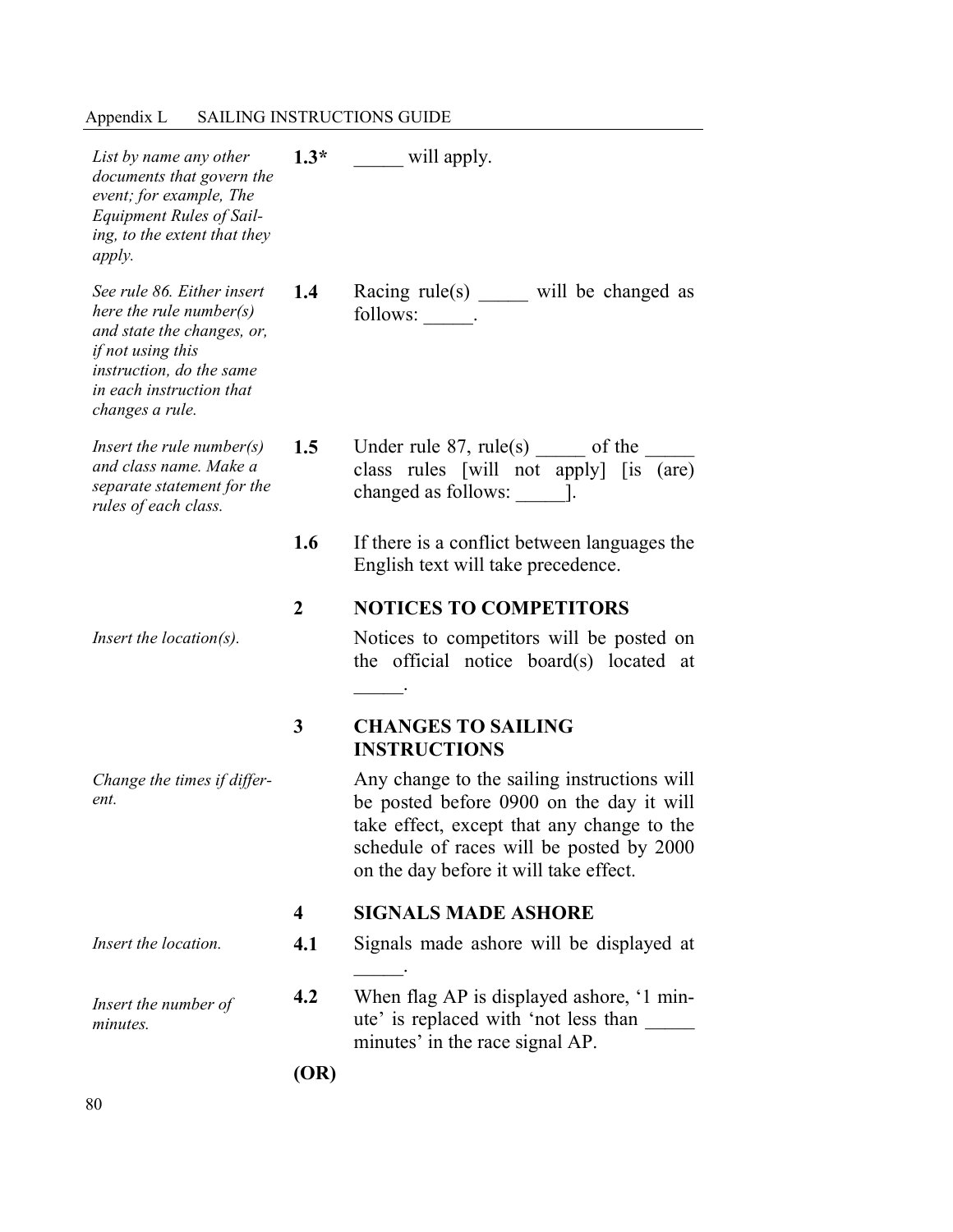*List by name any other documents that govern the event; for example, The Equipment Rules of Sailing, to the extent that they apply.*

**1.3*** _____ will apply.

*See rule 86. Either insert here the rule number(s) and state the changes, or, if not using this instruction, do the same in each instruction that changes a rule.*

**1.4** Racing rule(s) _____ will be changed as follows: _____.

*Insert the rule number(s) and class name. Make a separate statement for the rules of each class.*

**1.5** Under rule 87, rule(s) _____ of the _____ class rules [will not apply] [is (are) changed as follows: _____].

**1.6** If there is a conflict between languages the English text will take precedence.

## 2 NOTICES TO COMPETITORS

*Insert the location(s).*

Notices to competitors will be posted on the official notice board(s) located at _____.

## 3 CHANGES TO SAILING INSTRUCTIONS

*Change the times if different.*

Any change to the sailing instructions will be posted before 0900 on the day it will take effect, except that any change to the schedule of races will be posted by 2000 on the day before it will take effect.

## 4 SIGNALS MADE ASHORE

*Insert the location.*

**4.1** Signals made ashore will be displayed at _____.

*Insert the number of minutes.*

**4.2** When flag AP is displayed ashore, '1 minute' is replaced with 'not less than _____ minutes' in the race signal AP.

**(OR)**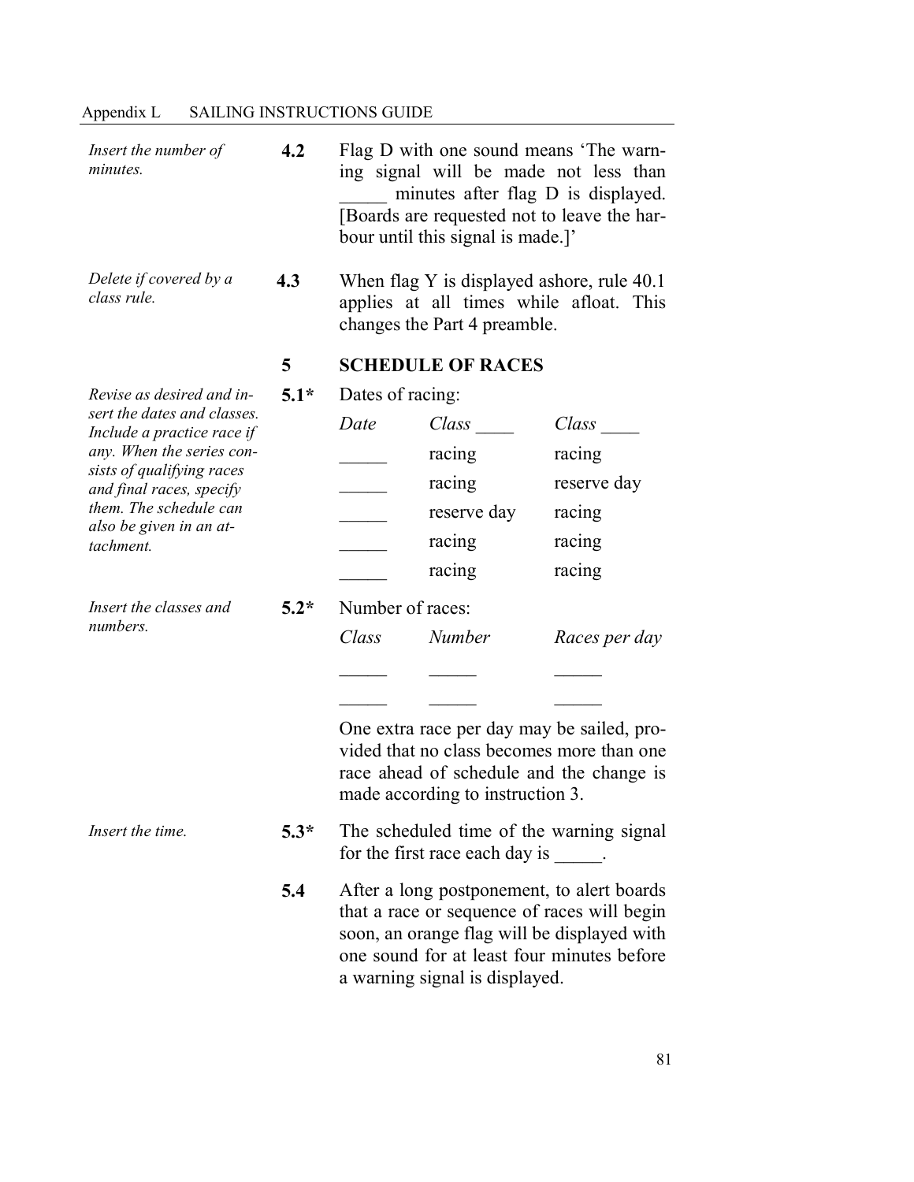*Insert the number of minutes.*

**4.2** Flag D with one sound means 'The warning signal will be made not less than _____ minutes after flag D is displayed. [Boards are requested not to leave the harbour until this signal is made.]'

*Delete if covered by a class rule.*

**4.3** When flag Y is displayed ashore, rule 40.1 applies at all times while afloat. This changes the Part 4 preamble.

## 5 SCHEDULE OF RACES

*Revise as desired and insert the dates and classes. Include a practice race if any. When the series consists of qualifying races and final races, specify them. The schedule can also be given in an attachment.*

**5.1*** Dates of racing:

| *Date* | *Class* ____ | *Class* ____ |
|---|---|---|
| _____ | racing | racing |
| _____ | racing | reserve day |
| _____ | reserve day | racing |
| _____ | racing | racing |
| _____ | racing | racing |

*Insert the classes and numbers.*

**5.2*** Number of races:

| *Class* | *Number* | *Races per day* |
|---|---|---|
| _____ | _____ | _____ |
| _____ | _____ | _____ |

One extra race per day may be sailed, provided that no class becomes more than one race ahead of schedule and the change is made according to instruction 3.

*Insert the time.*

**5.3*** The scheduled time of the warning signal for the first race each day is _____.

**5.4** After a long postponement, to alert boards that a race or sequence of races will begin soon, an orange flag will be displayed with one sound for at least four minutes before a warning signal is displayed.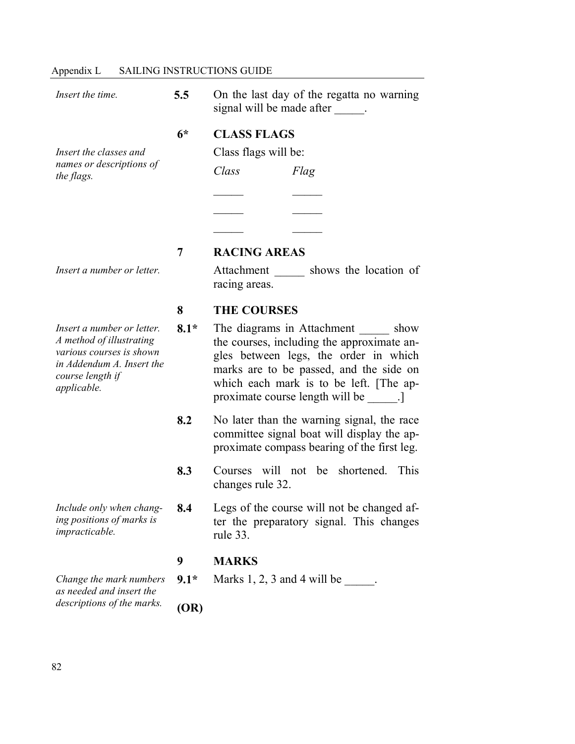*Insert the time.*

**5.5** On the last day of the regatta no warning signal will be made after _____.

**6\*** **CLASS FLAGS**

*Insert the classes and names or descriptions of the flags.*

Class flags will be:

| *Class* | *Flag* |
|---|---|
| _____ | _____ |
| _____ | _____ |
| _____ | _____ |

**7** **RACING AREAS**

*Insert a number or letter.*

Attachment _____ shows the location of racing areas.

**8** **THE COURSES**

*Insert a number or letter. A method of illustrating various courses is shown in Addendum A. Insert the course length if applicable.*

**8.1\*** The diagrams in Attachment _____ show the courses, including the approximate angles between legs, the order in which marks are to be passed, and the side on which each mark is to be left. [The approximate course length will be _____.]

**8.2** No later than the warning signal, the race committee signal boat will display the approximate compass bearing of the first leg.

**8.3** Courses will not be shortened. This changes rule 32.

*Include only when changing positions of marks is impracticable.*

**8.4** Legs of the course will not be changed after the preparatory signal. This changes rule 33.

**9** **MARKS**

*Change the mark numbers as needed and insert the descriptions of the marks.*

**9.1\*** Marks 1, 2, 3 and 4 will be _____.

**(OR)**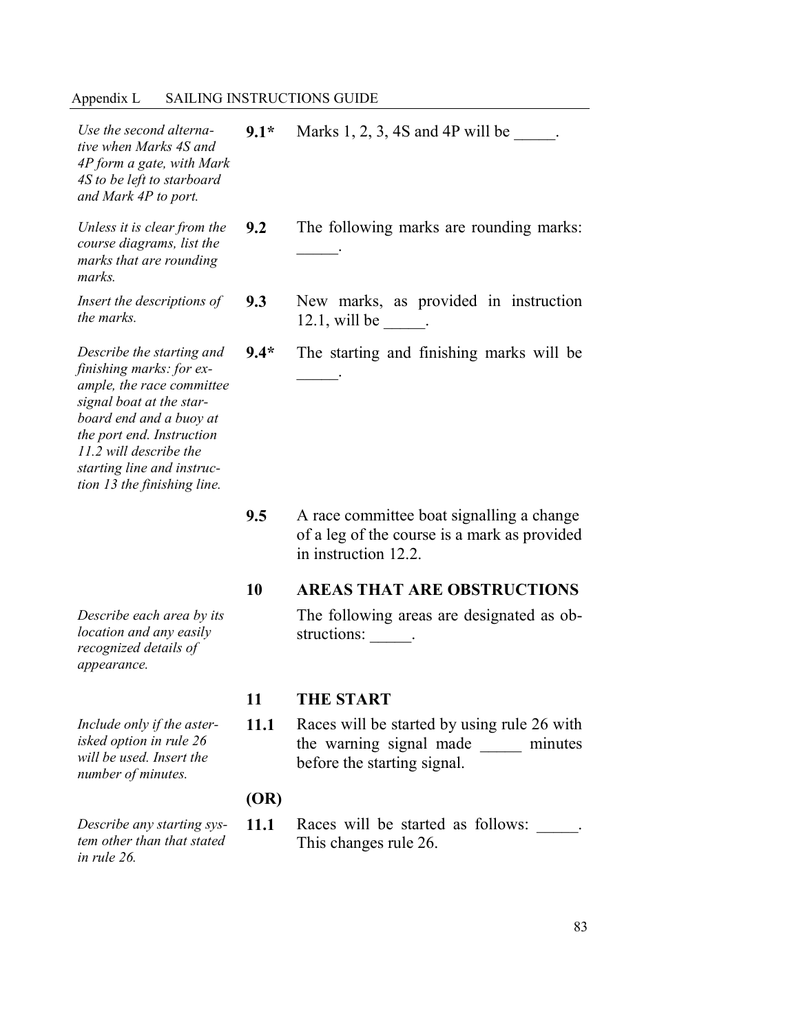*Use the second alternative when Marks 4S and 4P form a gate, with Mark 4S to be left to starboard and Mark 4P to port.*

**9.1*** Marks 1, 2, 3, 4S and 4P will be _____.

*Unless it is clear from the course diagrams, list the marks that are rounding marks.*

**9.2** The following marks are rounding marks: _____.

*Insert the descriptions of the marks.*

**9.3** New marks, as provided in instruction 12.1, will be _____.

*Describe the starting and finishing marks: for example, the race committee signal boat at the starboard end and a buoy at the port end. Instruction 11.2 will describe the starting line and instruction 13 the finishing line.*

**9.4*** The starting and finishing marks will be _____.

**9.5** A race committee boat signalling a change of a leg of the course is a mark as provided in instruction 12.2.

## 10 AREAS THAT ARE OBSTRUCTIONS

*Describe each area by its location and any easily recognized details of appearance.*

The following areas are designated as obstructions: _____.

## 11 THE START

*Include only if the asterisked option in rule 26 will be used. Insert the number of minutes.*

**11.1** Races will be started by using rule 26 with the warning signal made _____ minutes before the starting signal.

**(OR)**

*Describe any starting system other than that stated in rule 26.*

**11.1** Races will be started as follows: _____. This changes rule 26.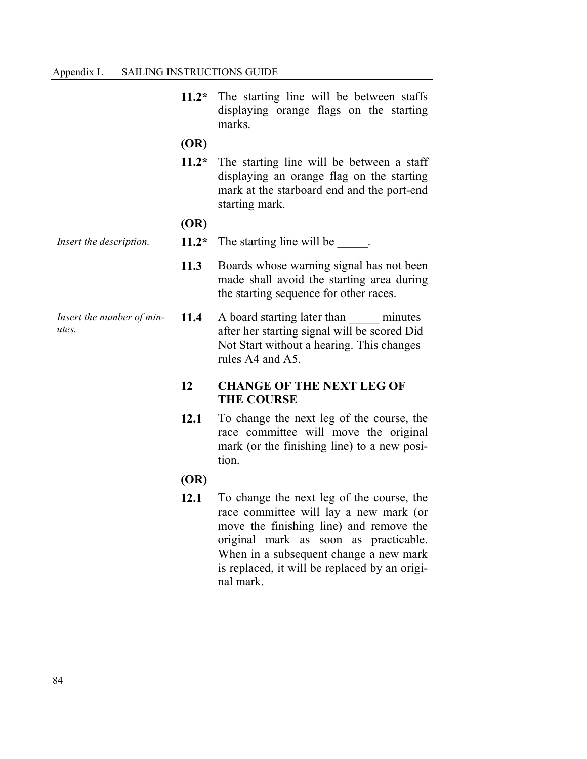**11.2*** The starting line will be between staffs displaying orange flags on the starting marks.

**(OR)**

**11.2*** The starting line will be between a staff displaying an orange flag on the starting mark at the starboard end and the port-end starting mark.

**(OR)**

*Insert the description.*

**11.2*** The starting line will be _____.

**11.3** Boards whose warning signal has not been made shall avoid the starting area during the starting sequence for other races.

*Insert the number of minutes.*

**11.4** A board starting later than _____ minutes after her starting signal will be scored Did Not Start without a hearing. This changes rules A4 and A5.

## 12 CHANGE OF THE NEXT LEG OF THE COURSE

**12.1** To change the next leg of the course, the race committee will move the original mark (or the finishing line) to a new position.

**(OR)**

**12.1** To change the next leg of the course, the race committee will lay a new mark (or move the finishing line) and remove the original mark as soon as practicable. When in a subsequent change a new mark is replaced, it will be replaced by an original mark.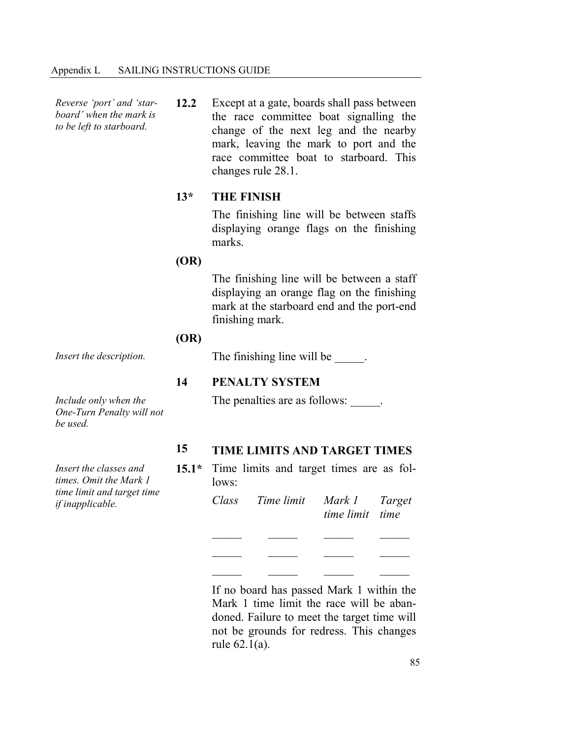*Reverse 'port' and 'starboard' when the mark is to be left to starboard.*

**12.2** Except at a gate, boards shall pass between the race committee boat signalling the change of the next leg and the nearby mark, leaving the mark to port and the race committee boat to starboard. This changes rule 28.1.

**13\*** **THE FINISH**

The finishing line will be between staffs displaying orange flags on the finishing marks.

**(OR)**

The finishing line will be between a staff displaying an orange flag on the finishing mark at the starboard end and the port-end finishing mark.

**(OR)**

*Insert the description.*

The finishing line will be _____.

**14** **PENALTY SYSTEM**

*Include only when the One-Turn Penalty will not be used.*

The penalties are as follows: _____.

**15** **TIME LIMITS AND TARGET TIMES**

*Insert the classes and times. Omit the Mark 1 time limit and target time if inapplicable.*

**15.1\*** Time limits and target times are as follows:

| *Class* | *Time limit* | *Mark 1 time limit* | *Target time* |
| --- | --- | --- | --- |
| _____ | _____ | _____ | _____ |
| _____ | _____ | _____ | _____ |
| _____ | _____ | _____ | _____ |

If no board has passed Mark 1 within the Mark 1 time limit the race will be abandoned. Failure to meet the target time will not be grounds for redress. This changes rule 62.1(a).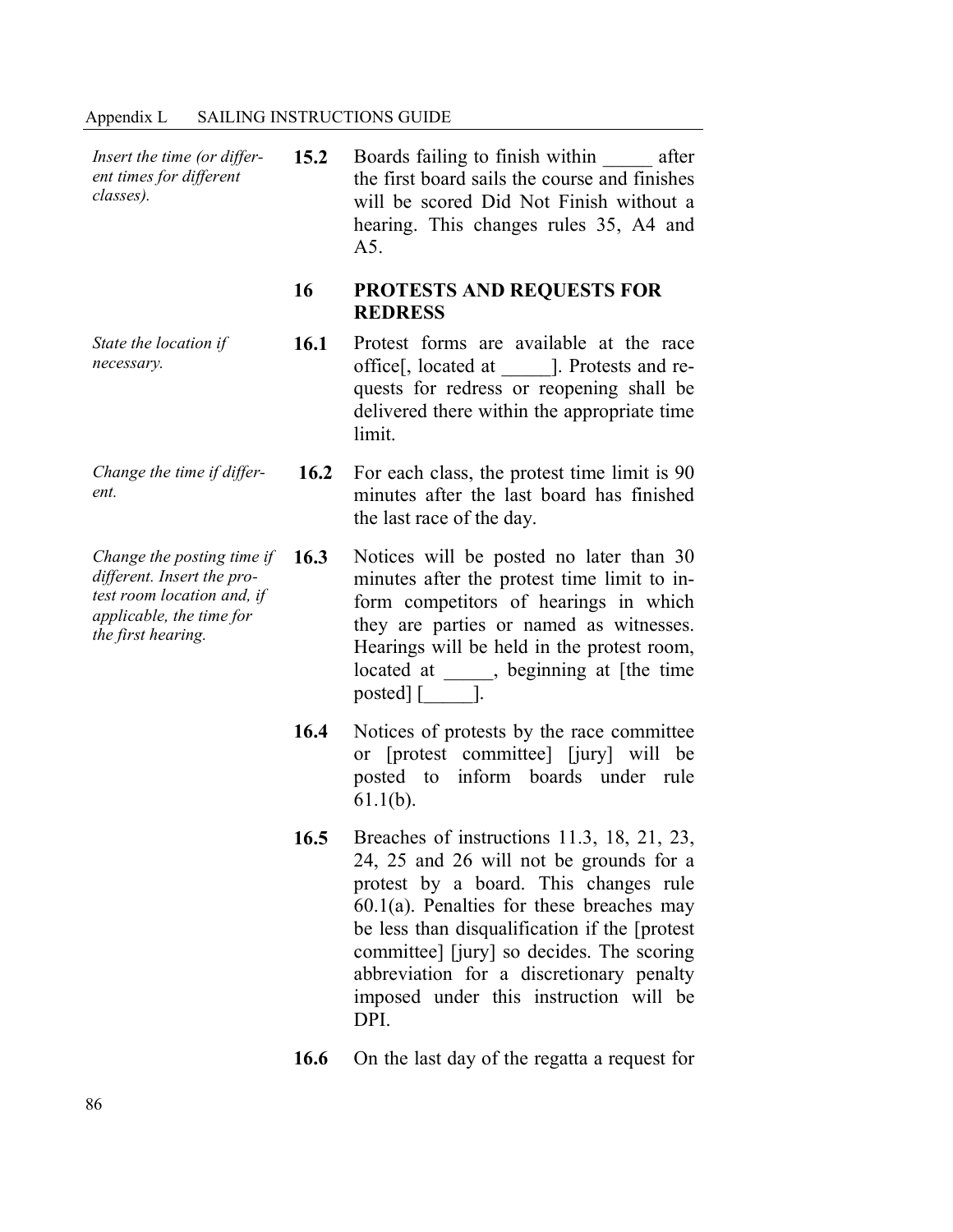*Insert the time (or different times for different classes).*

**15.2** Boards failing to finish within _____ after the first board sails the course and finishes will be scored Did Not Finish without a hearing. This changes rules 35, A4 and A5.

## 16 PROTESTS AND REQUESTS FOR REDRESS

*State the location if necessary.*

**16.1** Protest forms are available at the race office[, located at _____]. Protests and requests for redress or reopening shall be delivered there within the appropriate time limit.

*Change the time if different.*

**16.2** For each class, the protest time limit is 90 minutes after the last board has finished the last race of the day.

*Change the posting time if different. Insert the protest room location and, if applicable, the time for the first hearing.*

**16.3** Notices will be posted no later than 30 minutes after the protest time limit to inform competitors of hearings in which they are parties or named as witnesses. Hearings will be held in the protest room, located at _____, beginning at [the time posted] [_____].

**16.4** Notices of protests by the race committee or [protest committee] [jury] will be posted to inform boards under rule 61.1(b).

**16.5** Breaches of instructions 11.3, 18, 21, 23, 24, 25 and 26 will not be grounds for a protest by a board. This changes rule 60.1(a). Penalties for these breaches may be less than disqualification if the [protest committee] [jury] so decides. The scoring abbreviation for a discretionary penalty imposed under this instruction will be DPI.

**16.6** On the last day of the regatta a request for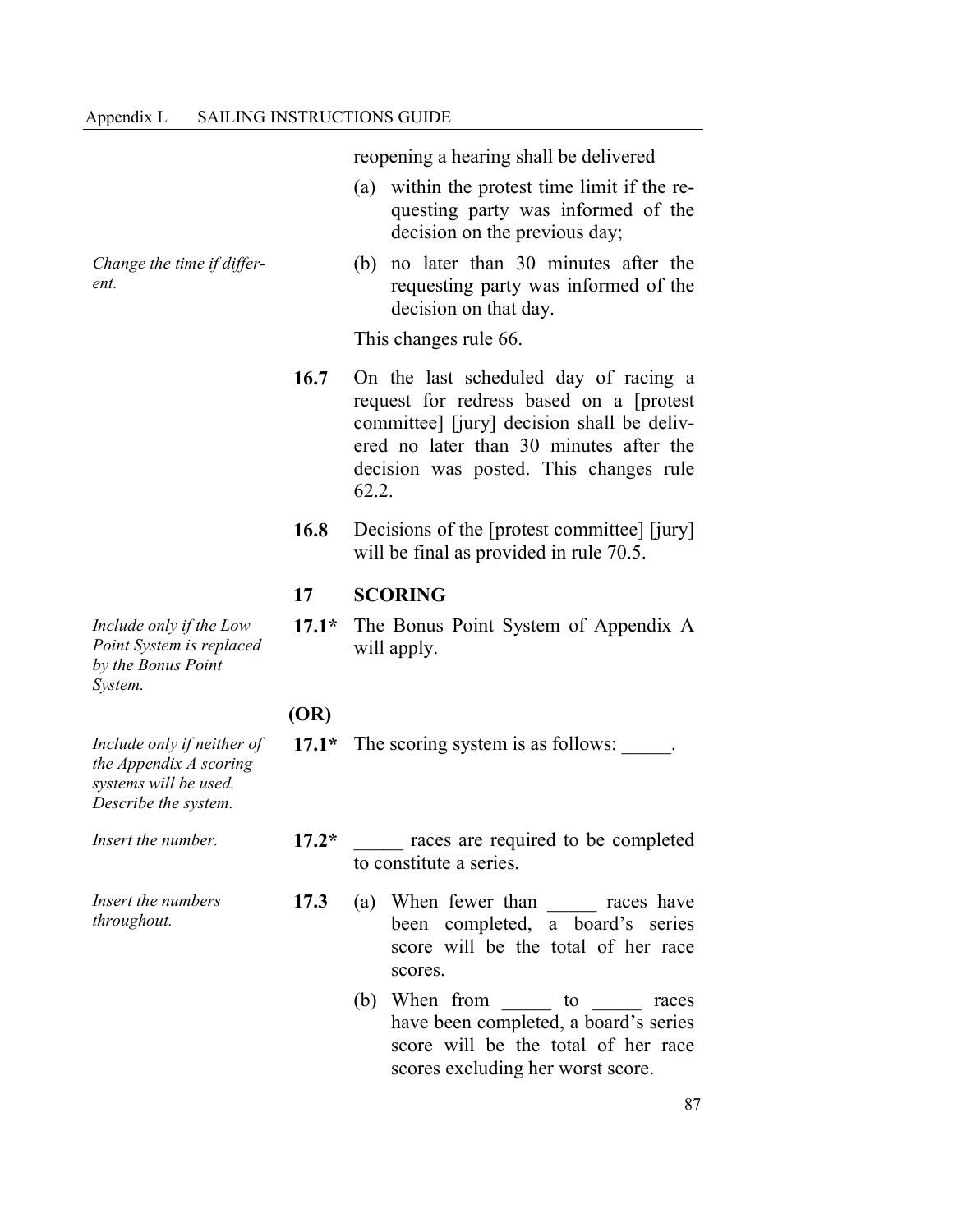reopening a hearing shall be delivered

(a) within the protest time limit if the requesting party was informed of the decision on the previous day;

*Change the time if different.*

(b) no later than 30 minutes after the requesting party was informed of the decision on that day.

This changes rule 66.

**16.7** On the last scheduled day of racing a request for redress based on a [protest committee] [jury] decision shall be delivered no later than 30 minutes after the decision was posted. This changes rule 62.2.

**16.8** Decisions of the [protest committee] [jury] will be final as provided in rule 70.5.

## 17 SCORING

*Include only if the Low Point System is replaced by the Bonus Point System.*

**17.1*** The Bonus Point System of Appendix A will apply.

**(OR)**

*Include only if neither of the Appendix A scoring systems will be used. Describe the system.*

**17.1*** The scoring system is as follows: _____.

*Insert the number.*

**17.2*** _____ races are required to be completed to constitute a series.

*Insert the numbers throughout.*

**17.3** (a) When fewer than _____ races have been completed, a board's series score will be the total of her race scores.

(b) When from _____ to _____ races have been completed, a board's series score will be the total of her race scores excluding her worst score.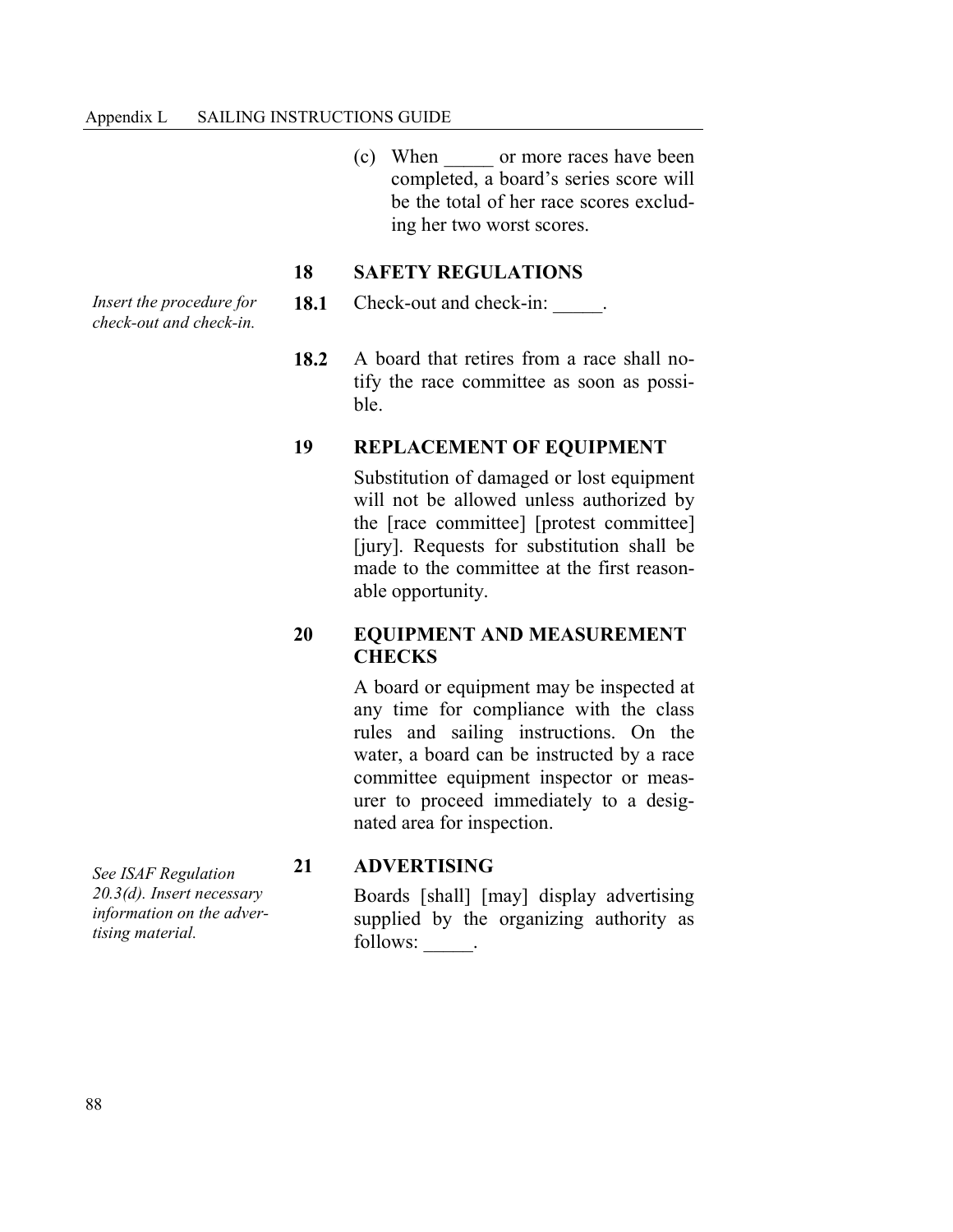(c) When _____ or more races have been completed, a board's series score will be the total of her race scores excluding her two worst scores.

## 18 SAFETY REGULATIONS

*Insert the procedure for check-out and check-in.*

**18.1** Check-out and check-in: _____.

**18.2** A board that retires from a race shall notify the race committee as soon as possible.

## 19 REPLACEMENT OF EQUIPMENT

Substitution of damaged or lost equipment will not be allowed unless authorized by the [race committee] [protest committee] [jury]. Requests for substitution shall be made to the committee at the first reasonable opportunity.

## 20 EQUIPMENT AND MEASUREMENT CHECKS

A board or equipment may be inspected at any time for compliance with the class rules and sailing instructions. On the water, a board can be instructed by a race committee equipment inspector or measurer to proceed immediately to a designated area for inspection.

## 21 ADVERTISING

*See ISAF Regulation 20.3(d). Insert necessary information on the advertising material.*

Boards [shall] [may] display advertising supplied by the organizing authority as follows: _____.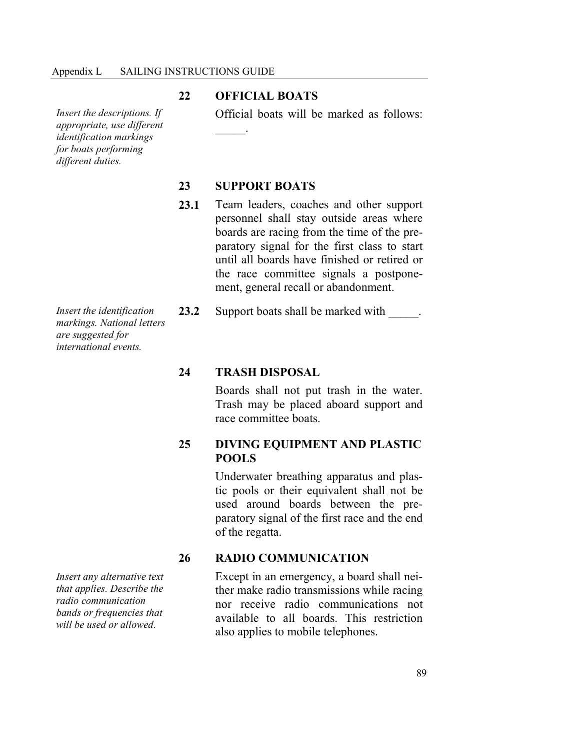## 22 OFFICIAL BOATS

*Insert the descriptions. If appropriate, use different identification markings for boats performing different duties.*

Official boats will be marked as follows: _____.

## 23 SUPPORT BOATS

**23.1** Team leaders, coaches and other support personnel shall stay outside areas where boards are racing from the time of the preparatory signal for the first class to start until all boards have finished or retired or the race committee signals a postponement, general recall or abandonment.

*Insert the identification markings. National letters are suggested for international events.*

**23.2** Support boats shall be marked with _____.

## 24 TRASH DISPOSAL

Boards shall not put trash in the water. Trash may be placed aboard support and race committee boats.

## 25 DIVING EQUIPMENT AND PLASTIC POOLS

Underwater breathing apparatus and plastic pools or their equivalent shall not be used around boards between the preparatory signal of the first race and the end of the regatta.

## 26 RADIO COMMUNICATION

*Insert any alternative text that applies. Describe the radio communication bands or frequencies that will be used or allowed.*

Except in an emergency, a board shall neither make radio transmissions while racing nor receive radio communications not available to all boards. This restriction also applies to mobile telephones.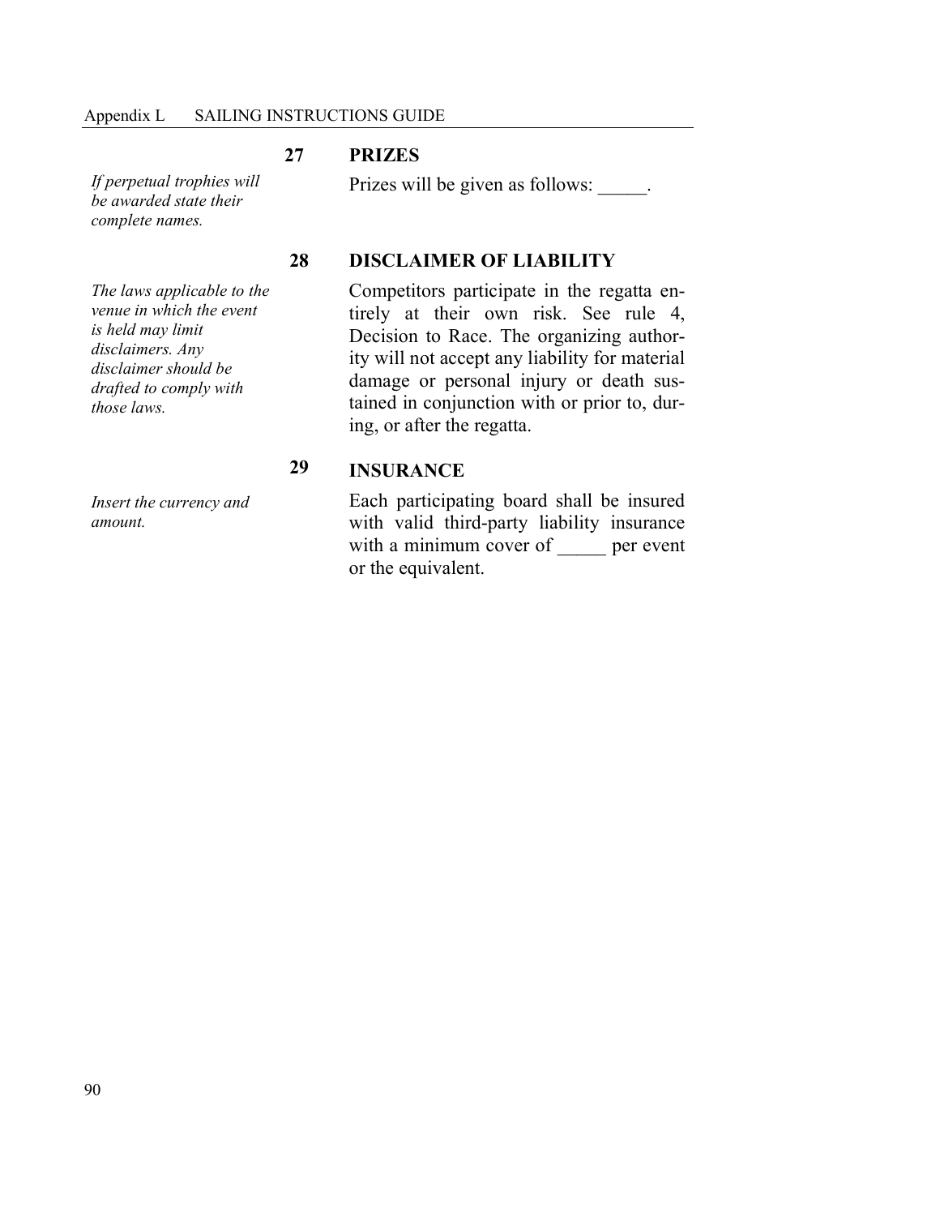## 27 PRIZES

*If perpetual trophies will be awarded state their complete names.*

Prizes will be given as follows: _____.

## 28 DISCLAIMER OF LIABILITY

*The laws applicable to the venue in which the event is held may limit disclaimers. Any disclaimer should be drafted to comply with those laws.*

Competitors participate in the regatta entirely at their own risk. See rule 4, Decision to Race. The organizing authority will not accept any liability for material damage or personal injury or death sustained in conjunction with or prior to, during, or after the regatta.

## 29 INSURANCE

*Insert the currency and amount.*

Each participating board shall be insured with valid third-party liability insurance with a minimum cover of _____ per event or the equivalent.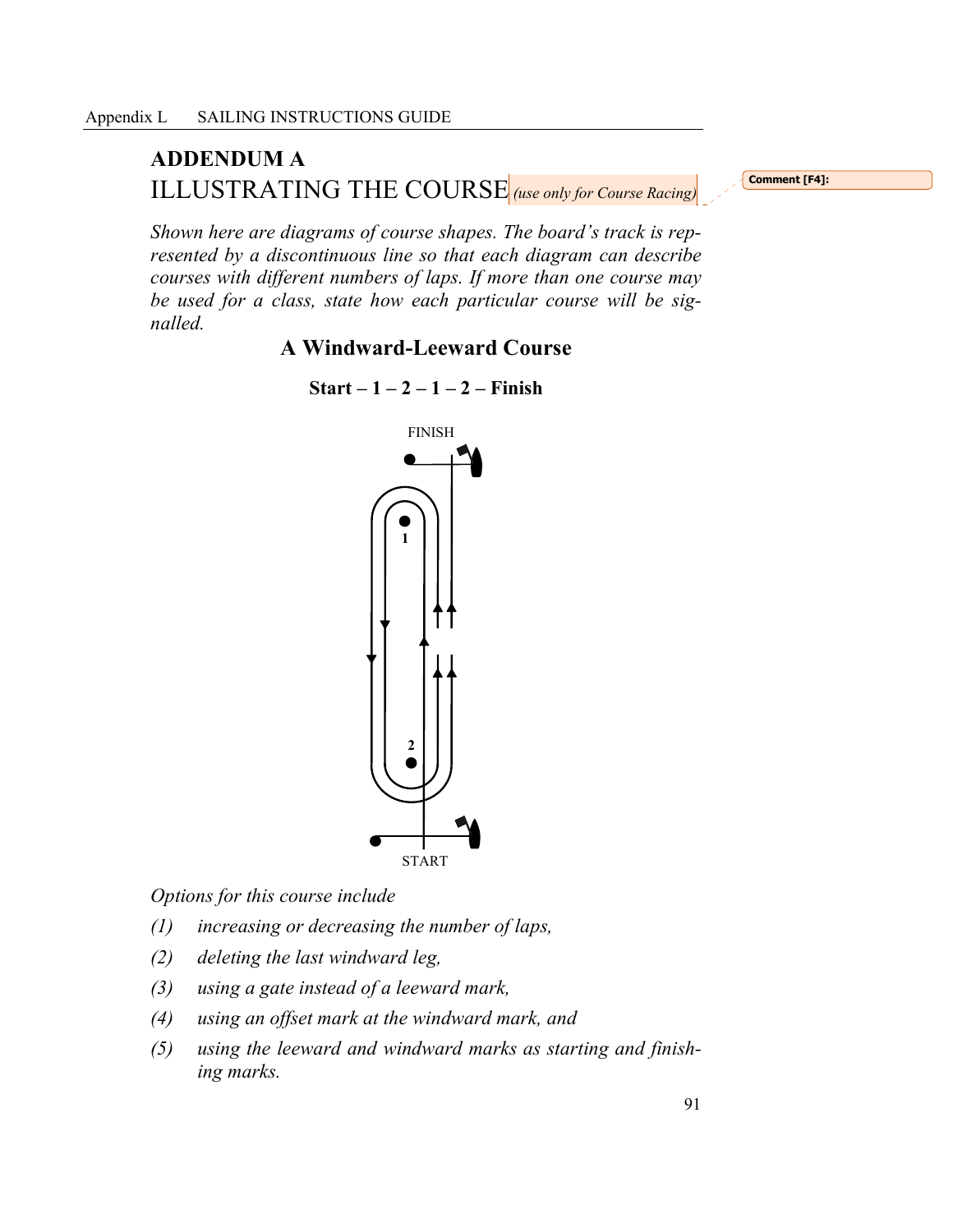## ADDENDUM A

# ILLUSTRATING THE COURSE *(use only for Course Racing)*

Comment [F4]:

*Shown here are diagrams of course shapes. The board's track is represented by a discontinuous line so that each diagram can describe courses with different numbers of laps. If more than one course may be used for a class, state how each particular course will be signalled.*

### A Windward-Leeward Course

**Start – 1 – 2 – 1 – 2 – Finish**

FINISH

1

2

START

*Options for this course include*

*(1) increasing or decreasing the number of laps,*

*(2) deleting the last windward leg,*

*(3) using a gate instead of a leeward mark,*

*(4) using an offset mark at the windward mark, and*

*(5) using the leeward and windward marks as starting and finishing marks.*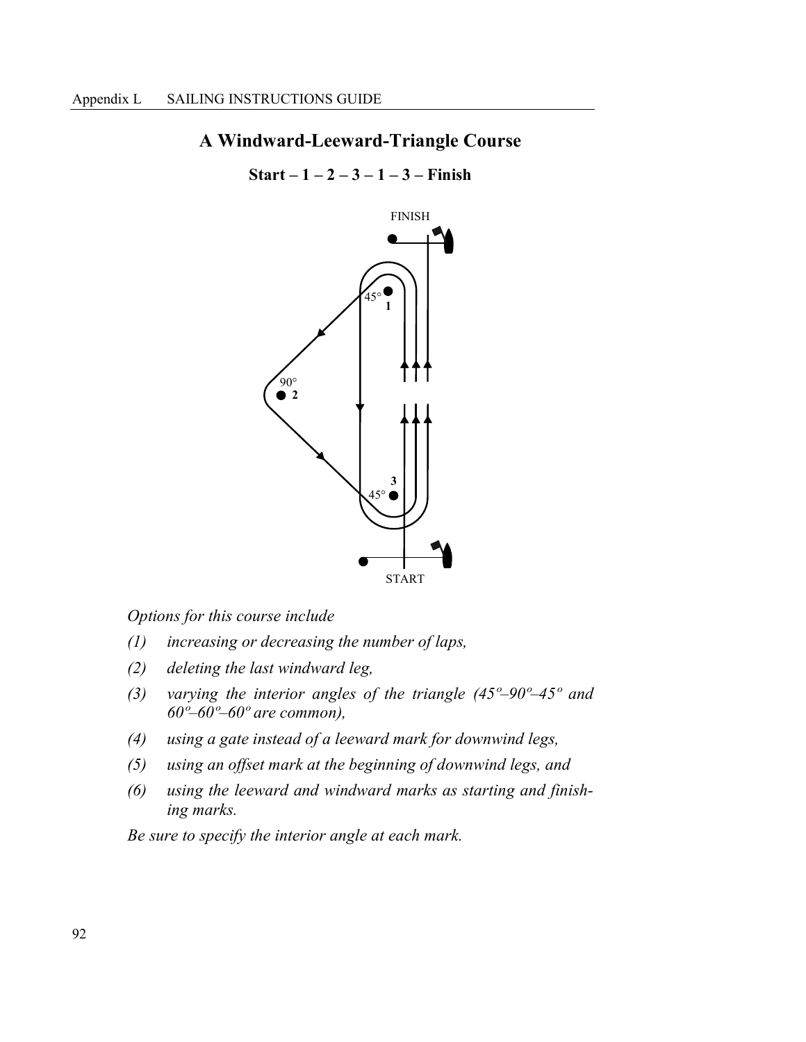## A Windward-Leeward-Triangle Course

**Start – 1 – 2 – 3 – 1 – 3 – Finish**

FINISH

45° 1

90° 2

3 45°

START

*Options for this course include*

*(1) increasing or decreasing the number of laps,*

*(2) deleting the last windward leg,*

*(3) varying the interior angles of the triangle (45º–90º–45º and 60º–60º–60º are common),*

*(4) using a gate instead of a leeward mark for downwind legs,*

*(5) using an offset mark at the beginning of downwind legs, and*

*(6) using the leeward and windward marks as starting and finishing marks.*

*Be sure to specify the interior angle at each mark.*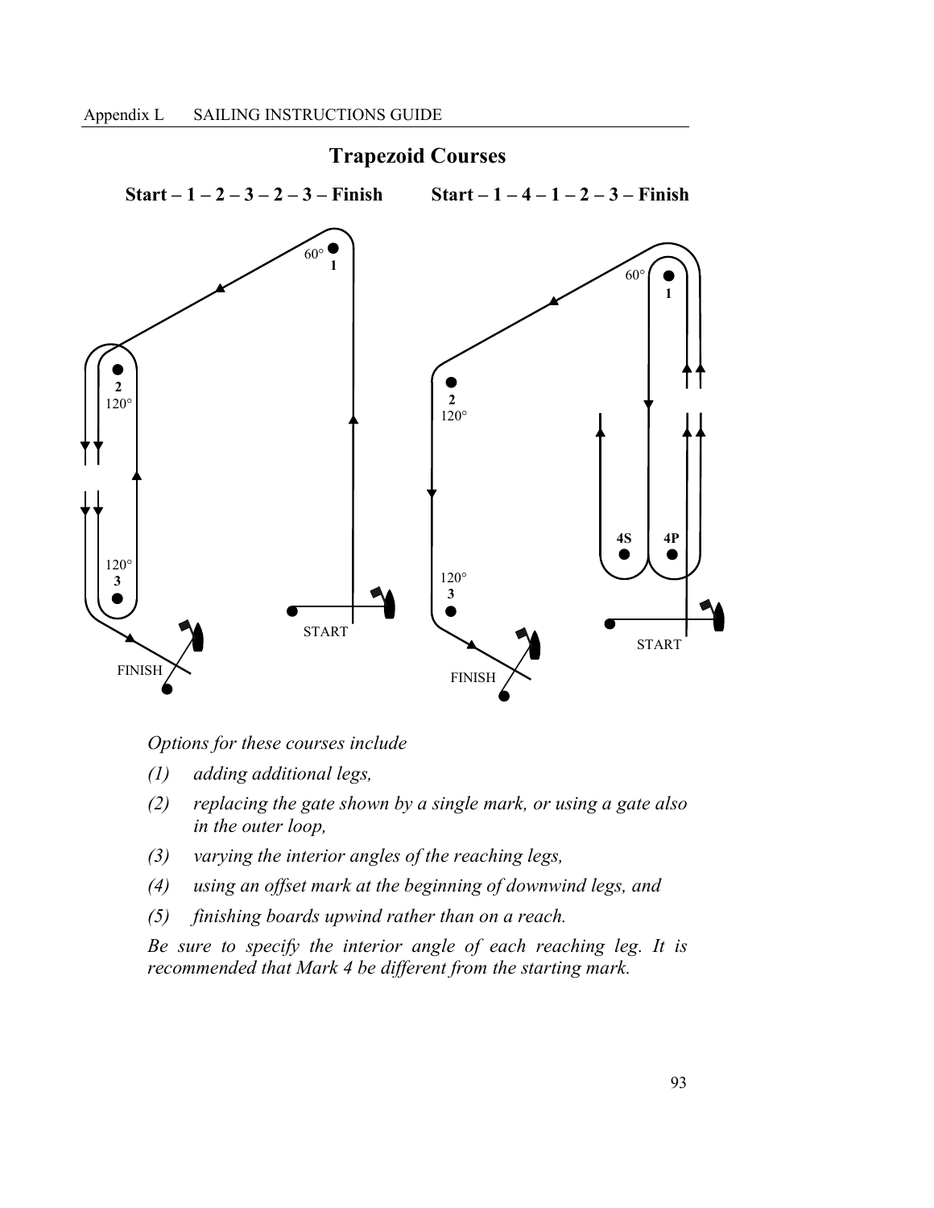## Trapezoid Courses

**Start – 1 – 2 – 3 – 2 – 3 – Finish**

**Start – 1 – 4 – 1 – 2 – 3 – Finish**

*Options for these courses include*

*(1) adding additional legs,*

*(2) replacing the gate shown by a single mark, or using a gate also in the outer loop,*

*(3) varying the interior angles of the reaching legs,*

*(4) using an offset mark at the beginning of downwind legs, and*

*(5) finishing boards upwind rather than on a reach.*

*Be sure to specify the interior angle of each reaching leg. It is recommended that Mark 4 be different from the starting mark.*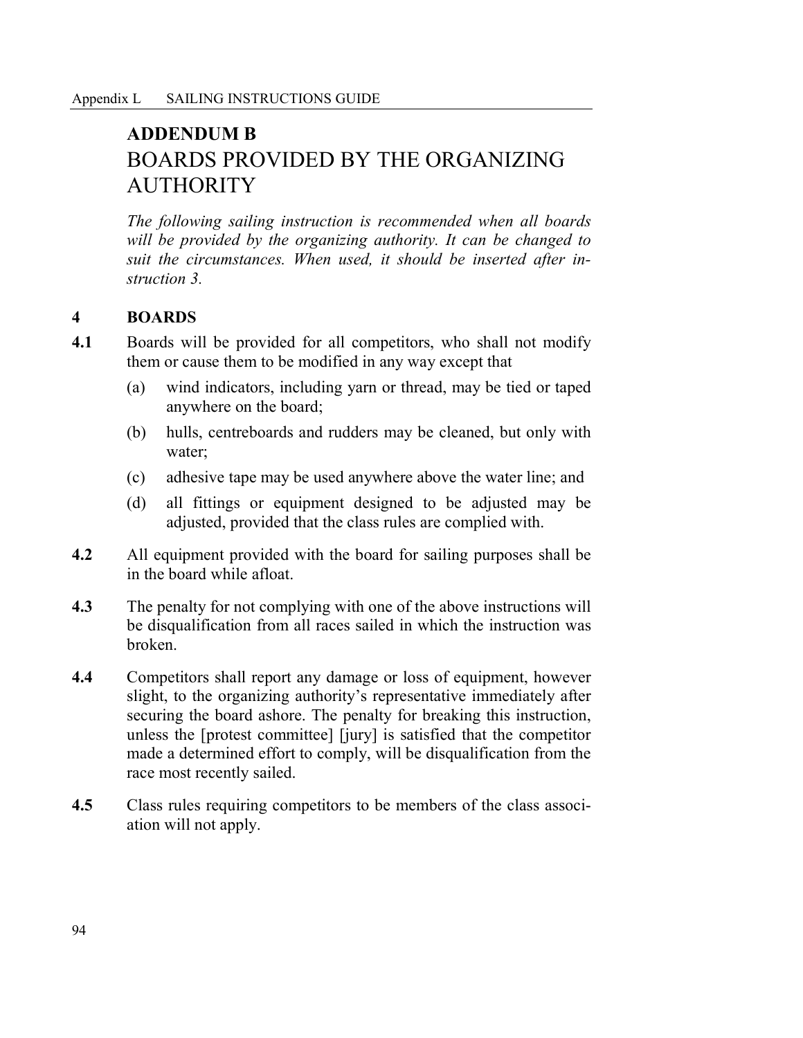## ADDENDUM B

# BOARDS PROVIDED BY THE ORGANIZING AUTHORITY

*The following sailing instruction is recommended when all boards will be provided by the organizing authority. It can be changed to suit the circumstances. When used, it should be inserted after instruction 3.*

**4 BOARDS**

**4.1** Boards will be provided for all competitors, who shall not modify them or cause them to be modified in any way except that

(a) wind indicators, including yarn or thread, may be tied or taped anywhere on the board;

(b) hulls, centreboards and rudders may be cleaned, but only with water;

(c) adhesive tape may be used anywhere above the water line; and

(d) all fittings or equipment designed to be adjusted may be adjusted, provided that the class rules are complied with.

**4.2** All equipment provided with the board for sailing purposes shall be in the board while afloat.

**4.3** The penalty for not complying with one of the above instructions will be disqualification from all races sailed in which the instruction was broken.

**4.4** Competitors shall report any damage or loss of equipment, however slight, to the organizing authority's representative immediately after securing the board ashore. The penalty for breaking this instruction, unless the [protest committee] [jury] is satisfied that the competitor made a determined effort to comply, will be disqualification from the race most recently sailed.

**4.5** Class rules requiring competitors to be members of the class association will not apply.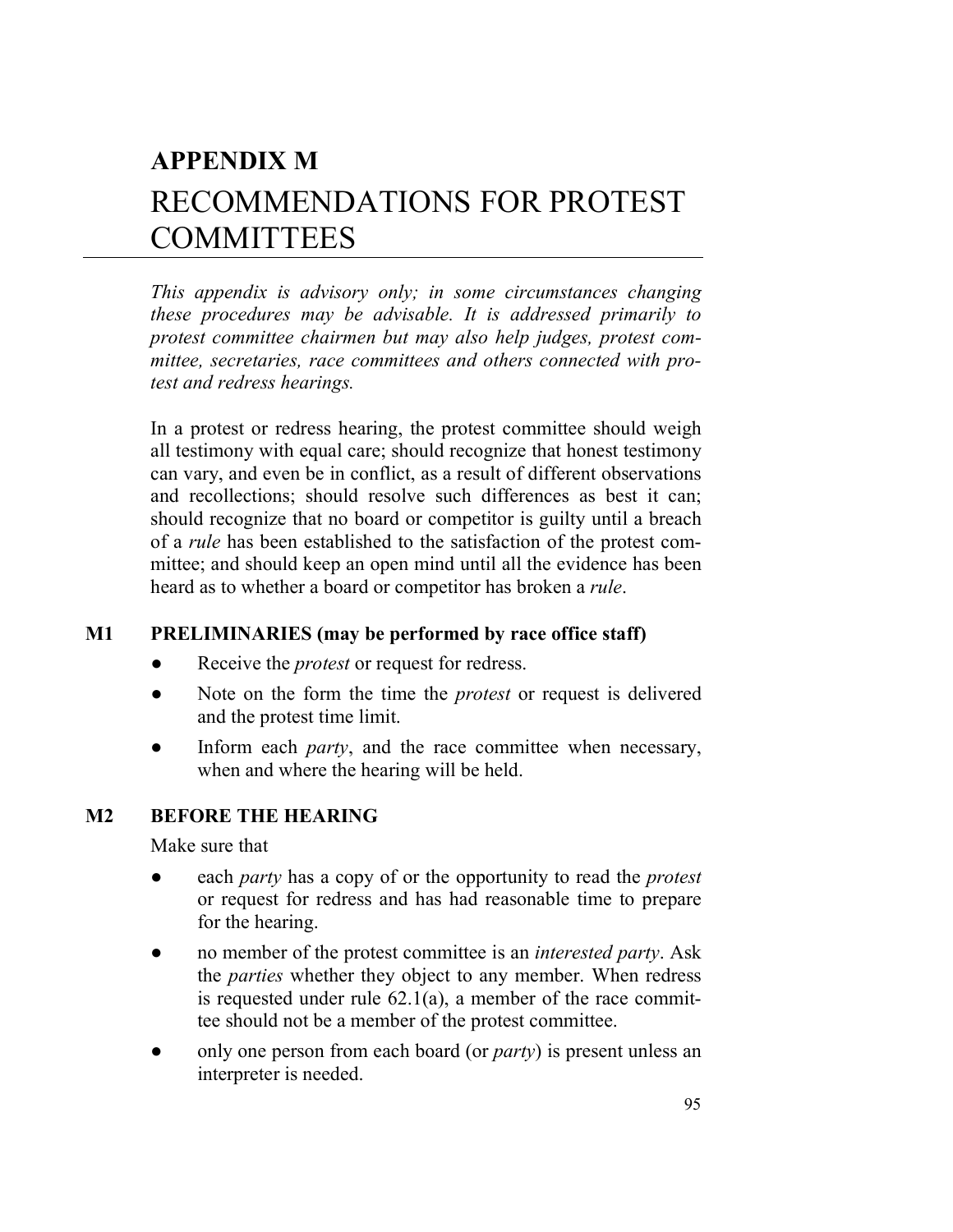# APPENDIX M

# RECOMMENDATIONS FOR PROTEST COMMITTEES

*This appendix is advisory only; in some circumstances changing these procedures may be advisable. It is addressed primarily to protest committee chairmen but may also help judges, protest committee, secretaries, race committees and others connected with protest and redress hearings.*

In a protest or redress hearing, the protest committee should weigh all testimony with equal care; should recognize that honest testimony can vary, and even be in conflict, as a result of different observations and recollections; should resolve such differences as best it can; should recognize that no board or competitor is guilty until a breach of a *rule* has been established to the satisfaction of the protest committee; and should keep an open mind until all the evidence has been heard as to whether a board or competitor has broken a *rule*.

## M1 PRELIMINARIES (may be performed by race office staff)

- Receive the *protest* or request for redress.
- Note on the form the time the *protest* or request is delivered and the protest time limit.
- Inform each *party*, and the race committee when necessary, when and where the hearing will be held.

## M2 BEFORE THE HEARING

Make sure that

- each *party* has a copy of or the opportunity to read the *protest* or request for redress and has had reasonable time to prepare for the hearing.
- no member of the protest committee is an *interested party*. Ask the *parties* whether they object to any member. When redress is requested under rule 62.1(a), a member of the race committee should not be a member of the protest committee.
- only one person from each board (or *party*) is present unless an interpreter is needed.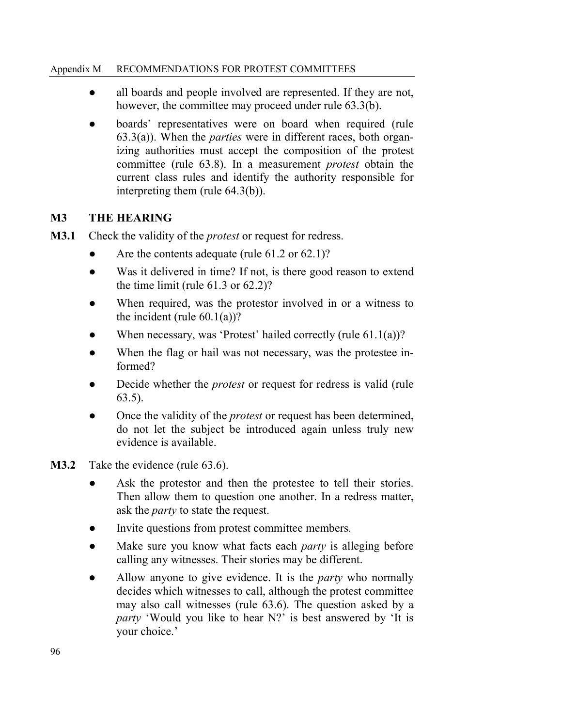- all boards and people involved are represented. If they are not, however, the committee may proceed under rule 63.3(b).
- boards' representatives were on board when required (rule 63.3(a)). When the *parties* were in different races, both organizing authorities must accept the composition of the protest committee (rule 63.8). In a measurement *protest* obtain the current class rules and identify the authority responsible for interpreting them (rule 64.3(b)).

## M3 THE HEARING

**M3.1** Check the validity of the *protest* or request for redress.

- Are the contents adequate (rule 61.2 or 62.1)?
- Was it delivered in time? If not, is there good reason to extend the time limit (rule 61.3 or 62.2)?
- When required, was the protestor involved in or a witness to the incident (rule 60.1(a))?
- When necessary, was 'Protest' hailed correctly (rule 61.1(a))?
- When the flag or hail was not necessary, was the protestee informed?
- Decide whether the *protest* or request for redress is valid (rule 63.5).
- Once the validity of the *protest* or request has been determined, do not let the subject be introduced again unless truly new evidence is available.

**M3.2** Take the evidence (rule 63.6).

- Ask the protestor and then the protestee to tell their stories. Then allow them to question one another. In a redress matter, ask the *party* to state the request.
- Invite questions from protest committee members.
- Make sure you know what facts each *party* is alleging before calling any witnesses. Their stories may be different.
- Allow anyone to give evidence. It is the *party* who normally decides which witnesses to call, although the protest committee may also call witnesses (rule 63.6). The question asked by a *party* 'Would you like to hear N?' is best answered by 'It is your choice.'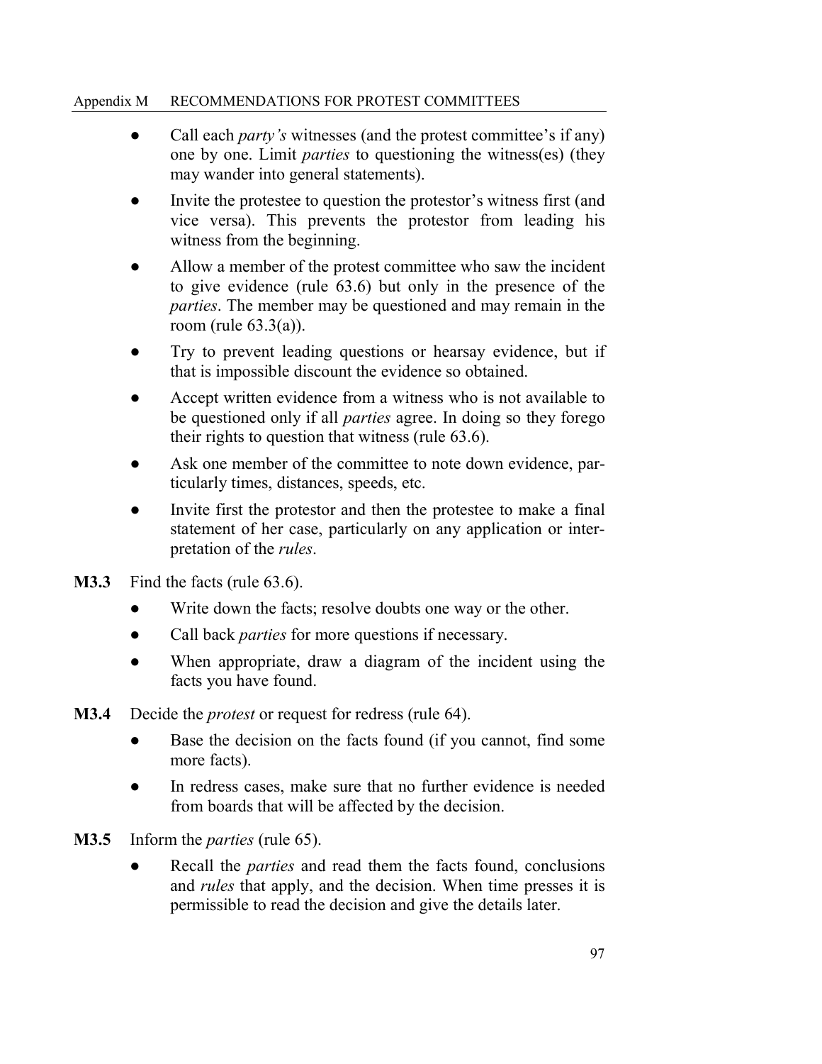- Call each *party's* witnesses (and the protest committee's if any) one by one. Limit *parties* to questioning the witness(es) (they may wander into general statements).
- Invite the protestee to question the protestor's witness first (and vice versa). This prevents the protestor from leading his witness from the beginning.
- Allow a member of the protest committee who saw the incident to give evidence (rule 63.6) but only in the presence of the *parties*. The member may be questioned and may remain in the room (rule 63.3(a)).
- Try to prevent leading questions or hearsay evidence, but if that is impossible discount the evidence so obtained.
- Accept written evidence from a witness who is not available to be questioned only if all *parties* agree. In doing so they forego their rights to question that witness (rule 63.6).
- Ask one member of the committee to note down evidence, particularly times, distances, speeds, etc.
- Invite first the protestor and then the protestee to make a final statement of her case, particularly on any application or interpretation of the *rules*.

**M3.3** Find the facts (rule 63.6).

- Write down the facts; resolve doubts one way or the other.
- Call back *parties* for more questions if necessary.
- When appropriate, draw a diagram of the incident using the facts you have found.

**M3.4** Decide the *protest* or request for redress (rule 64).

- Base the decision on the facts found (if you cannot, find some more facts).
- In redress cases, make sure that no further evidence is needed from boards that will be affected by the decision.

**M3.5** Inform the *parties* (rule 65).

- Recall the *parties* and read them the facts found, conclusions and *rules* that apply, and the decision. When time presses it is permissible to read the decision and give the details later.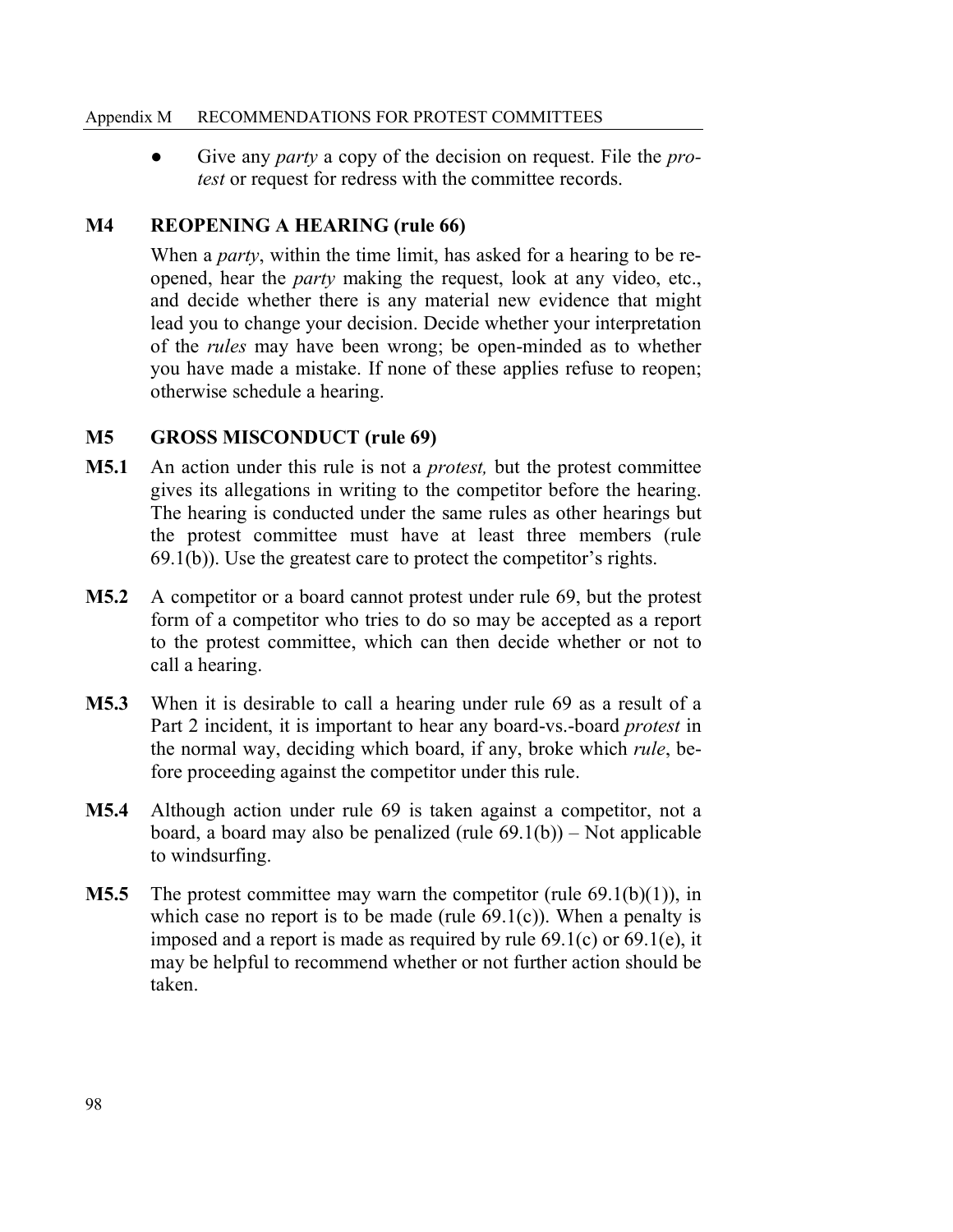- Give any *party* a copy of the decision on request. File the *protest* or request for redress with the committee records.

## M4 REOPENING A HEARING (rule 66)

When a *party*, within the time limit, has asked for a hearing to be reopened, hear the *party* making the request, look at any video, etc., and decide whether there is any material new evidence that might lead you to change your decision. Decide whether your interpretation of the *rules* may have been wrong; be open-minded as to whether you have made a mistake. If none of these applies refuse to reopen; otherwise schedule a hearing.

## M5 GROSS MISCONDUCT (rule 69)

**M5.1** An action under this rule is not a *protest,* but the protest committee gives its allegations in writing to the competitor before the hearing. The hearing is conducted under the same rules as other hearings but the protest committee must have at least three members (rule 69.1(b)). Use the greatest care to protect the competitor's rights.

**M5.2** A competitor or a board cannot protest under rule 69, but the protest form of a competitor who tries to do so may be accepted as a report to the protest committee, which can then decide whether or not to call a hearing.

**M5.3** When it is desirable to call a hearing under rule 69 as a result of a Part 2 incident, it is important to hear any board-vs.-board *protest* in the normal way, deciding which board, if any, broke which *rule*, before proceeding against the competitor under this rule.

**M5.4** Although action under rule 69 is taken against a competitor, not a board, a board may also be penalized (rule 69.1(b)) – Not applicable to windsurfing.

**M5.5** The protest committee may warn the competitor (rule 69.1(b)(1)), in which case no report is to be made (rule 69.1(c)). When a penalty is imposed and a report is made as required by rule 69.1(c) or 69.1(e), it may be helpful to recommend whether or not further action should be taken.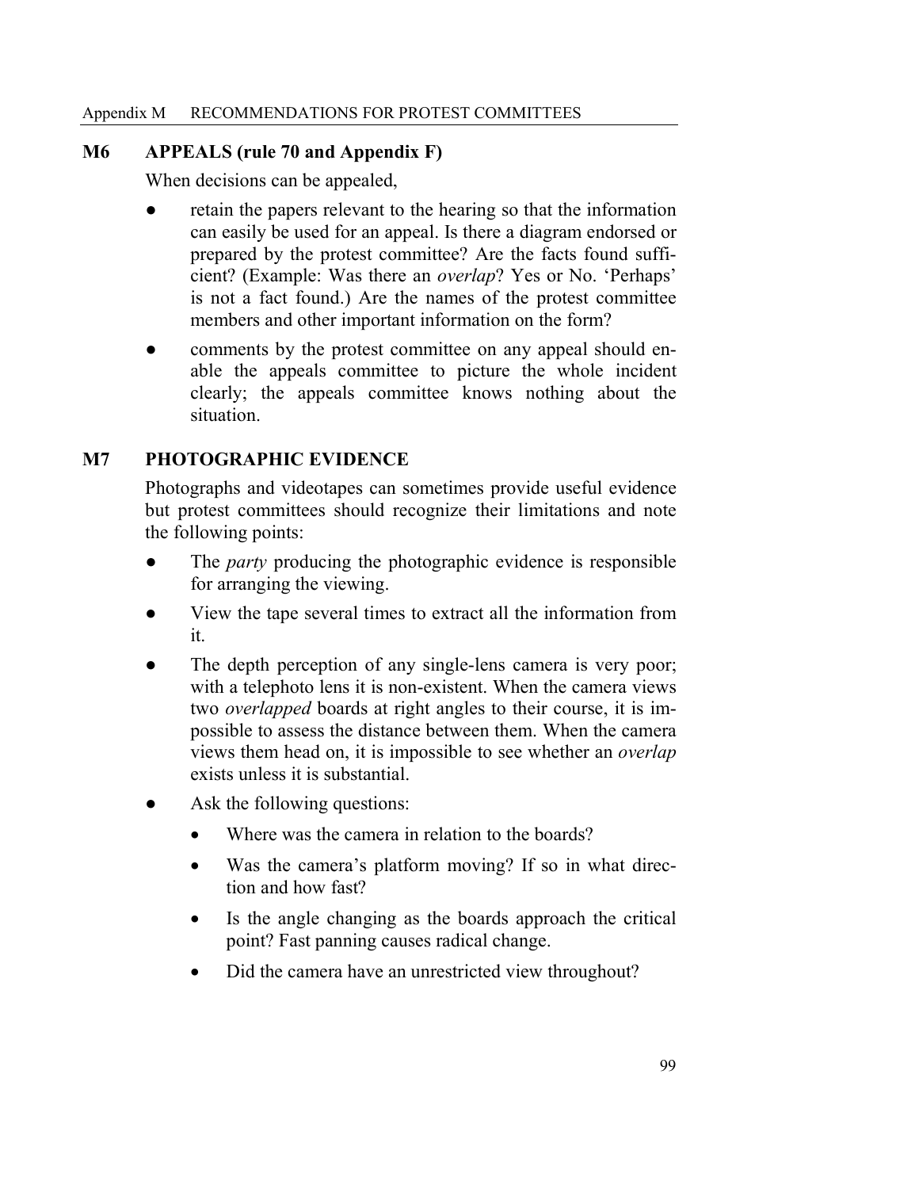## M6 APPEALS (rule 70 and Appendix F)

When decisions can be appealed,

- retain the papers relevant to the hearing so that the information can easily be used for an appeal. Is there a diagram endorsed or prepared by the protest committee? Are the facts found sufficient? (Example: Was there an *overlap*? Yes or No. 'Perhaps' is not a fact found.) Are the names of the protest committee members and other important information on the form?
- comments by the protest committee on any appeal should enable the appeals committee to picture the whole incident clearly; the appeals committee knows nothing about the situation.

## M7 PHOTOGRAPHIC EVIDENCE

Photographs and videotapes can sometimes provide useful evidence but protest committees should recognize their limitations and note the following points:

- The *party* producing the photographic evidence is responsible for arranging the viewing.
- View the tape several times to extract all the information from it.
- The depth perception of any single-lens camera is very poor; with a telephoto lens it is non-existent. When the camera views two *overlapped* boards at right angles to their course, it is impossible to assess the distance between them. When the camera views them head on, it is impossible to see whether an *overlap* exists unless it is substantial.
- Ask the following questions:
  - Where was the camera in relation to the boards?
  - Was the camera's platform moving? If so in what direction and how fast?
  - Is the angle changing as the boards approach the critical point? Fast panning causes radical change.
  - Did the camera have an unrestricted view throughout?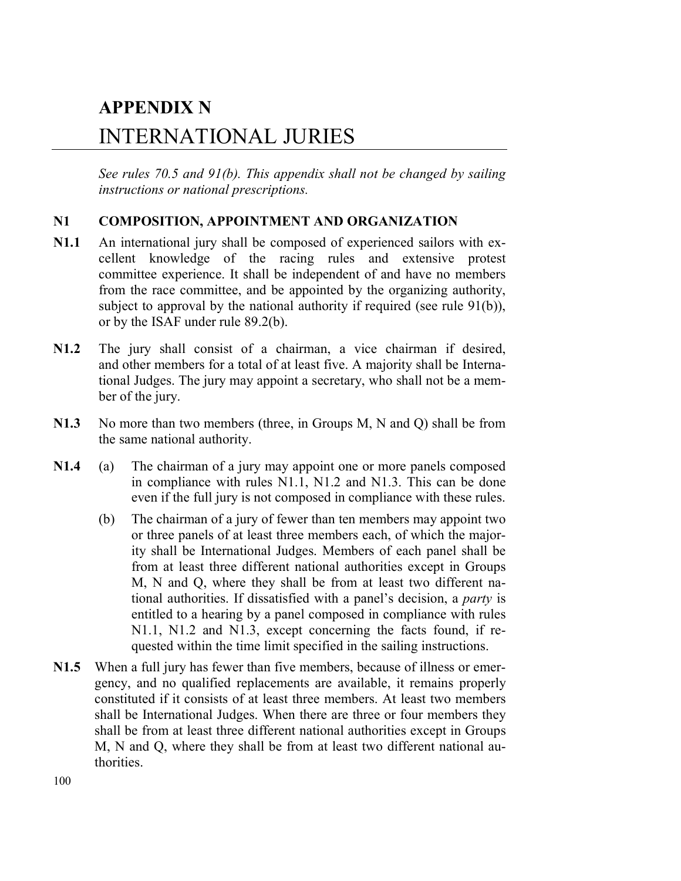# APPENDIX N
# INTERNATIONAL JURIES

*See rules 70.5 and 91(b). This appendix shall not be changed by sailing instructions or national prescriptions.*

## N1 COMPOSITION, APPOINTMENT AND ORGANIZATION

**N1.1** An international jury shall be composed of experienced sailors with excellent knowledge of the racing rules and extensive protest committee experience. It shall be independent of and have no members from the race committee, and be appointed by the organizing authority, subject to approval by the national authority if required (see rule 91(b)), or by the ISAF under rule 89.2(b).

**N1.2** The jury shall consist of a chairman, a vice chairman if desired, and other members for a total of at least five. A majority shall be International Judges. The jury may appoint a secretary, who shall not be a member of the jury.

**N1.3** No more than two members (three, in Groups M, N and Q) shall be from the same national authority.

**N1.4** (a) The chairman of a jury may appoint one or more panels composed in compliance with rules N1.1, N1.2 and N1.3. This can be done even if the full jury is not composed in compliance with these rules.

(b) The chairman of a jury of fewer than ten members may appoint two or three panels of at least three members each, of which the majority shall be International Judges. Members of each panel shall be from at least three different national authorities except in Groups M, N and Q, where they shall be from at least two different national authorities. If dissatisfied with a panel's decision, a *party* is entitled to a hearing by a panel composed in compliance with rules N1.1, N1.2 and N1.3, except concerning the facts found, if requested within the time limit specified in the sailing instructions.

**N1.5** When a full jury has fewer than five members, because of illness or emergency, and no qualified replacements are available, it remains properly constituted if it consists of at least three members. At least two members shall be International Judges. When there are three or four members they shall be from at least three different national authorities except in Groups M, N and Q, where they shall be from at least two different national authorities.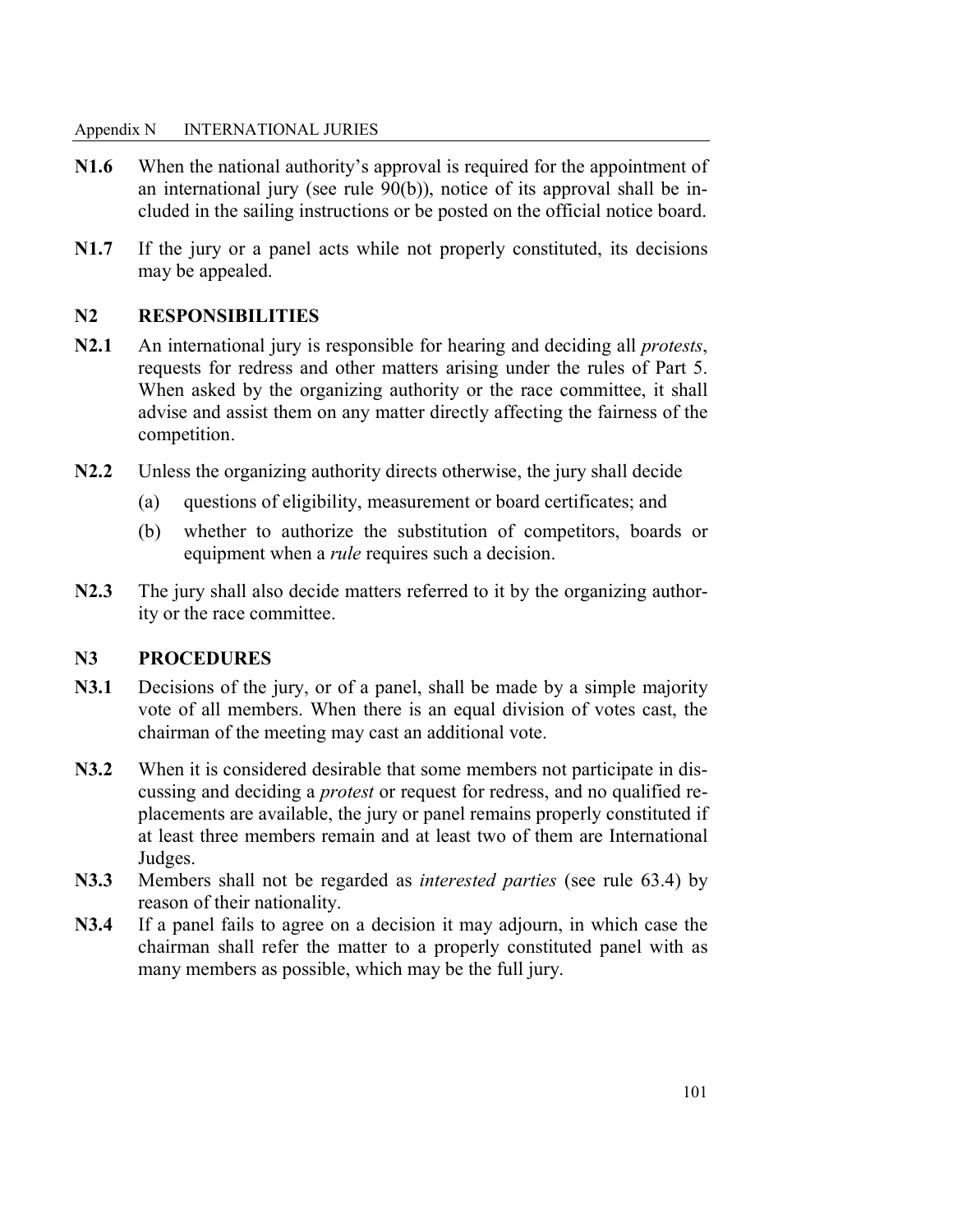**N1.6** When the national authority's approval is required for the appointment of an international jury (see rule 90(b)), notice of its approval shall be included in the sailing instructions or be posted on the official notice board.

**N1.7** If the jury or a panel acts while not properly constituted, its decisions may be appealed.

## N2 RESPONSIBILITIES

**N2.1** An international jury is responsible for hearing and deciding all *protests*, requests for redress and other matters arising under the rules of Part 5. When asked by the organizing authority or the race committee, it shall advise and assist them on any matter directly affecting the fairness of the competition.

**N2.2** Unless the organizing authority directs otherwise, the jury shall decide

(a) questions of eligibility, measurement or board certificates; and

(b) whether to authorize the substitution of competitors, boards or equipment when a *rule* requires such a decision.

**N2.3** The jury shall also decide matters referred to it by the organizing authority or the race committee.

## N3 PROCEDURES

**N3.1** Decisions of the jury, or of a panel, shall be made by a simple majority vote of all members. When there is an equal division of votes cast, the chairman of the meeting may cast an additional vote.

**N3.2** When it is considered desirable that some members not participate in discussing and deciding a *protest* or request for redress, and no qualified replacements are available, the jury or panel remains properly constituted if at least three members remain and at least two of them are International Judges.

**N3.3** Members shall not be regarded as *interested parties* (see rule 63.4) by reason of their nationality.

**N3.4** If a panel fails to agree on a decision it may adjourn, in which case the chairman shall refer the matter to a properly constituted panel with as many members as possible, which may be the full jury.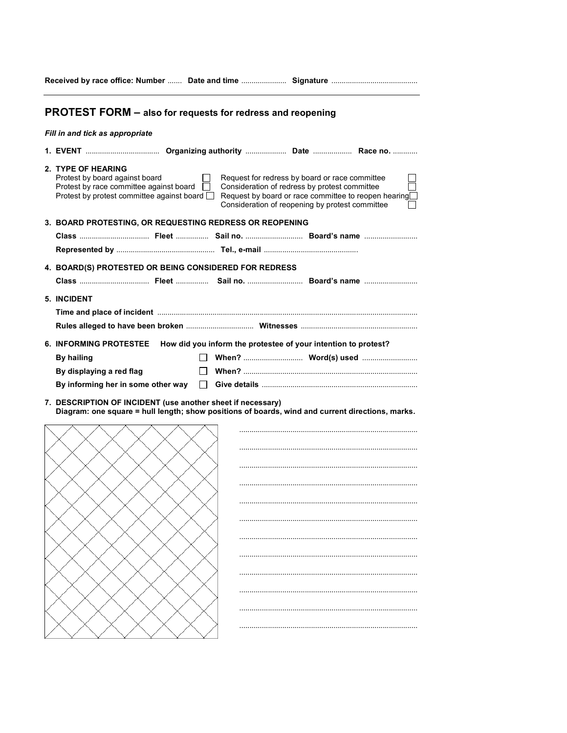**Received by race office: Number** ....... **Date and time** ...................... **Signature** ..........................................

---

## PROTEST FORM – also for requests for redress and reopening

***Fill in and tick as appropriate***

**1. EVENT** .................................... **Organizing authority** .................... **Date** ................... **Race no.** ............

**2. TYPE OF HEARING**

Protest by board against board ☐
Protest by race committee against board ☐
Protest by protest committee against board ☐

Request for redress by board or race committee ☐
Consideration of redress by protest committee ☐
Request by board or race committee to reopen hearing ☐
Consideration of reopening by protest committee ☐

**3. BOARD PROTESTING, OR REQUESTING REDRESS OR REOPENING**

**Class** .................................. **Fleet** ................ **Sail no.** ............................ **Board's name** ..........................

**Represented by** ................................................ **Tel., e-mail** .............................................

**4. BOARD(S) PROTESTED OR BEING CONSIDERED FOR REDRESS**

**Class** .................................. **Fleet** ................ **Sail no.** ........................... **Board's name** ..........................

**5. INCIDENT**

**Time and place of incident** ..............................................................................................................

**Rules alleged to have been broken** ................................. **Witnesses** .........................................................

**6. INFORMING PROTESTEE** **How did you inform the protestee of your intention to protest?**

**By hailing** ☐ **When?** ............................. **Word(s) used** ...........................

**By displaying a red flag** ☐ **When?** ....................................................................................

**By informing her in some other way** ☐ **Give details** ...........................................................................

**7. DESCRIPTION OF INCIDENT (use another sheet if necessary)**
**Diagram: one square = hull length; show positions of boards, wind and current directions, marks.**

.......................................................................................

.......................................................................................

.......................................................................................

.......................................................................................

.......................................................................................

.......................................................................................

.......................................................................................

.......................................................................................

.......................................................................................

.......................................................................................

.......................................................................................

.......................................................................................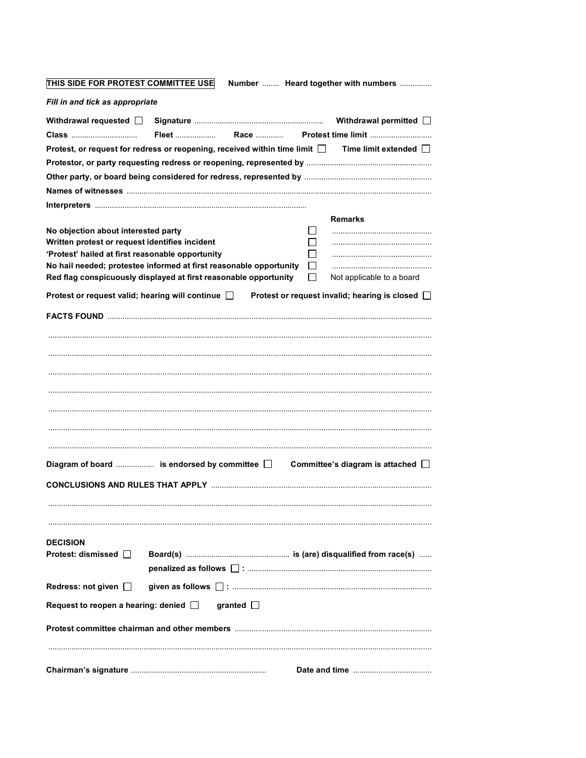**THIS SIDE FOR PROTEST COMMITTEE USE** **Number** ........ **Heard together with numbers** ...............

***Fill in and tick as appropriate***

**Withdrawal requested** ☐ **Signature** ............................................................ **Withdrawal permitted** ☐

**Class** .............................. **Fleet** .................. **Race** ............ **Protest time limit** ............................

**Protest, or request for redress or reopening, received within time limit** ☐ **Time limit extended** ☐

**Protestor, or party requesting redress or reopening, represented by** ..........................................................

**Other party, or board being considered for redress, represented by** ...........................................................

**Names of witnesses** ...............................................................................................................................................

**Interpreters** ...................................................................................................

| | | **Remarks** |
|---|---|---|
| **No objection about interested party** | ☐ | .............................................. |
| **Written protest or request identifies incident** | ☐ | .............................................. |
| **'Protest' hailed at first reasonable opportunity** | ☐ | .............................................. |
| **No hail needed; protestee informed at first reasonable opportunity** | ☐ | .............................................. |
| **Red flag conspicuously displayed at first reasonable opportunity** | ☐ | Not applicable to a board |

**Protest or request valid; hearing will continue** ☐ **Protest or request invalid; hearing is closed** ☐

**FACTS FOUND** .......................................................................................................................................................

.................................................................................................................................................................................

.................................................................................................................................................................................

.................................................................................................................................................................................

.................................................................................................................................................................................

.................................................................................................................................................................................

.................................................................................................................................................................................

.................................................................................................................................................................................

**Diagram of board** .................. **is endorsed by committee** ☐ **Committee's diagram is attached** ☐

**CONCLUSIONS AND RULES THAT APPLY** .......................................................................................................

.................................................................................................................................................................................

.................................................................................................................................................................................

**DECISION**

**Protest: dismissed** ☐ **Board(s)** ................................................. **is (are) disqualified from race(s)** ......

**penalized as follows** ☐ **:** ......................................................................................

**Redress: not given** ☐ **given as follows** ☐ **:** ............................................................................................

**Request to reopen a hearing: denied** ☐ **granted** ☐

**Protest committee chairman and other members** ...........................................................................................

.................................................................................................................................................................................

**Chairman's signature** ................................................................ **Date and time** .....................................